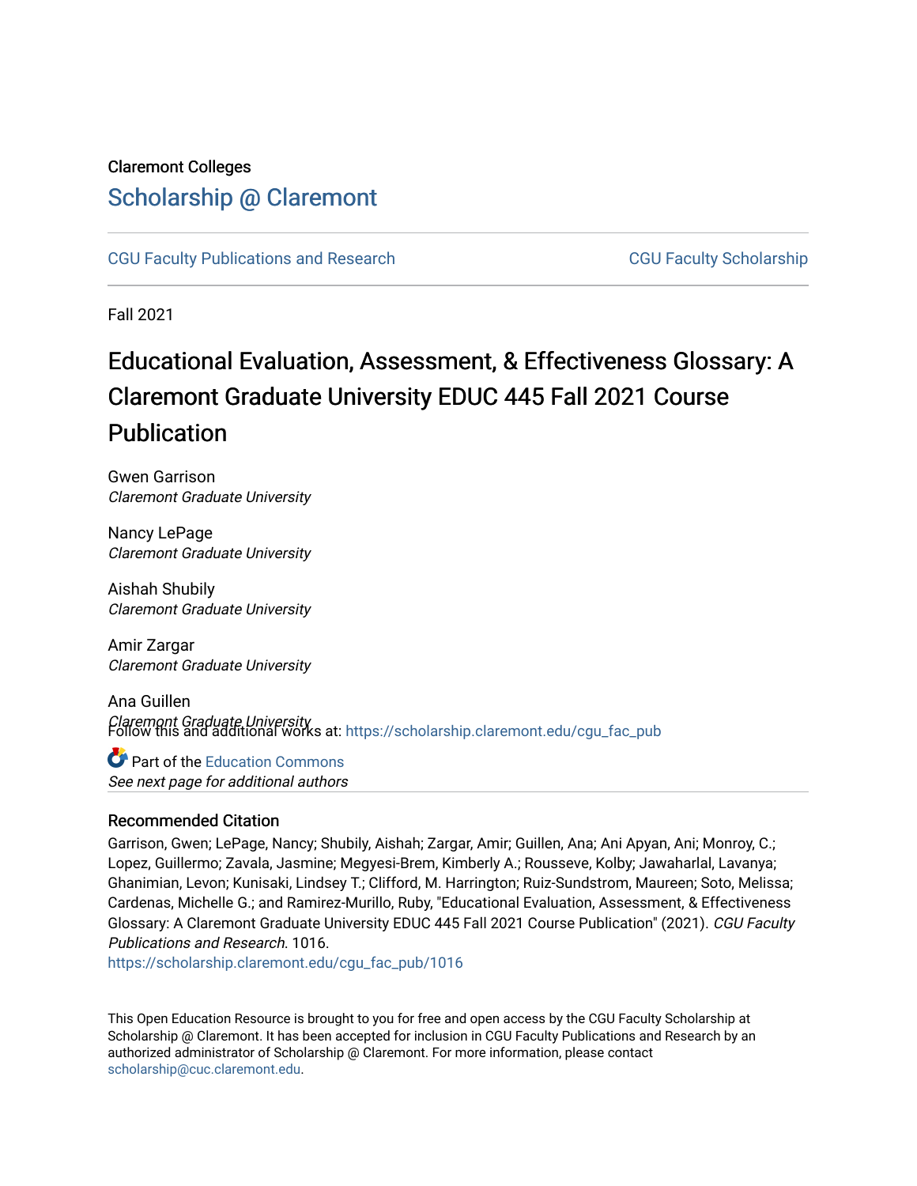Claremont Colleges

# Scholarship @ Claremont

CGU Faculty Publications and Research | CGU Faculty Scholarship

Fall 2021

# Educational Evaluation, Assessment, & Effectiveness Glossary: A Claremont Graduate University EDUC 445 Fall 2021 Course Publication

Gwen Garrison
*Claremont Graduate University*

Nancy LePage
*Claremont Graduate University*

Aishah Shubily
*Claremont Graduate University*

Amir Zargar
*Claremont Graduate University*

Ana Guillen
*Claremont Graduate University*

Follow this and additional works at: https://scholarship.claremont.edu/cgu_fac_pub

Part of the Education Commons

*See next page for additional authors*

## Recommended Citation

Garrison, Gwen; LePage, Nancy; Shubily, Aishah; Zargar, Amir; Guillen, Ana; Ani Apyan, Ani; Monroy, C.; Lopez, Guillermo; Zavala, Jasmine; Megyesi-Brem, Kimberly A.; Rousseve, Kolby; Jawaharlal, Lavanya; Ghanimian, Levon; Kunisaki, Lindsey T.; Clifford, M. Harrington; Ruiz-Sundstrom, Maureen; Soto, Melissa; Cardenas, Michelle G.; and Ramirez-Murillo, Ruby, "Educational Evaluation, Assessment, & Effectiveness Glossary: A Claremont Graduate University EDUC 445 Fall 2021 Course Publication" (2021). *CGU Faculty Publications and Research*. 1016.
https://scholarship.claremont.edu/cgu_fac_pub/1016

This Open Education Resource is brought to you for free and open access by the CGU Faculty Scholarship at Scholarship @ Claremont. It has been accepted for inclusion in CGU Faculty Publications and Research by an authorized administrator of Scholarship @ Claremont. For more information, please contact scholarship@cuc.claremont.edu.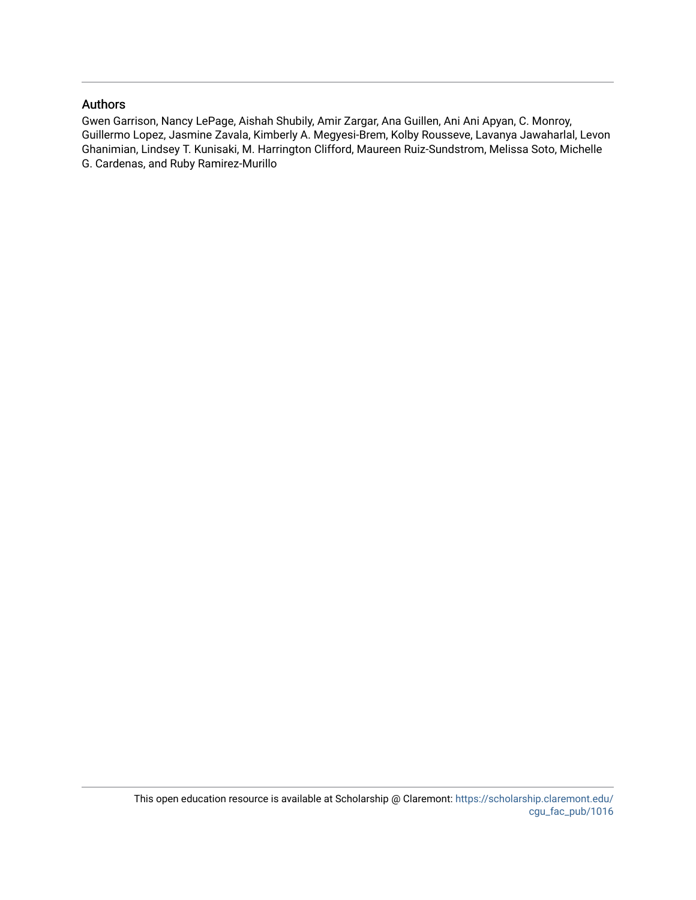## Authors

Gwen Garrison, Nancy LePage, Aishah Shubily, Amir Zargar, Ana Guillen, Ani Ani Apyan, C. Monroy, Guillermo Lopez, Jasmine Zavala, Kimberly A. Megyesi-Brem, Kolby Rousseve, Lavanya Jawaharlal, Levon Ghanimian, Lindsey T. Kunisaki, M. Harrington Clifford, Maureen Ruiz-Sundstrom, Melissa Soto, Michelle G. Cardenas, and Ruby Ramirez-Murillo

This open education resource is available at Scholarship @ Claremont: https://scholarship.claremont.edu/cgu_fac_pub/1016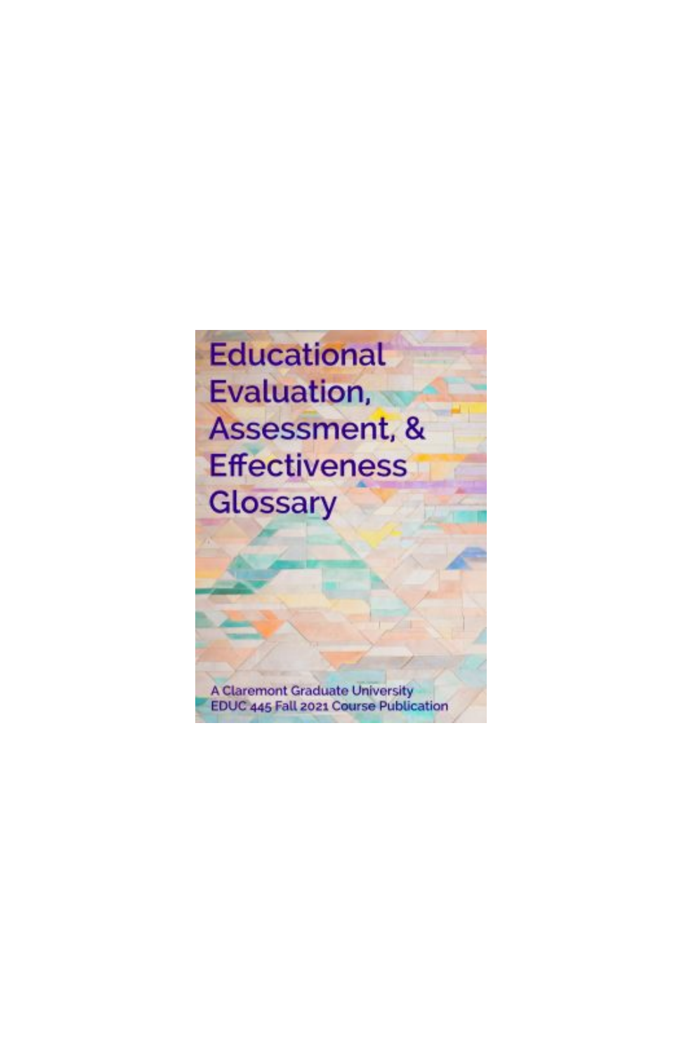# Educational Evaluation, Assessment, & Effectiveness Glossary

A Claremont Graduate University EDUC 445 Fall 2021 Course Publication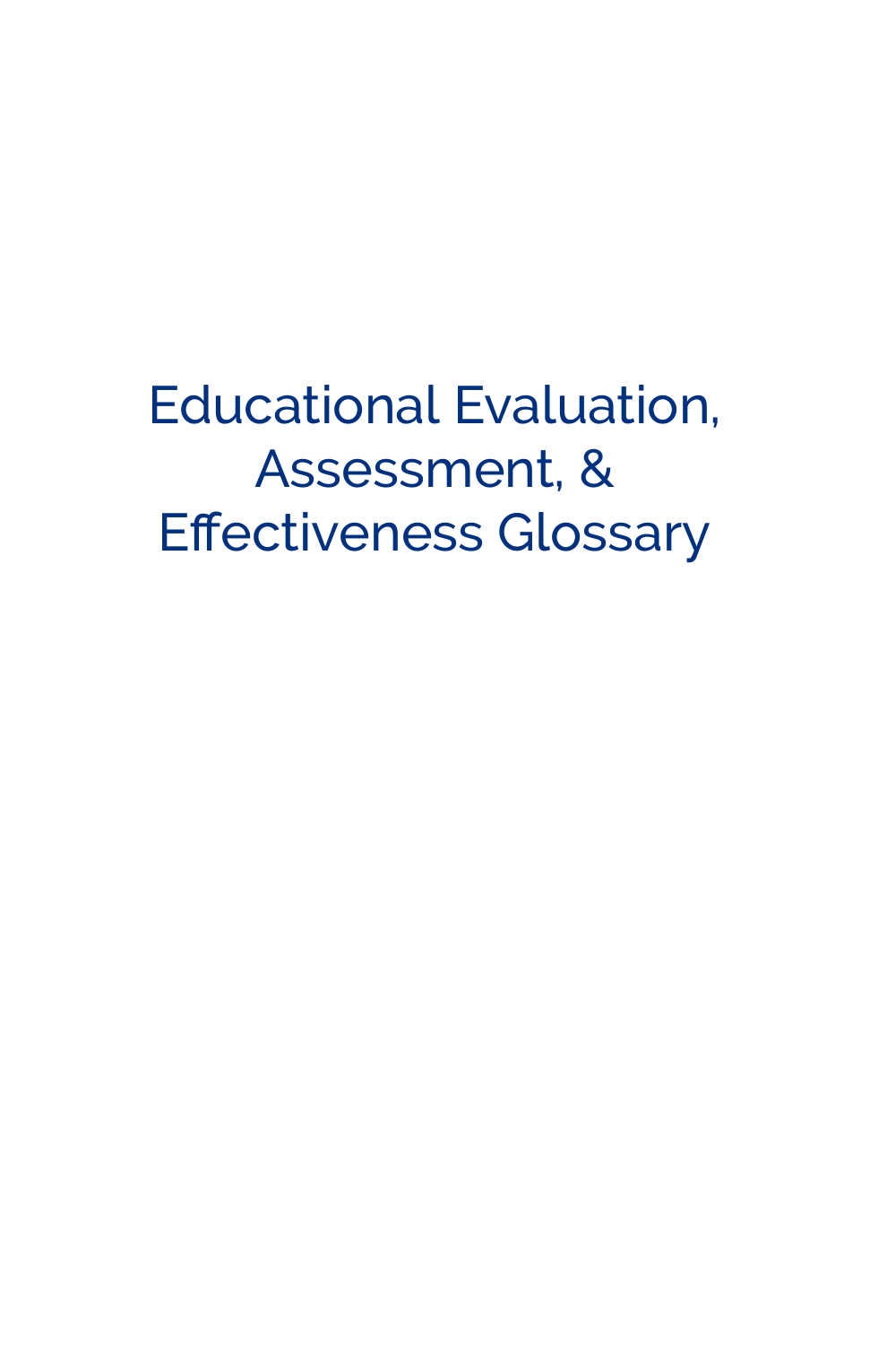# Educational Evaluation, Assessment, & Effectiveness Glossary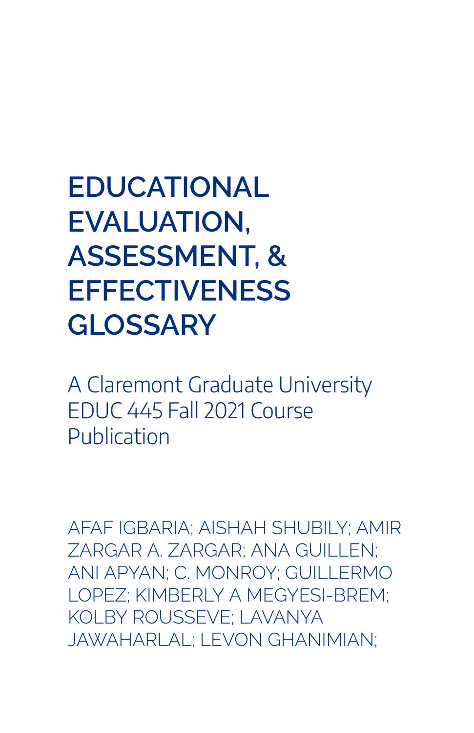# EDUCATIONAL EVALUATION, ASSESSMENT, & EFFECTIVENESS GLOSSARY

A Claremont Graduate University EDUC 445 Fall 2021 Course Publication

AFAF IGBARIA; AISHAH SHUBILY; AMIR ZARGAR A. ZARGAR; ANA GUILLEN; ANI APYAN; C. MONROY; GUILLERMO LOPEZ; KIMBERLY A MEGYESI-BREM; KOLBY ROUSSEVE; LAVANYA JAWAHARLAL; LEVON GHANIMIAN;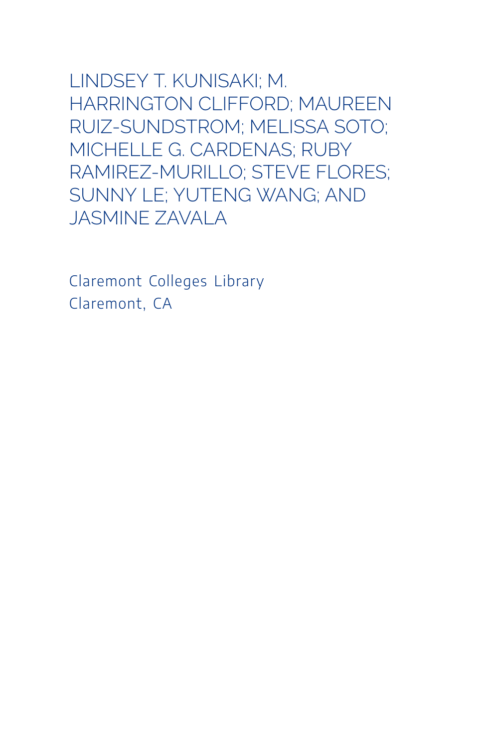LINDSEY T. KUNISAKI; M. HARRINGTON CLIFFORD; MAUREEN RUIZ-SUNDSTROM; MELISSA SOTO; MICHELLE G. CARDENAS; RUBY RAMIREZ-MURILLO; STEVE FLORES; SUNNY LE; YUTENG WANG; AND JASMINE ZAVALA

Claremont Colleges Library
Claremont, CA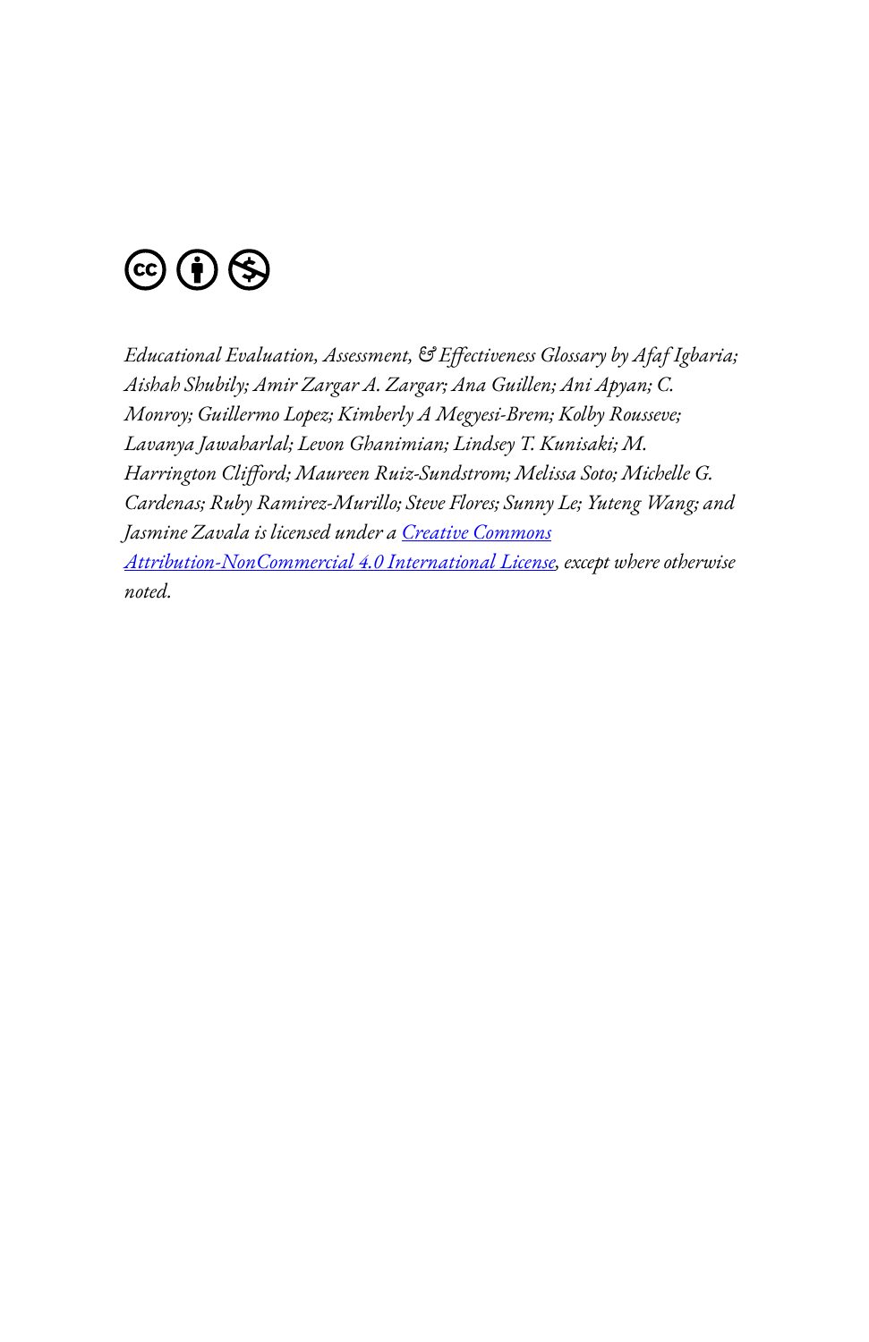*Educational Evaluation, Assessment, & Effectiveness Glossary by Afaf Igbaria; Aishah Shubily; Amir Zargar A. Zargar; Ana Guillen; Ani Apyan; C. Monroy; Guillermo Lopez; Kimberly A Megyesi-Brem; Kolby Rousseve; Lavanya Jawaharlal; Levon Ghanimian; Lindsey T. Kunisaki; M. Harrington Clifford; Maureen Ruiz-Sundstrom; Melissa Soto; Michelle G. Cardenas; Ruby Ramirez-Murillo; Steve Flores; Sunny Le; Yuteng Wang; and Jasmine Zavala is licensed under a [Creative Commons Attribution-NonCommercial 4.0 International License](), except where otherwise noted.*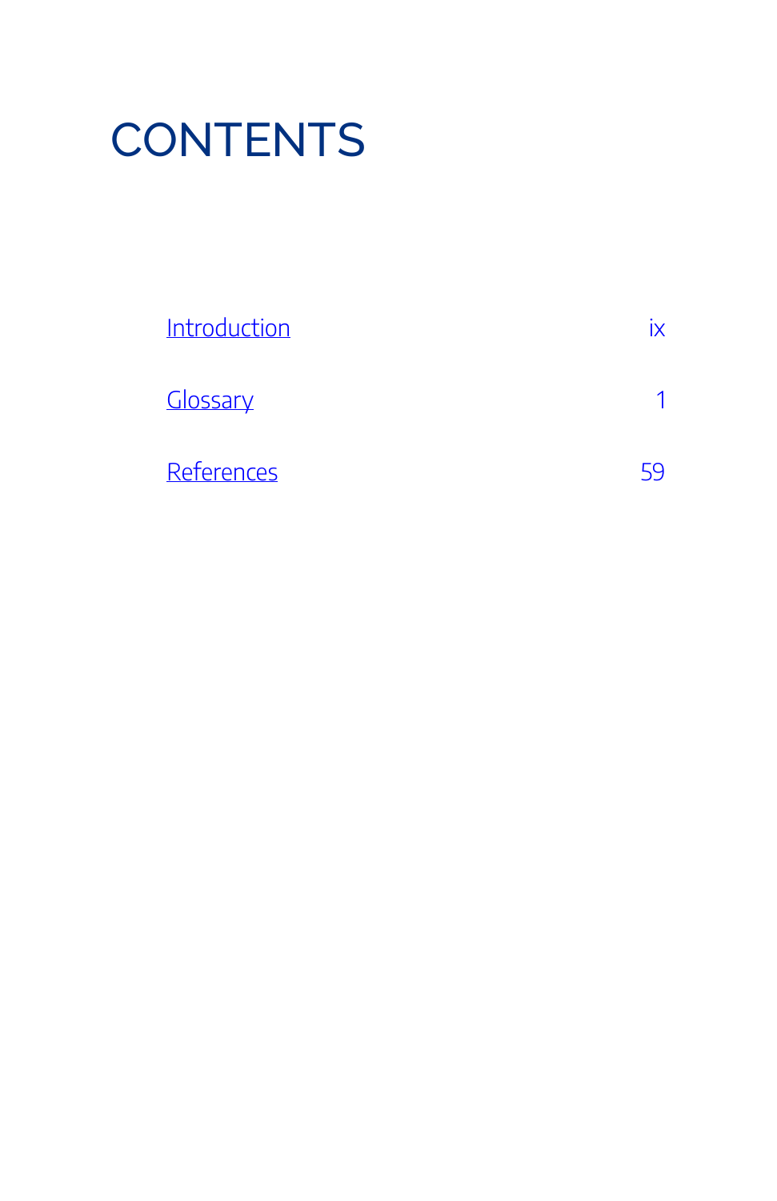# CONTENTS

| | |
|---|---|
| Introduction | ix |
| Glossary | 1 |
| References | 59 |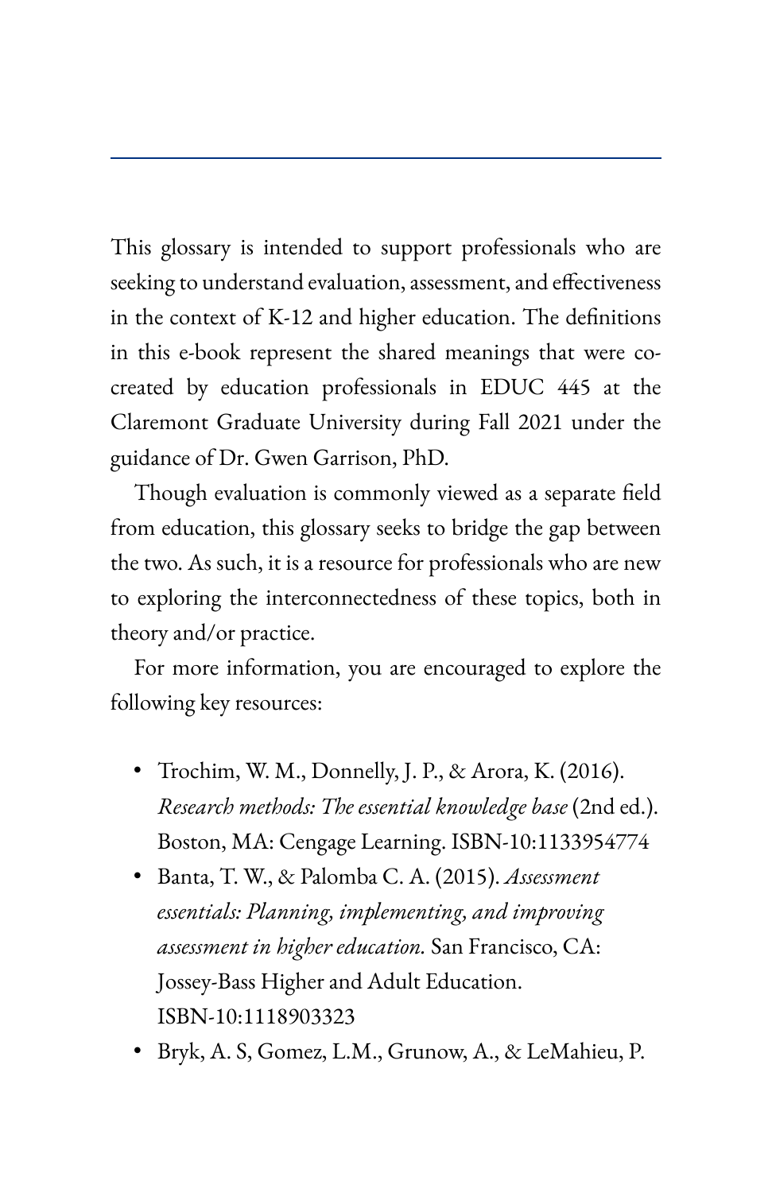This glossary is intended to support professionals who are seeking to understand evaluation, assessment, and effectiveness in the context of K-12 and higher education. The definitions in this e-book represent the shared meanings that were co-created by education professionals in EDUC 445 at the Claremont Graduate University during Fall 2021 under the guidance of Dr. Gwen Garrison, PhD.

Though evaluation is commonly viewed as a separate field from education, this glossary seeks to bridge the gap between the two. As such, it is a resource for professionals who are new to exploring the interconnectedness of these topics, both in theory and/or practice.

For more information, you are encouraged to explore the following key resources:

- Trochim, W. M., Donnelly, J. P., & Arora, K. (2016). *Research methods: The essential knowledge base* (2nd ed.). Boston, MA: Cengage Learning. ISBN-10:1133954774
- Banta, T. W., & Palomba C. A. (2015). *Assessment essentials: Planning, implementing, and improving assessment in higher education.* San Francisco, CA: Jossey-Bass Higher and Adult Education. ISBN-10:1118903323
- Bryk, A. S, Gomez, L.M., Grunow, A., & LeMahieu, P.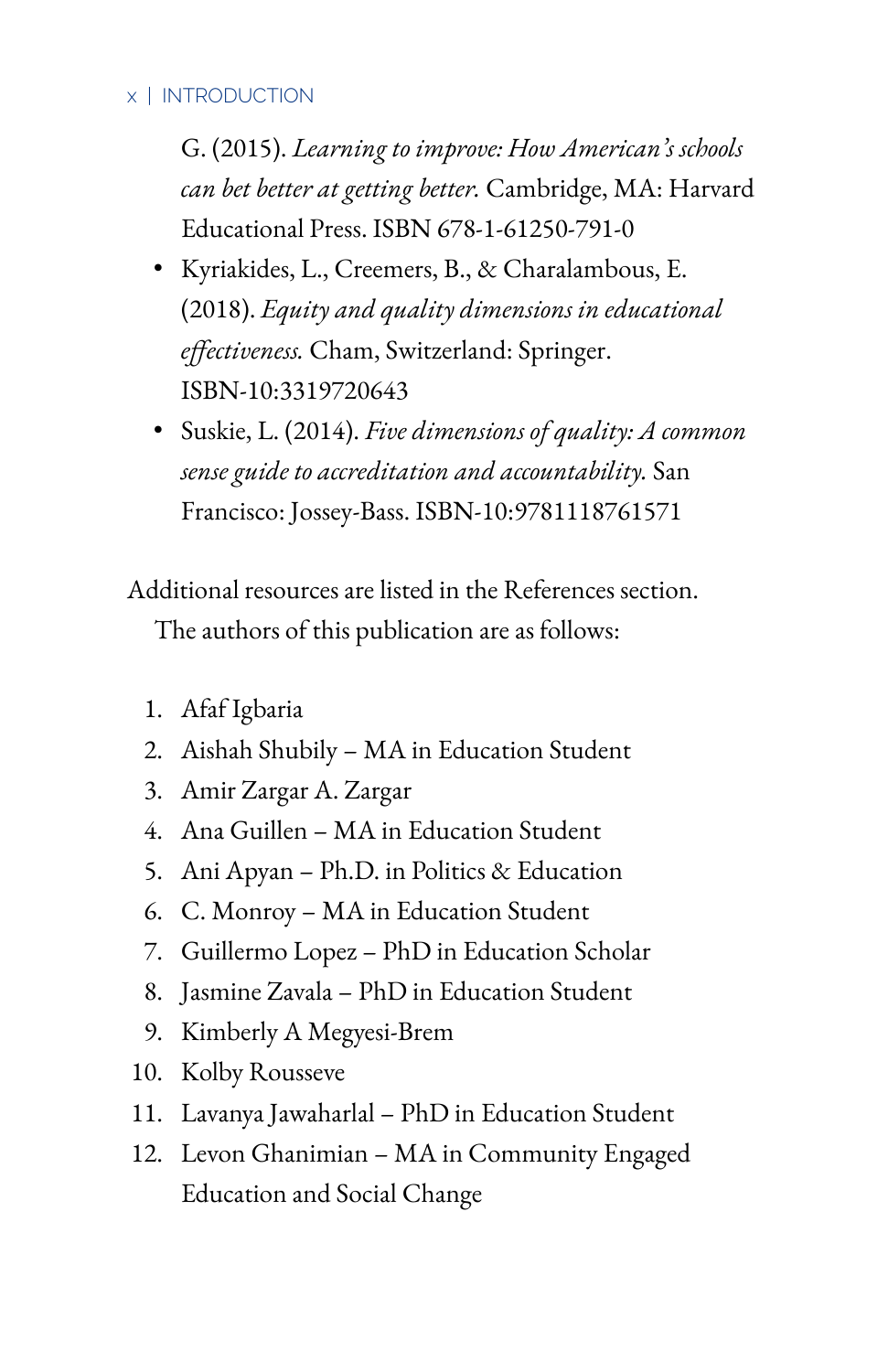G. (2015). *Learning to improve: How American's schools can bet better at getting better.* Cambridge, MA: Harvard Educational Press. ISBN 678-1-61250-791-0
- Kyriakides, L., Creemers, B., & Charalambous, E. (2018). *Equity and quality dimensions in educational effectiveness.* Cham, Switzerland: Springer. ISBN-10:3319720643
- Suskie, L. (2014). *Five dimensions of quality: A common sense guide to accreditation and accountability.* San Francisco: Jossey-Bass. ISBN-10:9781118761571

Additional resources are listed in the References section.

The authors of this publication are as follows:

1. Afaf Igbaria
2. Aishah Shubily – MA in Education Student
3. Amir Zargar A. Zargar
4. Ana Guillen – MA in Education Student
5. Ani Apyan – Ph.D. in Politics & Education
6. C. Monroy – MA in Education Student
7. Guillermo Lopez – PhD in Education Scholar
8. Jasmine Zavala – PhD in Education Student
9. Kimberly A Megyesi-Brem
10. Kolby Rousseve
11. Lavanya Jawaharlal – PhD in Education Student
12. Levon Ghanimian – MA in Community Engaged Education and Social Change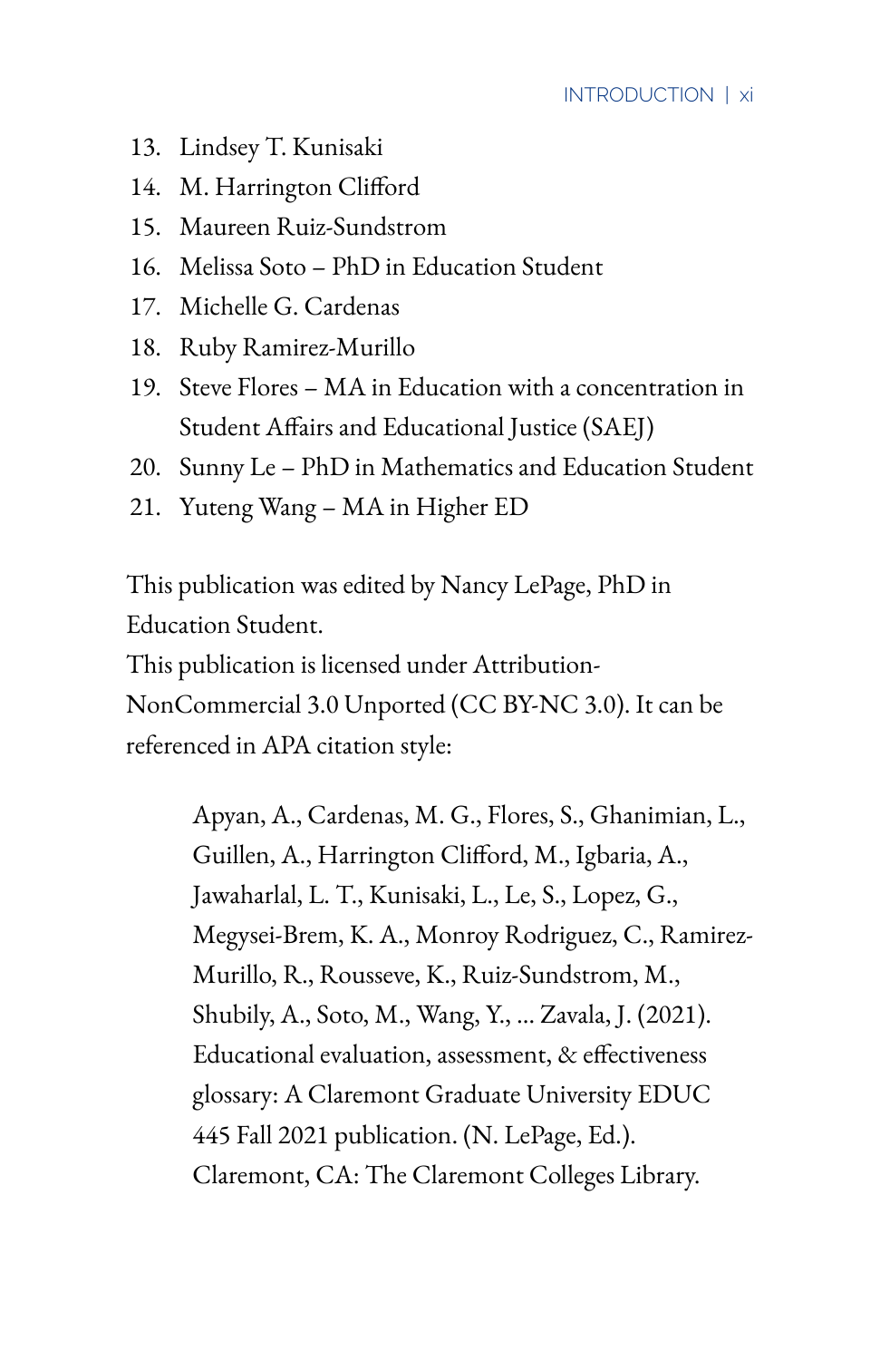13. Lindsey T. Kunisaki
14. M. Harrington Clifford
15. Maureen Ruiz-Sundstrom
16. Melissa Soto – PhD in Education Student
17. Michelle G. Cardenas
18. Ruby Ramirez-Murillo
19. Steve Flores – MA in Education with a concentration in Student Affairs and Educational Justice (SAEJ)
20. Sunny Le – PhD in Mathematics and Education Student
21. Yuteng Wang – MA in Higher ED

This publication was edited by Nancy LePage, PhD in Education Student.

This publication is licensed under Attribution-NonCommercial 3.0 Unported (CC BY-NC 3.0). It can be referenced in APA citation style:

> Apyan, A., Cardenas, M. G., Flores, S., Ghanimian, L., Guillen, A., Harrington Clifford, M., Igbaria, A., Jawaharlal, L. T., Kunisaki, L., Le, S., Lopez, G., Megysei-Brem, K. A., Monroy Rodriguez, C., Ramirez-Murillo, R., Rousseve, K., Ruiz-Sundstrom, M., Shubily, A., Soto, M., Wang, Y., ... Zavala, J. (2021). Educational evaluation, assessment, & effectiveness glossary: A Claremont Graduate University EDUC 445 Fall 2021 publication. (N. LePage, Ed.). Claremont, CA: The Claremont Colleges Library.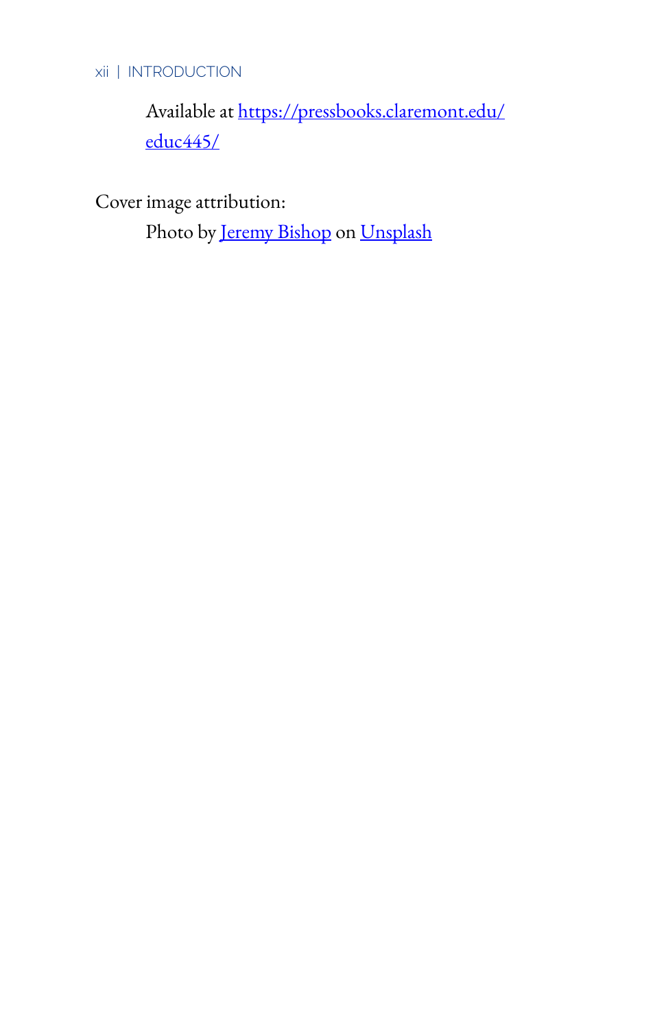Available at [https://pressbooks.claremont.edu/educ445/](https://pressbooks.claremont.edu/educ445/)

Cover image attribution:

Photo by [Jeremy Bishop](#) on [Unsplash](#)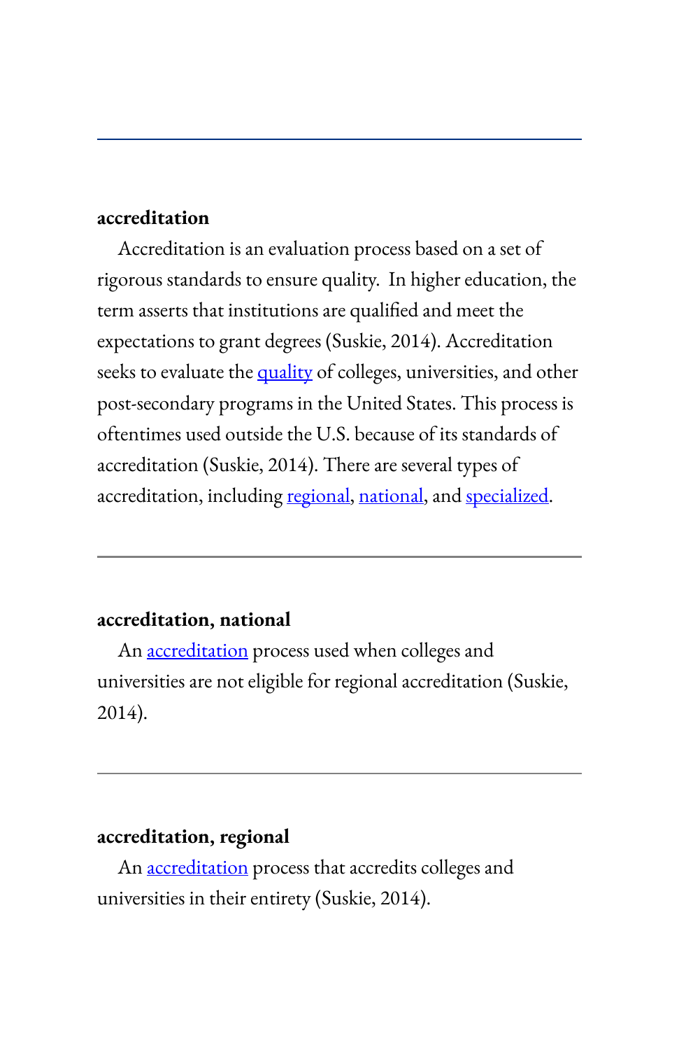---

**accreditation**

Accreditation is an evaluation process based on a set of rigorous standards to ensure quality.  In higher education, the term asserts that institutions are qualified and meet the expectations to grant degrees (Suskie, 2014). Accreditation seeks to evaluate the quality of colleges, universities, and other post-secondary programs in the United States. This process is oftentimes used outside the U.S. because of its standards of accreditation (Suskie, 2014). There are several types of accreditation, including regional, national, and specialized.

---

**accreditation, national**

An accreditation process used when colleges and universities are not eligible for regional accreditation (Suskie, 2014).

---

**accreditation, regional**

An accreditation process that accredits colleges and universities in their entirety (Suskie, 2014).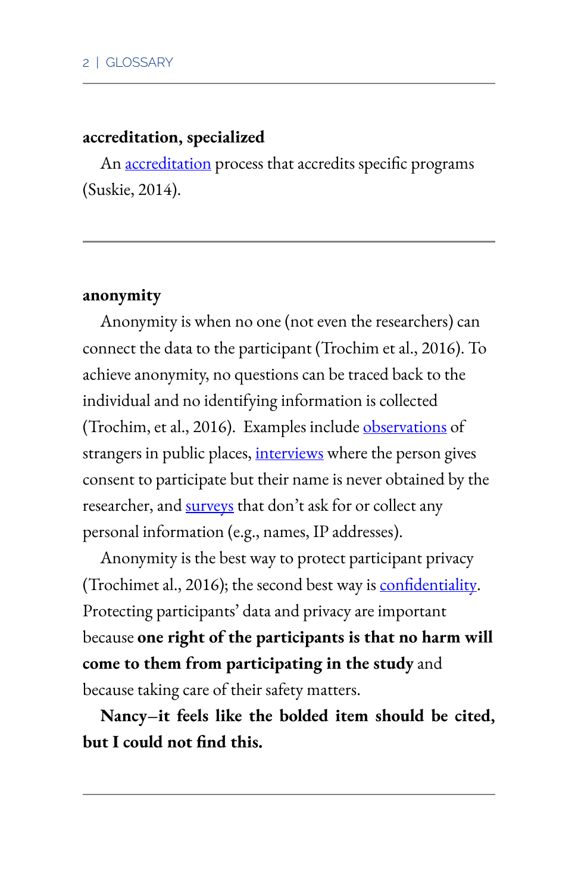**accreditation, specialized**

An accreditation process that accredits specific programs (Suskie, 2014).

---

**anonymity**

Anonymity is when no one (not even the researchers) can connect the data to the participant (Trochim et al., 2016). To achieve anonymity, no questions can be traced back to the individual and no identifying information is collected (Trochim, et al., 2016). Examples include observations of strangers in public places, interviews where the person gives consent to participate but their name is never obtained by the researcher, and surveys that don't ask for or collect any personal information (e.g., names, IP addresses).

Anonymity is the best way to protect participant privacy (Trochimet al., 2016); the second best way is confidentiality. Protecting participants' data and privacy are important because **one right of the participants is that no harm will come to them from participating in the study** and because taking care of their safety matters.

**Nancy–it feels like the bolded item should be cited, but I could not find this.**

---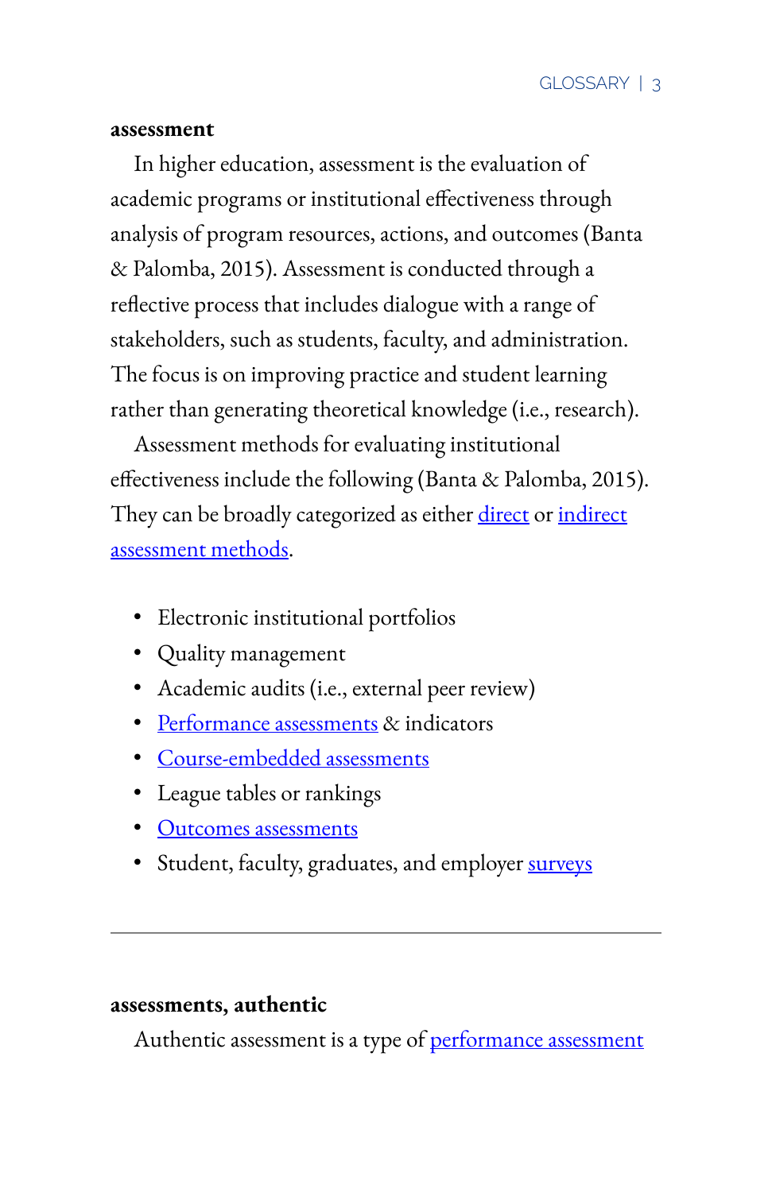**assessment**

In higher education, assessment is the evaluation of academic programs or institutional effectiveness through analysis of program resources, actions, and outcomes (Banta & Palomba, 2015). Assessment is conducted through a reflective process that includes dialogue with a range of stakeholders, such as students, faculty, and administration. The focus is on improving practice and student learning rather than generating theoretical knowledge (i.e., research).

Assessment methods for evaluating institutional effectiveness include the following (Banta & Palomba, 2015). They can be broadly categorized as either direct or indirect assessment methods.

- Electronic institutional portfolios
- Quality management
- Academic audits (i.e., external peer review)
- Performance assessments & indicators
- Course-embedded assessments
- League tables or rankings
- Outcomes assessments
- Student, faculty, graduates, and employer surveys

---

**assessments, authentic**

Authentic assessment is a type of performance assessment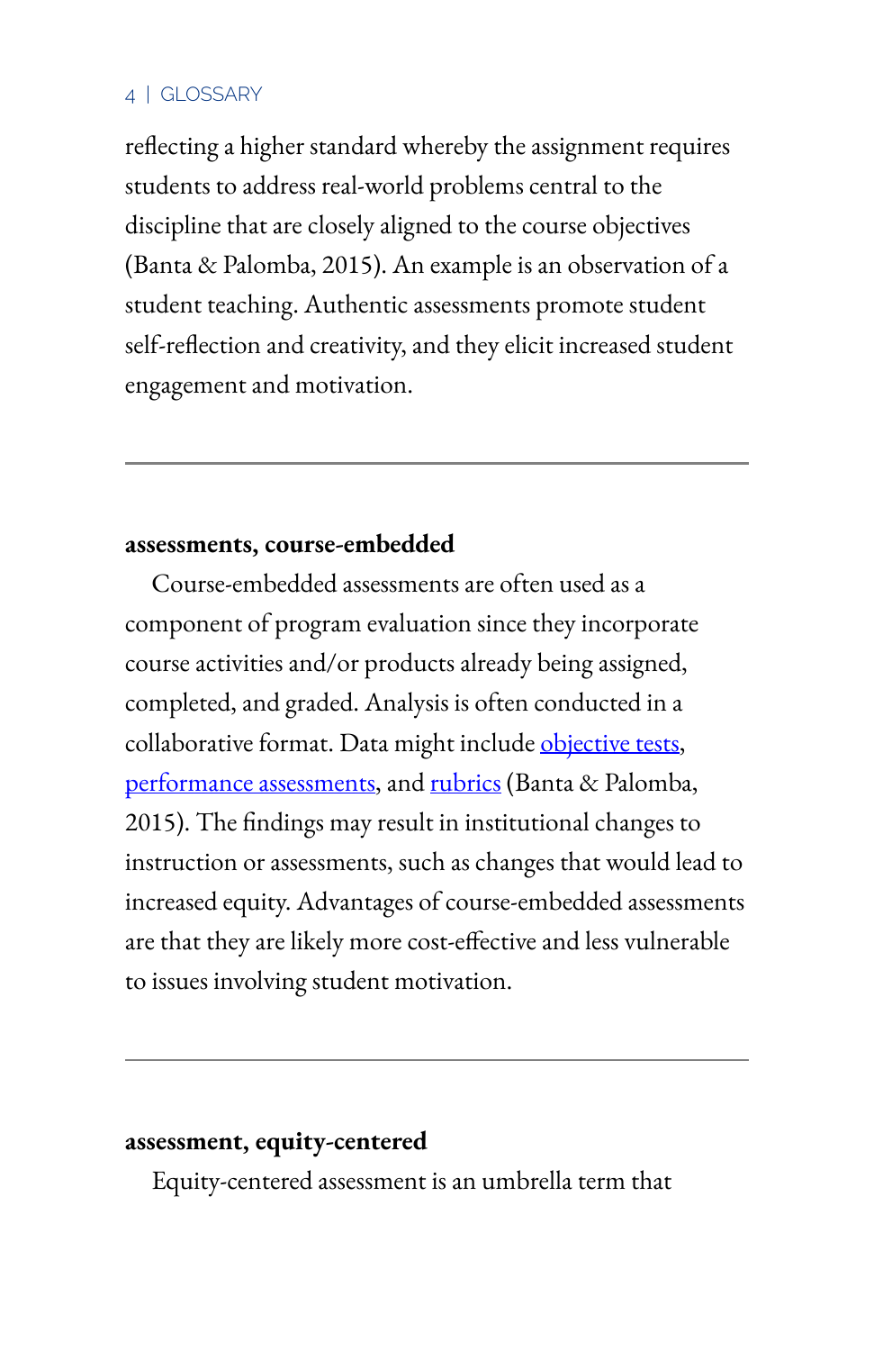reflecting a higher standard whereby the assignment requires students to address real-world problems central to the discipline that are closely aligned to the course objectives (Banta & Palomba, 2015). An example is an observation of a student teaching. Authentic assessments promote student self-reflection and creativity, and they elicit increased student engagement and motivation.

---

**assessments, course-embedded**

Course-embedded assessments are often used as a component of program evaluation since they incorporate course activities and/or products already being assigned, completed, and graded. Analysis is often conducted in a collaborative format. Data might include objective tests, performance assessments, and rubrics (Banta & Palomba, 2015). The findings may result in institutional changes to instruction or assessments, such as changes that would lead to increased equity. Advantages of course-embedded assessments are that they are likely more cost-effective and less vulnerable to issues involving student motivation.

---

**assessment, equity-centered**

Equity-centered assessment is an umbrella term that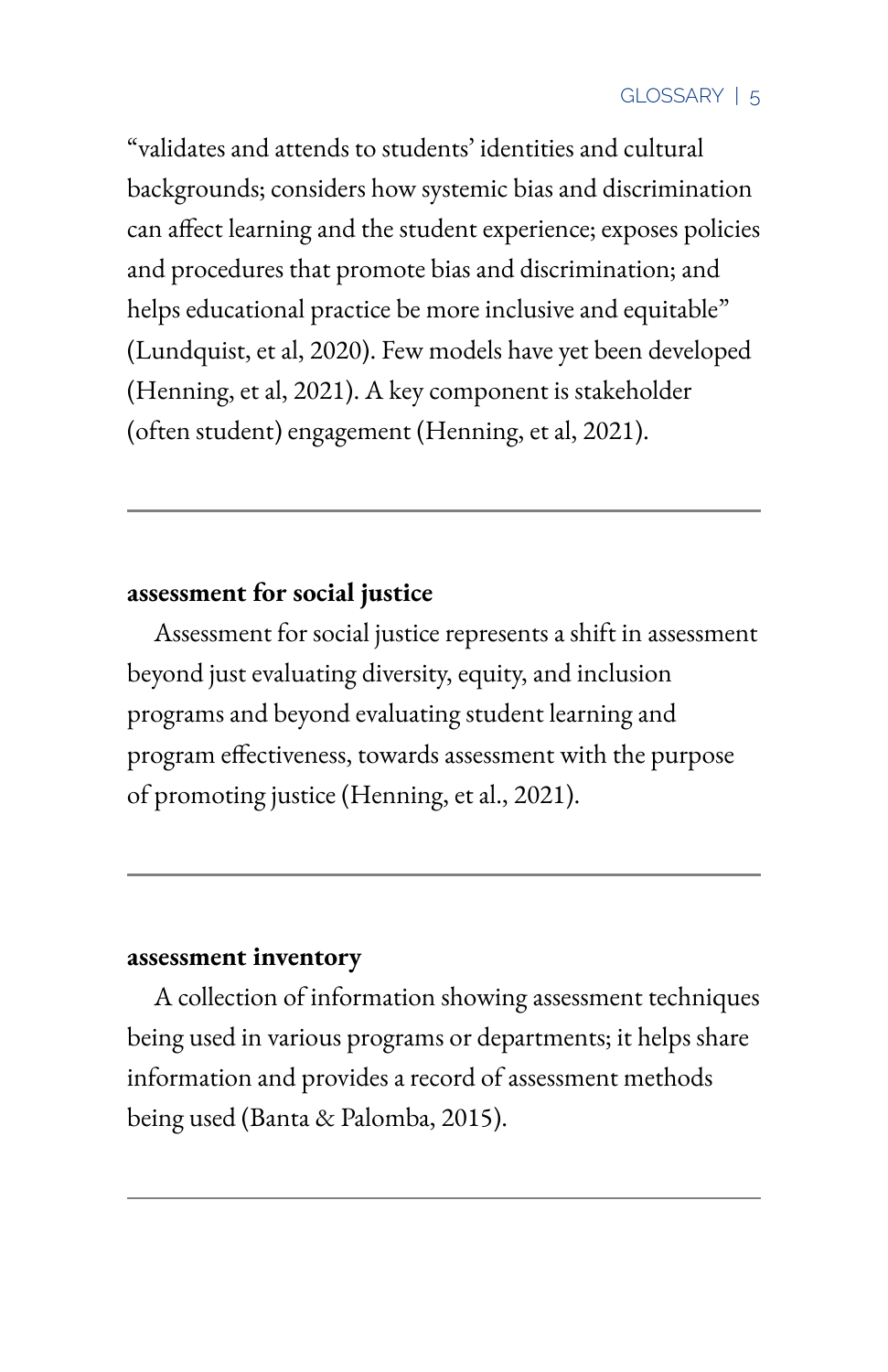"validates and attends to students' identities and cultural backgrounds; considers how systemic bias and discrimination can affect learning and the student experience; exposes policies and procedures that promote bias and discrimination; and helps educational practice be more inclusive and equitable" (Lundquist, et al, 2020). Few models have yet been developed (Henning, et al, 2021). A key component is stakeholder (often student) engagement (Henning, et al, 2021).

---

**assessment for social justice**

Assessment for social justice represents a shift in assessment beyond just evaluating diversity, equity, and inclusion programs and beyond evaluating student learning and program effectiveness, towards assessment with the purpose of promoting justice (Henning, et al., 2021).

---

**assessment inventory**

A collection of information showing assessment techniques being used in various programs or departments; it helps share information and provides a record of assessment methods being used (Banta & Palomba, 2015).

---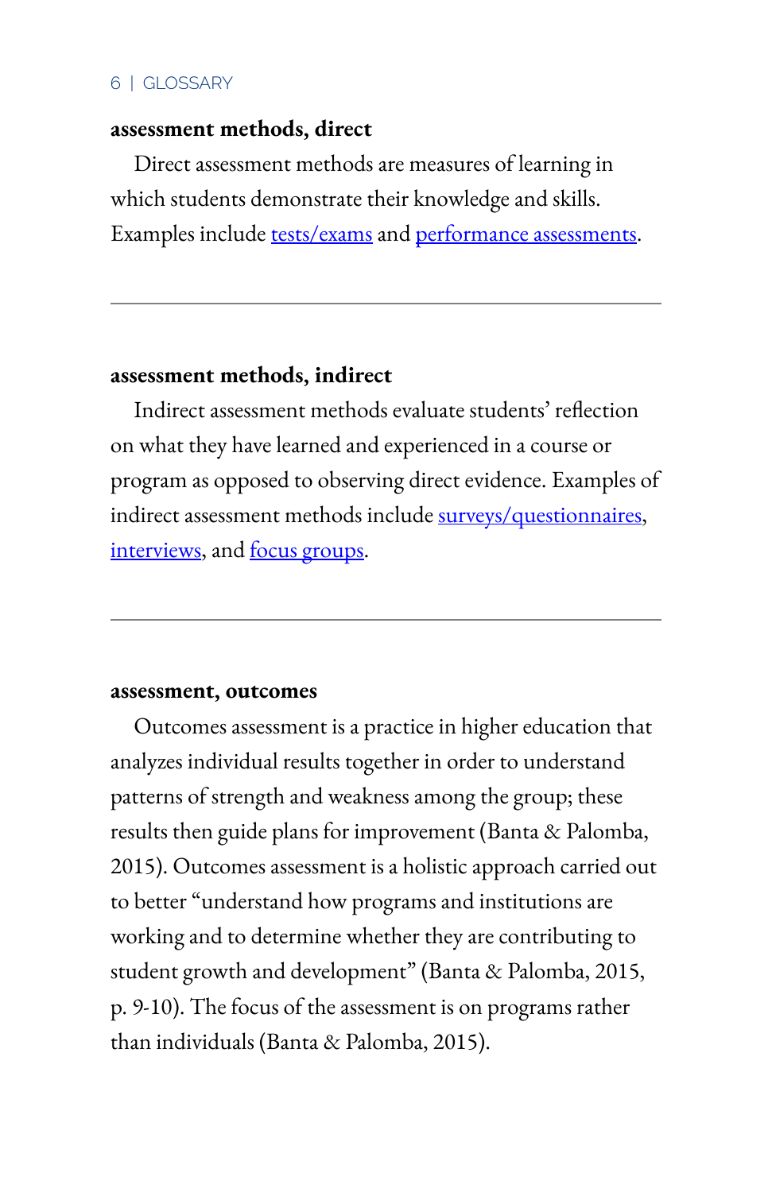**assessment methods, direct**

Direct assessment methods are measures of learning in which students demonstrate their knowledge and skills. Examples include tests/exams and performance assessments.

---

**assessment methods, indirect**

Indirect assessment methods evaluate students' reflection on what they have learned and experienced in a course or program as opposed to observing direct evidence. Examples of indirect assessment methods include surveys/questionnaires, interviews, and focus groups.

---

**assessment, outcomes**

Outcomes assessment is a practice in higher education that analyzes individual results together in order to understand patterns of strength and weakness among the group; these results then guide plans for improvement (Banta & Palomba, 2015). Outcomes assessment is a holistic approach carried out to better "understand how programs and institutions are working and to determine whether they are contributing to student growth and development" (Banta & Palomba, 2015, p. 9-10). The focus of the assessment is on programs rather than individuals (Banta & Palomba, 2015).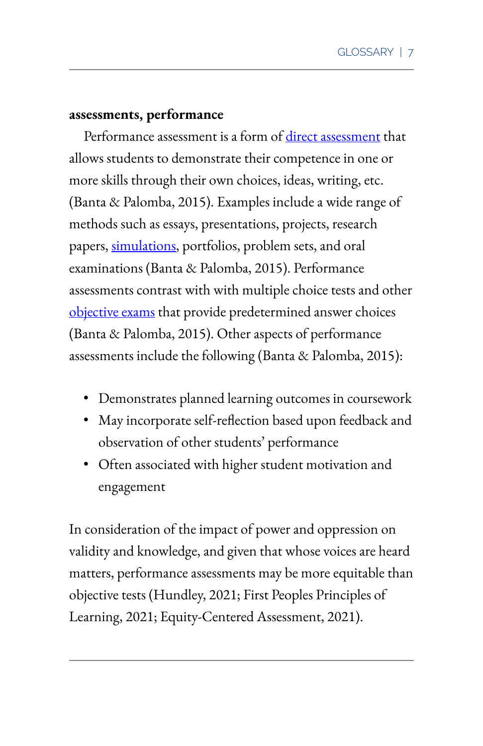**assessments, performance**

Performance assessment is a form of direct assessment that allows students to demonstrate their competence in one or more skills through their own choices, ideas, writing, etc. (Banta & Palomba, 2015). Examples include a wide range of methods such as essays, presentations, projects, research papers, simulations, portfolios, problem sets, and oral examinations (Banta & Palomba, 2015). Performance assessments contrast with with multiple choice tests and other objective exams that provide predetermined answer choices (Banta & Palomba, 2015). Other aspects of performance assessments include the following (Banta & Palomba, 2015):

- Demonstrates planned learning outcomes in coursework
- May incorporate self-reflection based upon feedback and observation of other students' performance
- Often associated with higher student motivation and engagement

In consideration of the impact of power and oppression on validity and knowledge, and given that whose voices are heard matters, performance assessments may be more equitable than objective tests (Hundley, 2021; First Peoples Principles of Learning, 2021; Equity-Centered Assessment, 2021).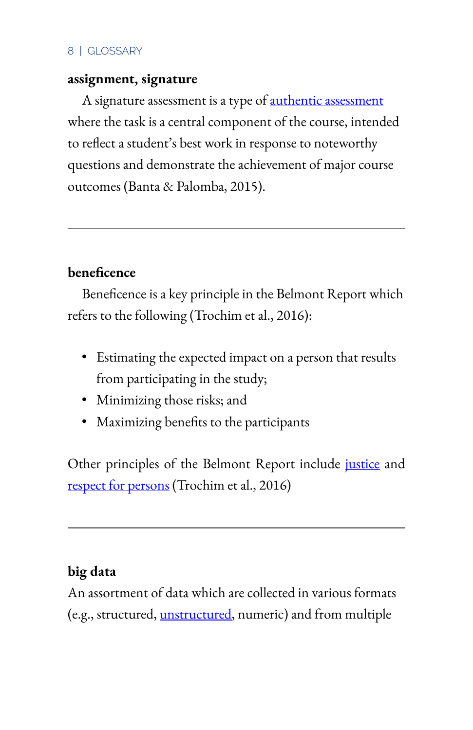**assignment, signature**

A signature assessment is a type of authentic assessment where the task is a central component of the course, intended to reflect a student's best work in response to noteworthy questions and demonstrate the achievement of major course outcomes (Banta & Palomba, 2015).

---

**beneficence**

Beneficence is a key principle in the Belmont Report which refers to the following (Trochim et al., 2016):

- Estimating the expected impact on a person that results from participating in the study;
- Minimizing those risks; and
- Maximizing benefits to the participants

Other principles of the Belmont Report include justice and respect for persons (Trochim et al., 2016)

---

**big data**

An assortment of data which are collected in various formats (e.g., structured, unstructured, numeric) and from multiple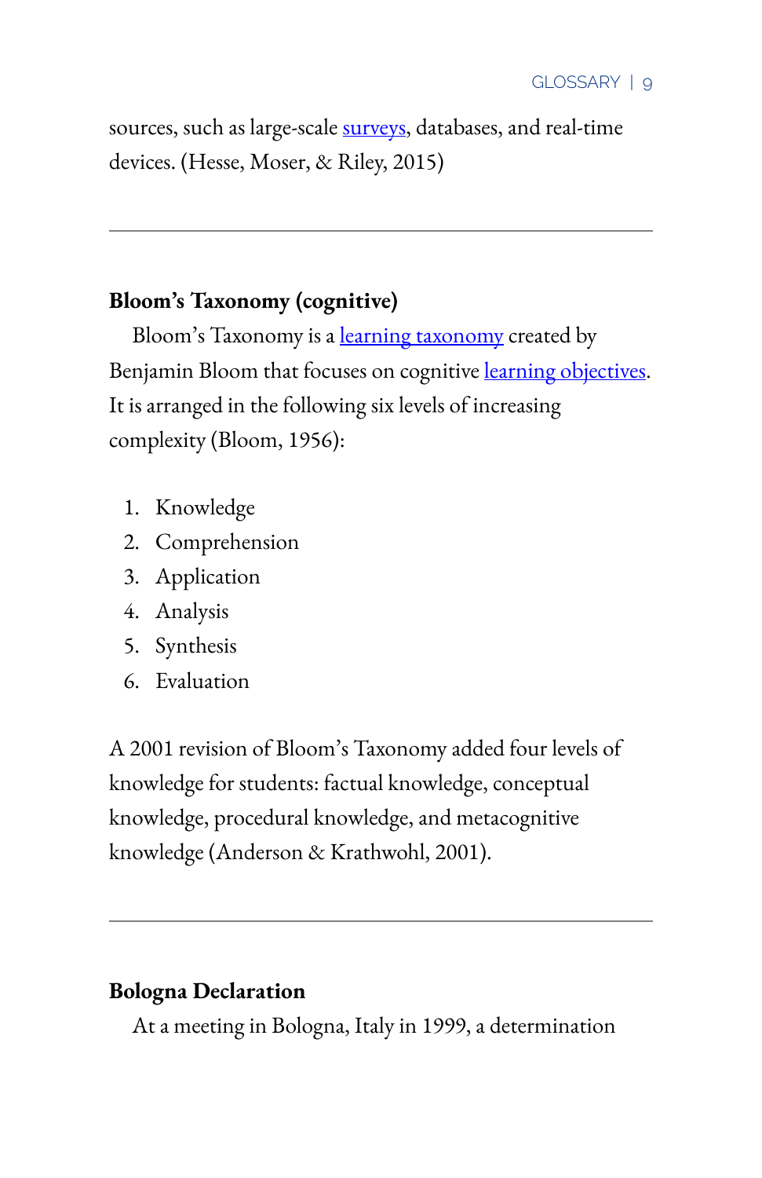sources, such as large-scale surveys, databases, and real-time devices. (Hesse, Moser, & Riley, 2015)

---

**Bloom's Taxonomy (cognitive)**

Bloom's Taxonomy is a learning taxonomy created by Benjamin Bloom that focuses on cognitive learning objectives. It is arranged in the following six levels of increasing complexity (Bloom, 1956):

1. Knowledge
2. Comprehension
3. Application
4. Analysis
5. Synthesis
6. Evaluation

A 2001 revision of Bloom's Taxonomy added four levels of knowledge for students: factual knowledge, conceptual knowledge, procedural knowledge, and metacognitive knowledge (Anderson & Krathwohl, 2001).

---

**Bologna Declaration**

At a meeting in Bologna, Italy in 1999, a determination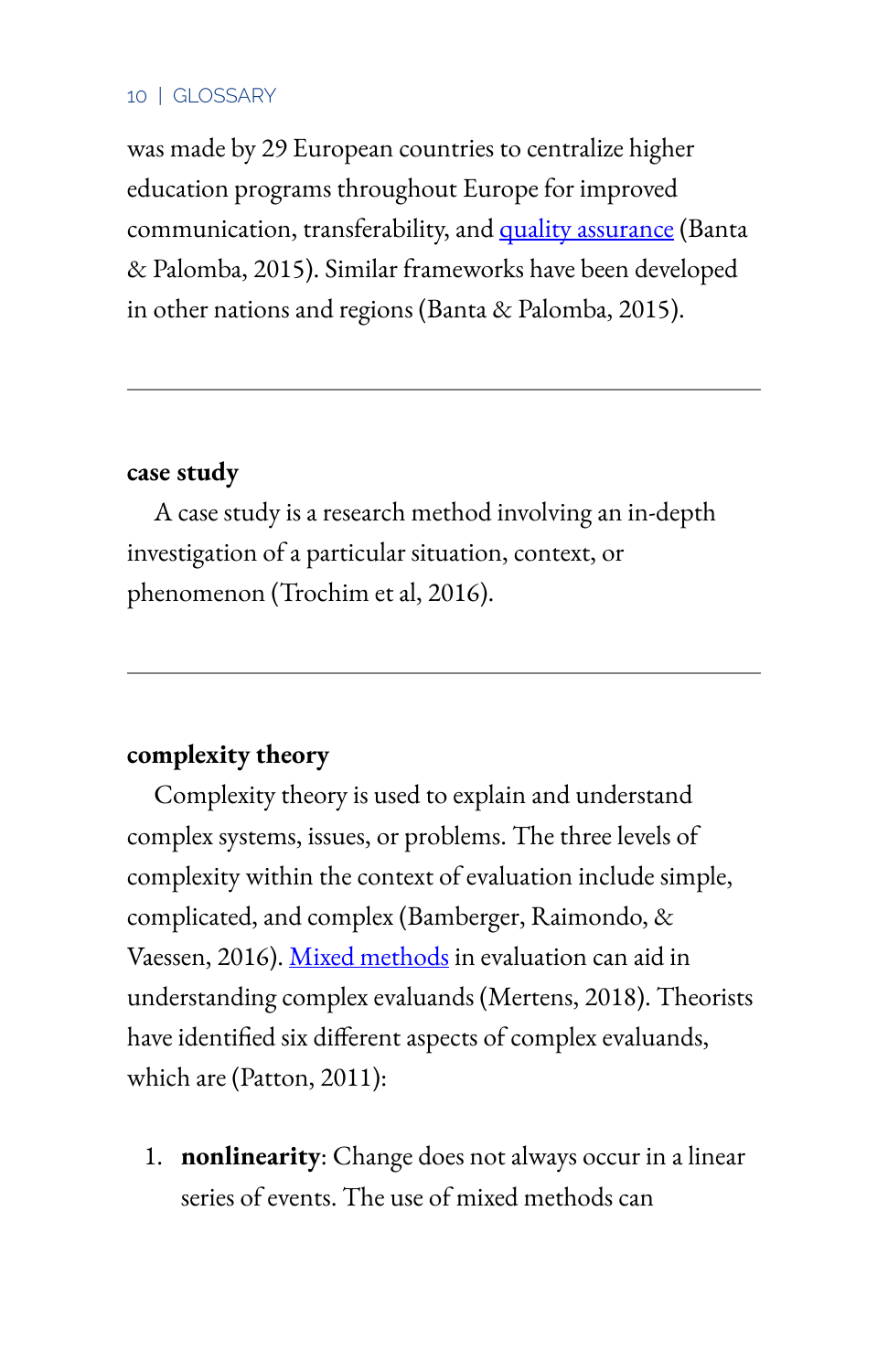was made by 29 European countries to centralize higher education programs throughout Europe for improved communication, transferability, and quality assurance (Banta & Palomba, 2015). Similar frameworks have been developed in other nations and regions (Banta & Palomba, 2015).

---

**case study**

A case study is a research method involving an in-depth investigation of a particular situation, context, or phenomenon (Trochim et al, 2016).

---

**complexity theory**

Complexity theory is used to explain and understand complex systems, issues, or problems. The three levels of complexity within the context of evaluation include simple, complicated, and complex (Bamberger, Raimondo, & Vaessen, 2016). Mixed methods in evaluation can aid in understanding complex evaluands (Mertens, 2018). Theorists have identified six different aspects of complex evaluands, which are (Patton, 2011):

1. **nonlinearity**: Change does not always occur in a linear series of events. The use of mixed methods can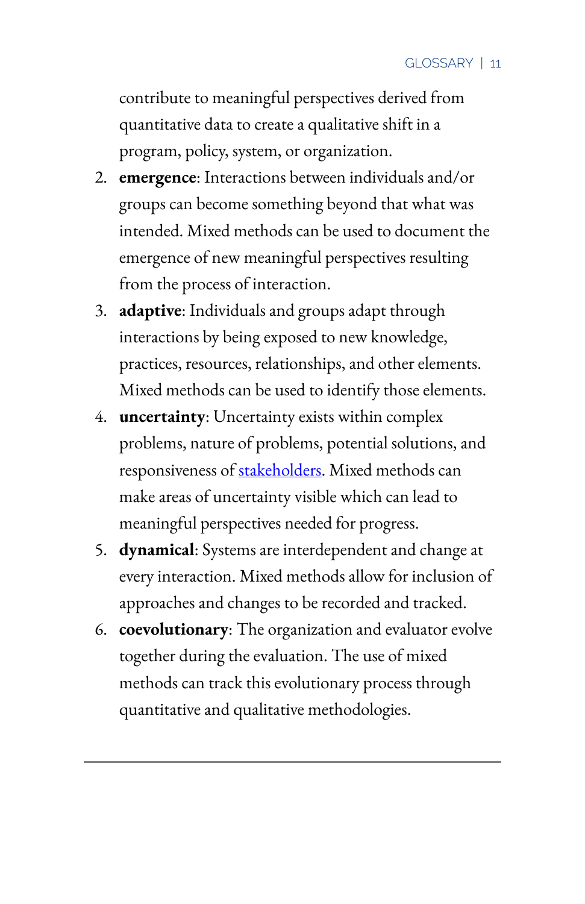contribute to meaningful perspectives derived from quantitative data to create a qualitative shift in a program, policy, system, or organization.

2. **emergence**: Interactions between individuals and/or groups can become something beyond that what was intended. Mixed methods can be used to document the emergence of new meaningful perspectives resulting from the process of interaction.
3. **adaptive**: Individuals and groups adapt through interactions by being exposed to new knowledge, practices, resources, relationships, and other elements. Mixed methods can be used to identify those elements.
4. **uncertainty**: Uncertainty exists within complex problems, nature of problems, potential solutions, and responsiveness of stakeholders. Mixed methods can make areas of uncertainty visible which can lead to meaningful perspectives needed for progress.
5. **dynamical**: Systems are interdependent and change at every interaction. Mixed methods allow for inclusion of approaches and changes to be recorded and tracked.
6. **coevolutionary**: The organization and evaluator evolve together during the evaluation. The use of mixed methods can track this evolutionary process through quantitative and qualitative methodologies.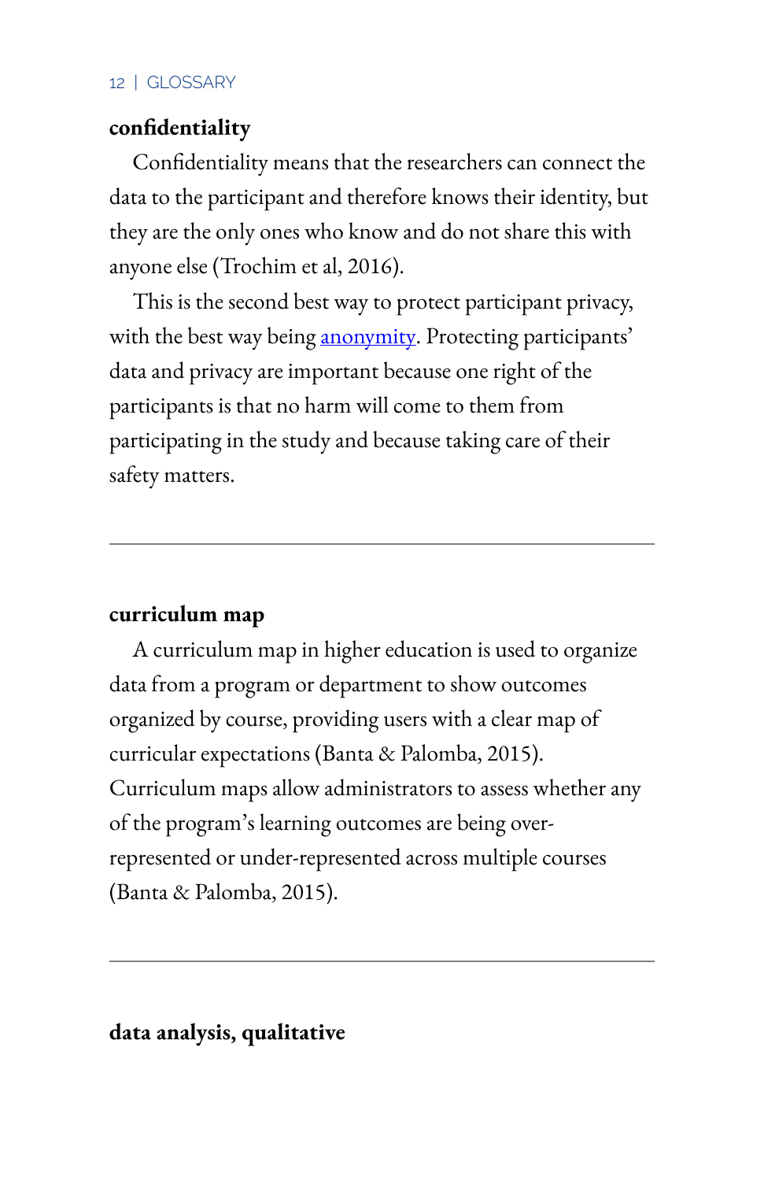**confidentiality**

Confidentiality means that the researchers can connect the data to the participant and therefore knows their identity, but they are the only ones who know and do not share this with anyone else (Trochim et al, 2016).

This is the second best way to protect participant privacy, with the best way being anonymity. Protecting participants' data and privacy are important because one right of the participants is that no harm will come to them from participating in the study and because taking care of their safety matters.

---

**curriculum map**

A curriculum map in higher education is used to organize data from a program or department to show outcomes organized by course, providing users with a clear map of curricular expectations (Banta & Palomba, 2015). Curriculum maps allow administrators to assess whether any of the program's learning outcomes are being over-represented or under-represented across multiple courses (Banta & Palomba, 2015).

---

**data analysis, qualitative**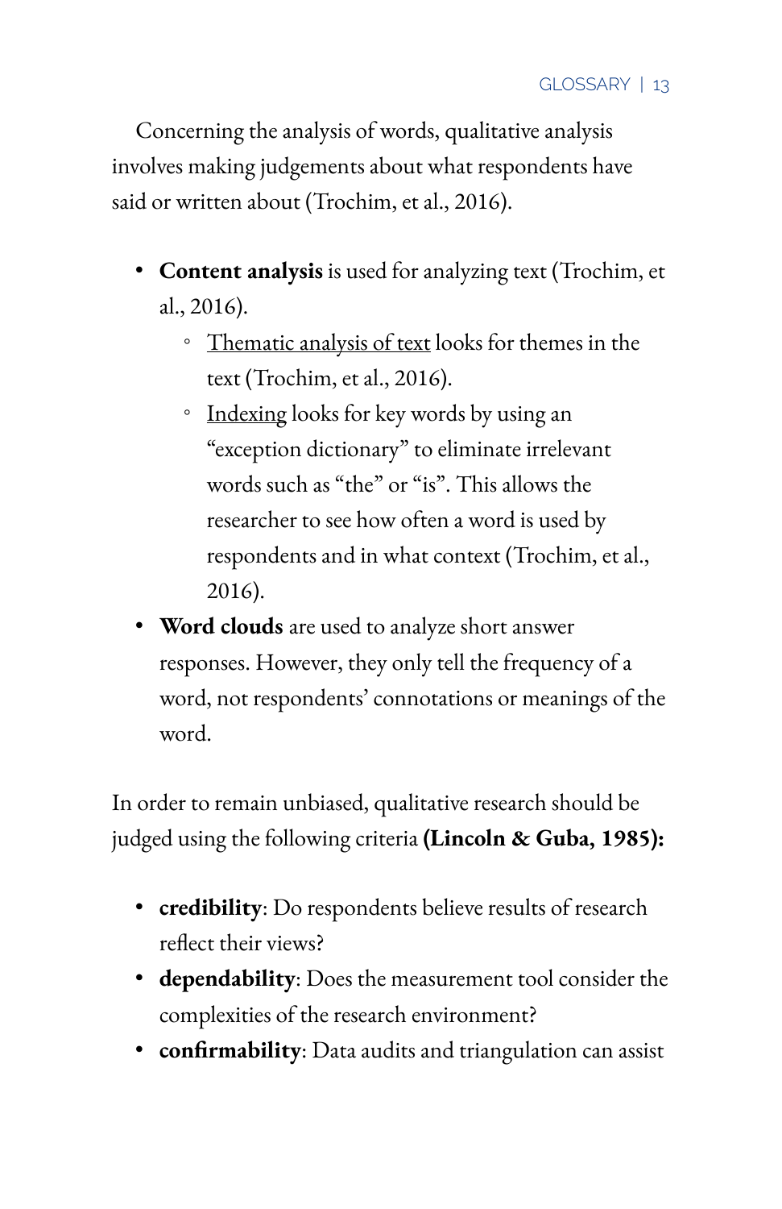Concerning the analysis of words, qualitative analysis involves making judgements about what respondents have said or written about (Trochim, et al., 2016).

- **Content analysis** is used for analyzing text (Trochim, et al., 2016).
  - <u>Thematic analysis of text</u> looks for themes in the text (Trochim, et al., 2016).
  - <u>Indexing</u> looks for key words by using an "exception dictionary" to eliminate irrelevant words such as "the" or "is". This allows the researcher to see how often a word is used by respondents and in what context (Trochim, et al., 2016).
- **Word clouds** are used to analyze short answer responses. However, they only tell the frequency of a word, not respondents' connotations or meanings of the word.

In order to remain unbiased, qualitative research should be judged using the following criteria **(Lincoln & Guba, 1985):**

- **credibility**: Do respondents believe results of research reflect their views?
- **dependability**: Does the measurement tool consider the complexities of the research environment?
- **confirmability**: Data audits and triangulation can assist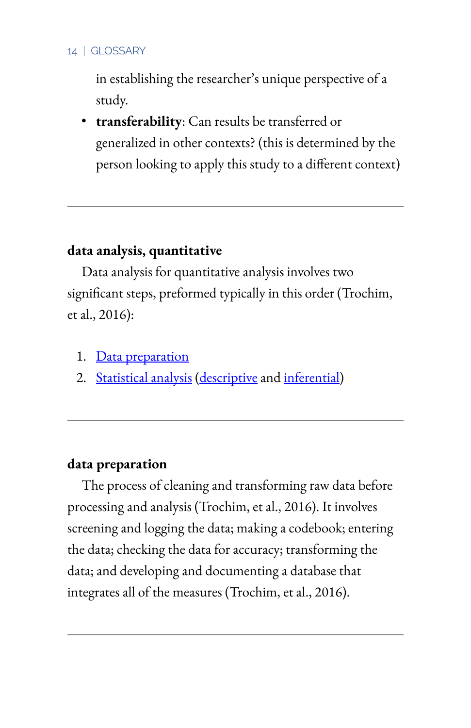in establishing the researcher's unique perspective of a study.

- **transferability**: Can results be transferred or generalized in other contexts? (this is determined by the person looking to apply this study to a different context)

---

**data analysis, quantitative**

Data analysis for quantitative analysis involves two significant steps, preformed typically in this order (Trochim, et al., 2016):

1. Data preparation
2. Statistical analysis (descriptive and inferential)

---

**data preparation**

The process of cleaning and transforming raw data before processing and analysis (Trochim, et al., 2016). It involves screening and logging the data; making a codebook; entering the data; checking the data for accuracy; transforming the data; and developing and documenting a database that integrates all of the measures (Trochim, et al., 2016).

---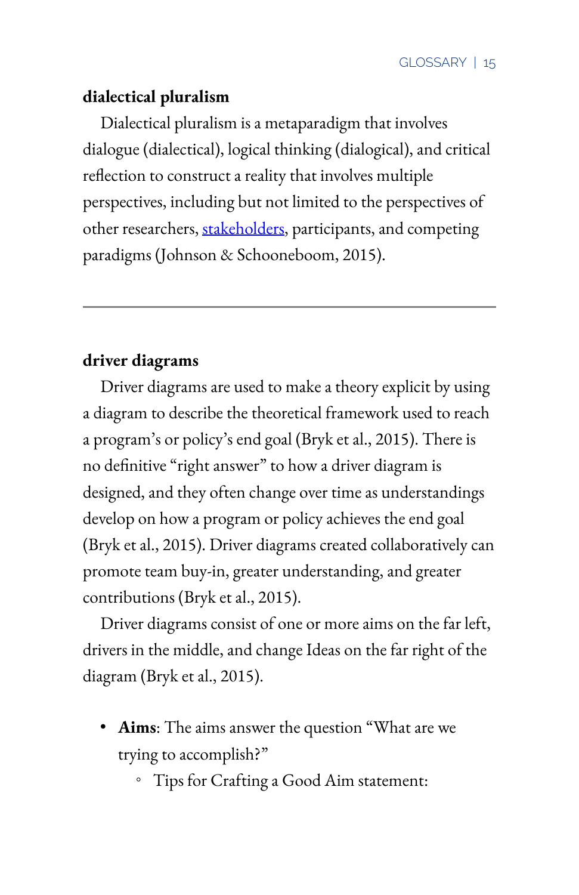**dialectical pluralism**

Dialectical pluralism is a metaparadigm that involves dialogue (dialectical), logical thinking (dialogical), and critical reflection to construct a reality that involves multiple perspectives, including but not limited to the perspectives of other researchers, stakeholders, participants, and competing paradigms (Johnson & Schooneboom, 2015).

---

**driver diagrams**

Driver diagrams are used to make a theory explicit by using a diagram to describe the theoretical framework used to reach a program's or policy's end goal (Bryk et al., 2015). There is no definitive "right answer" to how a driver diagram is designed, and they often change over time as understandings develop on how a program or policy achieves the end goal (Bryk et al., 2015). Driver diagrams created collaboratively can promote team buy-in, greater understanding, and greater contributions (Bryk et al., 2015).

Driver diagrams consist of one or more aims on the far left, drivers in the middle, and change Ideas on the far right of the diagram (Bryk et al., 2015).

- **Aims**: The aims answer the question "What are we trying to accomplish?"
    - Tips for Crafting a Good Aim statement: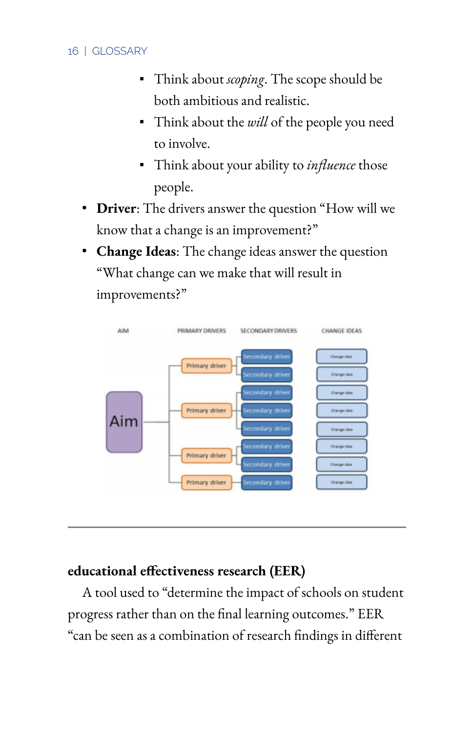- Think about *scoping*. The scope should be both ambitious and realistic.
    - Think about the *will* of the people you need to involve.
    - Think about your ability to *influence* those people.
- **Driver**: The drivers answer the question "How will we know that a change is an improvement?"
- **Change Ideas**: The change ideas answer the question "What change can we make that will result in improvements?"

---

**educational effectiveness research (EER)**

A tool used to "determine the impact of schools on student progress rather than on the final learning outcomes." EER "can be seen as a combination of research findings in different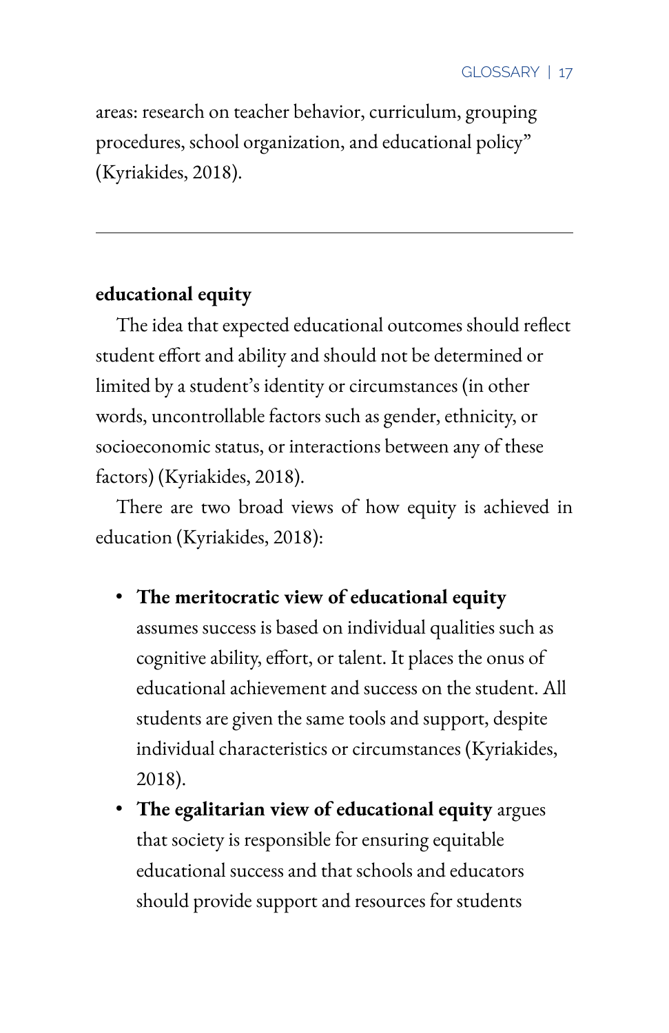areas: research on teacher behavior, curriculum, grouping procedures, school organization, and educational policy" (Kyriakides, 2018).

---

**educational equity**

The idea that expected educational outcomes should reflect student effort and ability and should not be determined or limited by a student's identity or circumstances (in other words, uncontrollable factors such as gender, ethnicity, or socioeconomic status, or interactions between any of these factors) (Kyriakides, 2018).

There are two broad views of how equity is achieved in education (Kyriakides, 2018):

- **The meritocratic view of educational equity** assumes success is based on individual qualities such as cognitive ability, effort, or talent. It places the onus of educational achievement and success on the student. All students are given the same tools and support, despite individual characteristics or circumstances (Kyriakides, 2018).
- **The egalitarian view of educational equity** argues that society is responsible for ensuring equitable educational success and that schools and educators should provide support and resources for students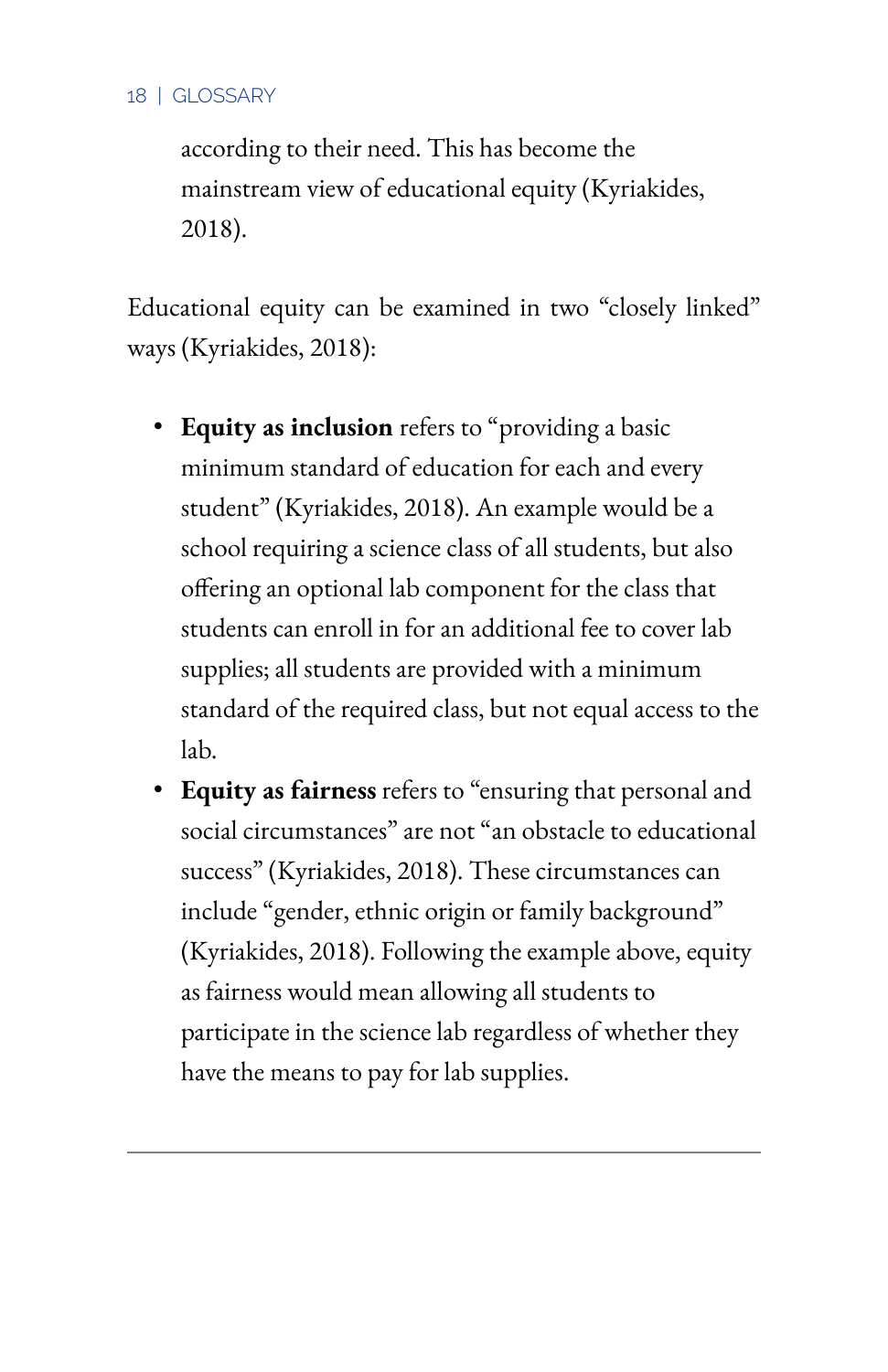according to their need. This has become the mainstream view of educational equity (Kyriakides, 2018).

Educational equity can be examined in two "closely linked" ways (Kyriakides, 2018):

- **Equity as inclusion** refers to "providing a basic minimum standard of education for each and every student" (Kyriakides, 2018). An example would be a school requiring a science class of all students, but also offering an optional lab component for the class that students can enroll in for an additional fee to cover lab supplies; all students are provided with a minimum standard of the required class, but not equal access to the lab.
- **Equity as fairness** refers to "ensuring that personal and social circumstances" are not "an obstacle to educational success" (Kyriakides, 2018). These circumstances can include "gender, ethnic origin or family background" (Kyriakides, 2018). Following the example above, equity as fairness would mean allowing all students to participate in the science lab regardless of whether they have the means to pay for lab supplies.

---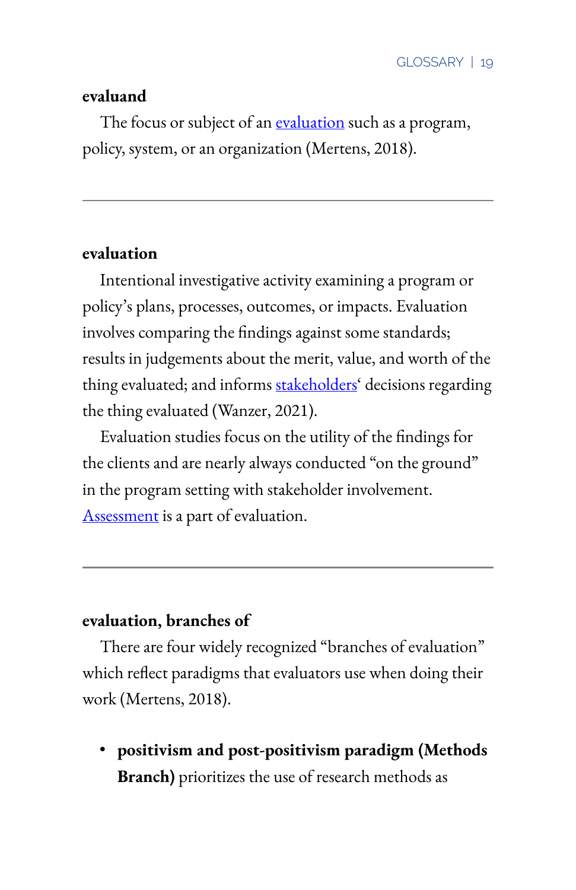**evaluand**

The focus or subject of an evaluation such as a program, policy, system, or an organization (Mertens, 2018).

---

**evaluation**

Intentional investigative activity examining a program or policy's plans, processes, outcomes, or impacts. Evaluation involves comparing the findings against some standards; results in judgements about the merit, value, and worth of the thing evaluated; and informs stakeholders' decisions regarding the thing evaluated (Wanzer, 2021).

Evaluation studies focus on the utility of the findings for the clients and are nearly always conducted "on the ground" in the program setting with stakeholder involvement. Assessment is a part of evaluation.

---

**evaluation, branches of**

There are four widely recognized "branches of evaluation" which reflect paradigms that evaluators use when doing their work (Mertens, 2018).

- **positivism and post-positivism paradigm (Methods Branch)** prioritizes the use of research methods as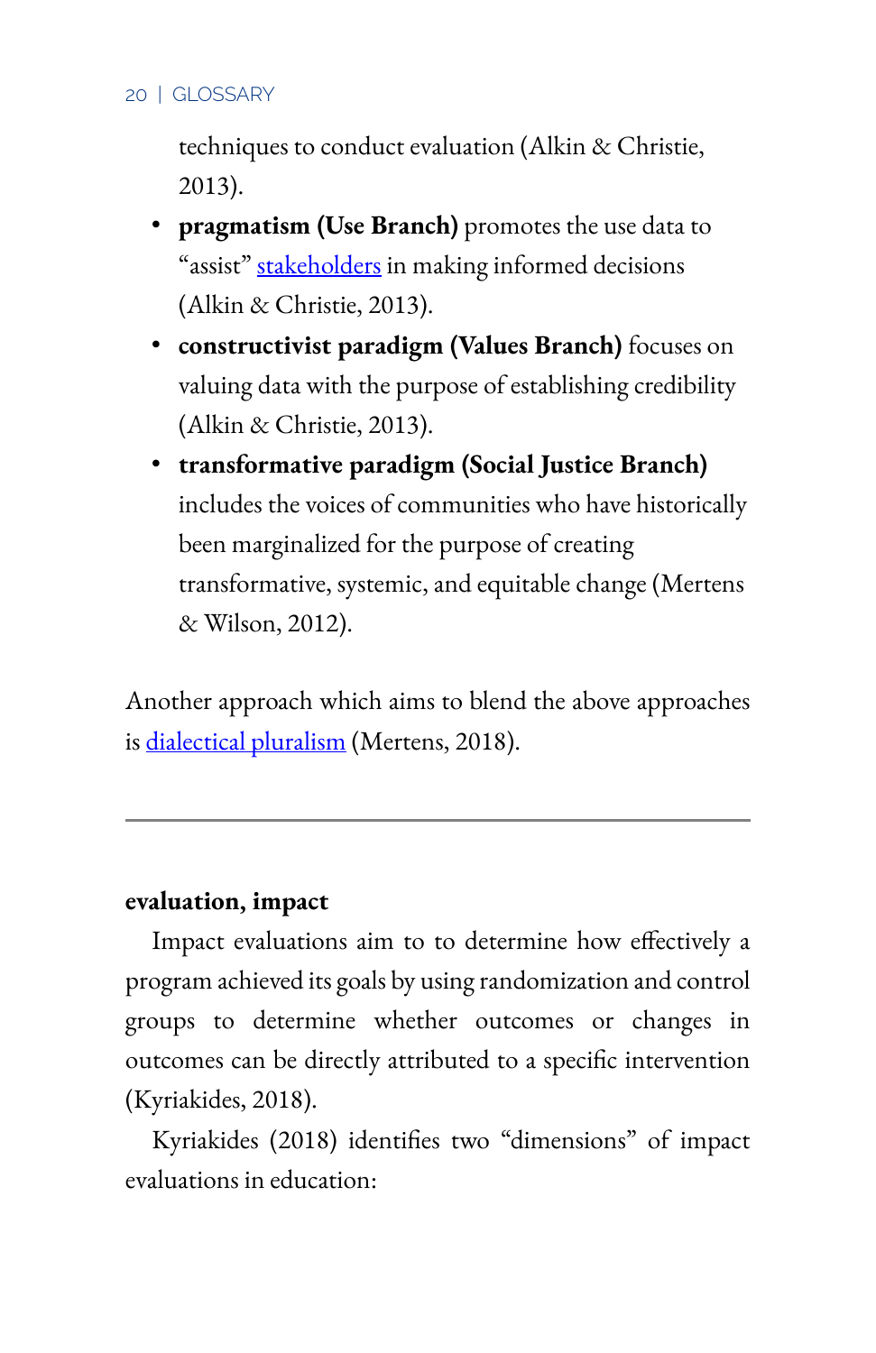techniques to conduct evaluation (Alkin & Christie, 2013).

- **pragmatism (Use Branch)** promotes the use data to "assist" stakeholders in making informed decisions (Alkin & Christie, 2013).
- **constructivist paradigm (Values Branch)** focuses on valuing data with the purpose of establishing credibility (Alkin & Christie, 2013).
- **transformative paradigm (Social Justice Branch)** includes the voices of communities who have historically been marginalized for the purpose of creating transformative, systemic, and equitable change (Mertens & Wilson, 2012).

Another approach which aims to blend the above approaches is dialectical pluralism (Mertens, 2018).

---

**evaluation, impact**

Impact evaluations aim to to determine how effectively a program achieved its goals by using randomization and control groups to determine whether outcomes or changes in outcomes can be directly attributed to a specific intervention (Kyriakides, 2018).

Kyriakides (2018) identifies two "dimensions" of impact evaluations in education: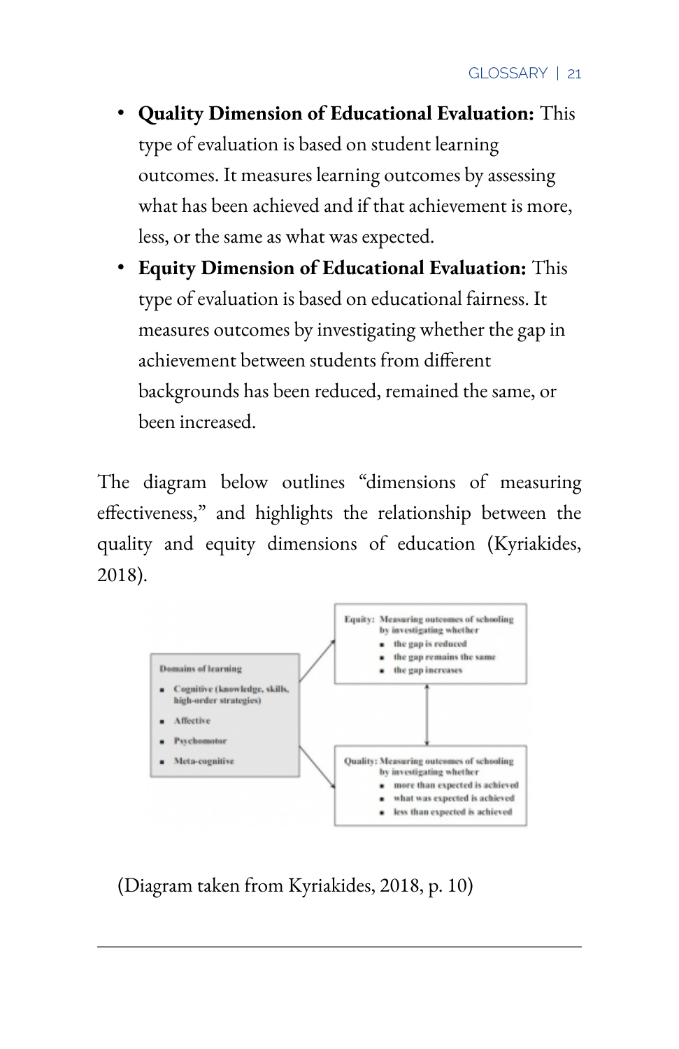- **Quality Dimension of Educational Evaluation:** This type of evaluation is based on student learning outcomes. It measures learning outcomes by assessing what has been achieved and if that achievement is more, less, or the same as what was expected.
- **Equity Dimension of Educational Evaluation:** This type of evaluation is based on educational fairness. It measures outcomes by investigating whether the gap in achievement between students from different backgrounds has been reduced, remained the same, or been increased.

The diagram below outlines "dimensions of measuring effectiveness," and highlights the relationship between the quality and equity dimensions of education (Kyriakides, 2018).

**Domains of learning**

- Cognitive (knowledge, skills, high-order strategies)
- Affective
- Psychomotor
- Meta-cognitive

**Equity:** Measuring outcomes of schooling by investigating whether

- the gap is reduced
- the gap remains the same
- the gap increases

**Quality:** Measuring outcomes of schooling by investigating whether

- more than expected is achieved
- what was expected is achieved
- less than expected is achieved

(Diagram taken from Kyriakides, 2018, p. 10)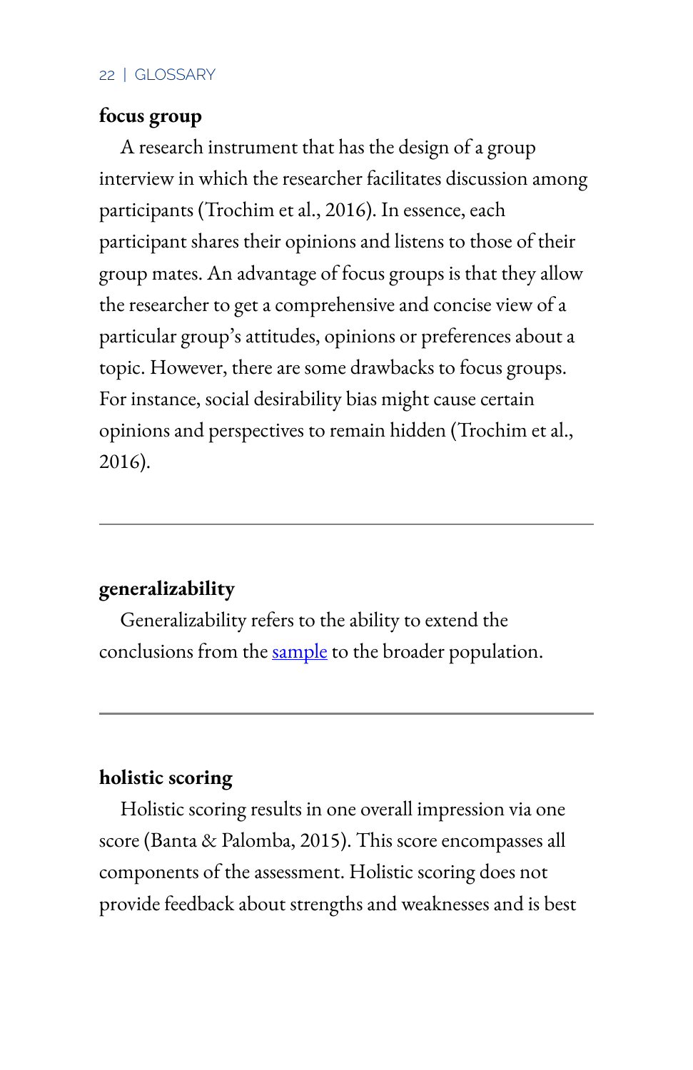**focus group**

A research instrument that has the design of a group interview in which the researcher facilitates discussion among participants (Trochim et al., 2016). In essence, each participant shares their opinions and listens to those of their group mates. An advantage of focus groups is that they allow the researcher to get a comprehensive and concise view of a particular group's attitudes, opinions or preferences about a topic. However, there are some drawbacks to focus groups. For instance, social desirability bias might cause certain opinions and perspectives to remain hidden (Trochim et al., 2016).

---

**generalizability**

Generalizability refers to the ability to extend the conclusions from the sample to the broader population.

---

**holistic scoring**

Holistic scoring results in one overall impression via one score (Banta & Palomba, 2015). This score encompasses all components of the assessment. Holistic scoring does not provide feedback about strengths and weaknesses and is best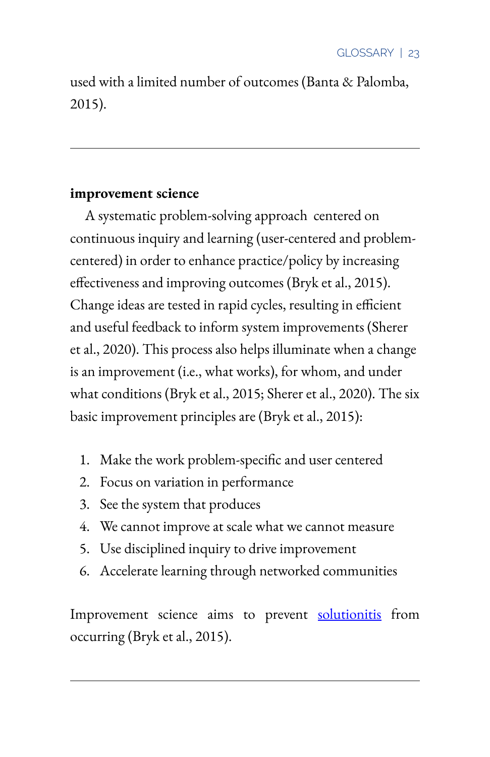used with a limited number of outcomes (Banta & Palomba, 2015).

---

**improvement science**

A systematic problem-solving approach centered on continuous inquiry and learning (user-centered and problem-centered) in order to enhance practice/policy by increasing effectiveness and improving outcomes (Bryk et al., 2015). Change ideas are tested in rapid cycles, resulting in efficient and useful feedback to inform system improvements (Sherer et al., 2020). This process also helps illuminate when a change is an improvement (i.e., what works), for whom, and under what conditions (Bryk et al., 2015; Sherer et al., 2020). The six basic improvement principles are (Bryk et al., 2015):

1. Make the work problem-specific and user centered
2. Focus on variation in performance
3. See the system that produces
4. We cannot improve at scale what we cannot measure
5. Use disciplined inquiry to drive improvement
6. Accelerate learning through networked communities

Improvement science aims to prevent solutionitis from occurring (Bryk et al., 2015).

---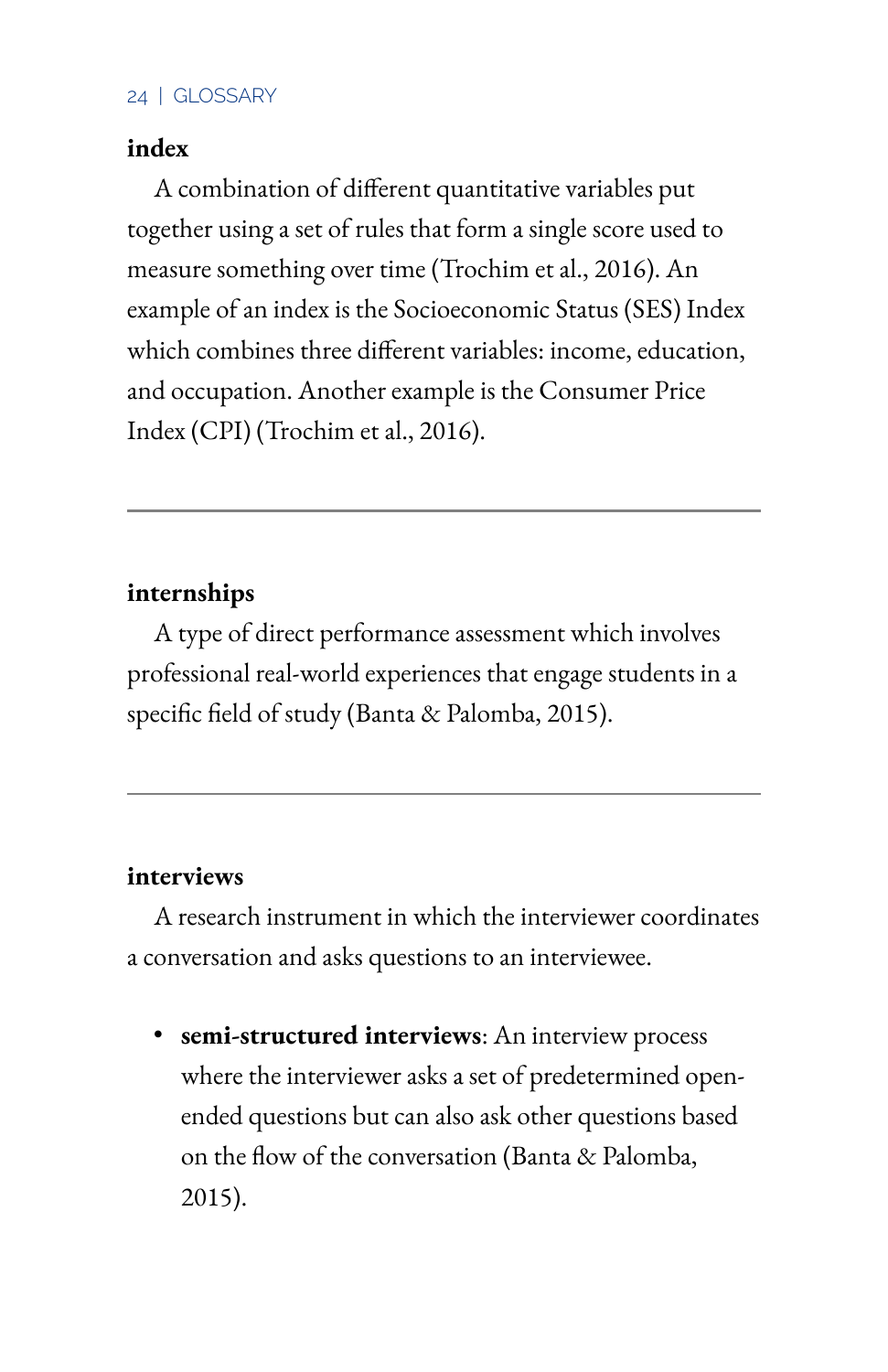**index**

A combination of different quantitative variables put together using a set of rules that form a single score used to measure something over time (Trochim et al., 2016). An example of an index is the Socioeconomic Status (SES) Index which combines three different variables: income, education, and occupation. Another example is the Consumer Price Index (CPI) (Trochim et al., 2016).

---

**internships**

A type of direct performance assessment which involves professional real-world experiences that engage students in a specific field of study (Banta & Palomba, 2015).

---

**interviews**

A research instrument in which the interviewer coordinates a conversation and asks questions to an interviewee.

- **semi-structured interviews**: An interview process where the interviewer asks a set of predetermined open-ended questions but can also ask other questions based on the flow of the conversation (Banta & Palomba, 2015).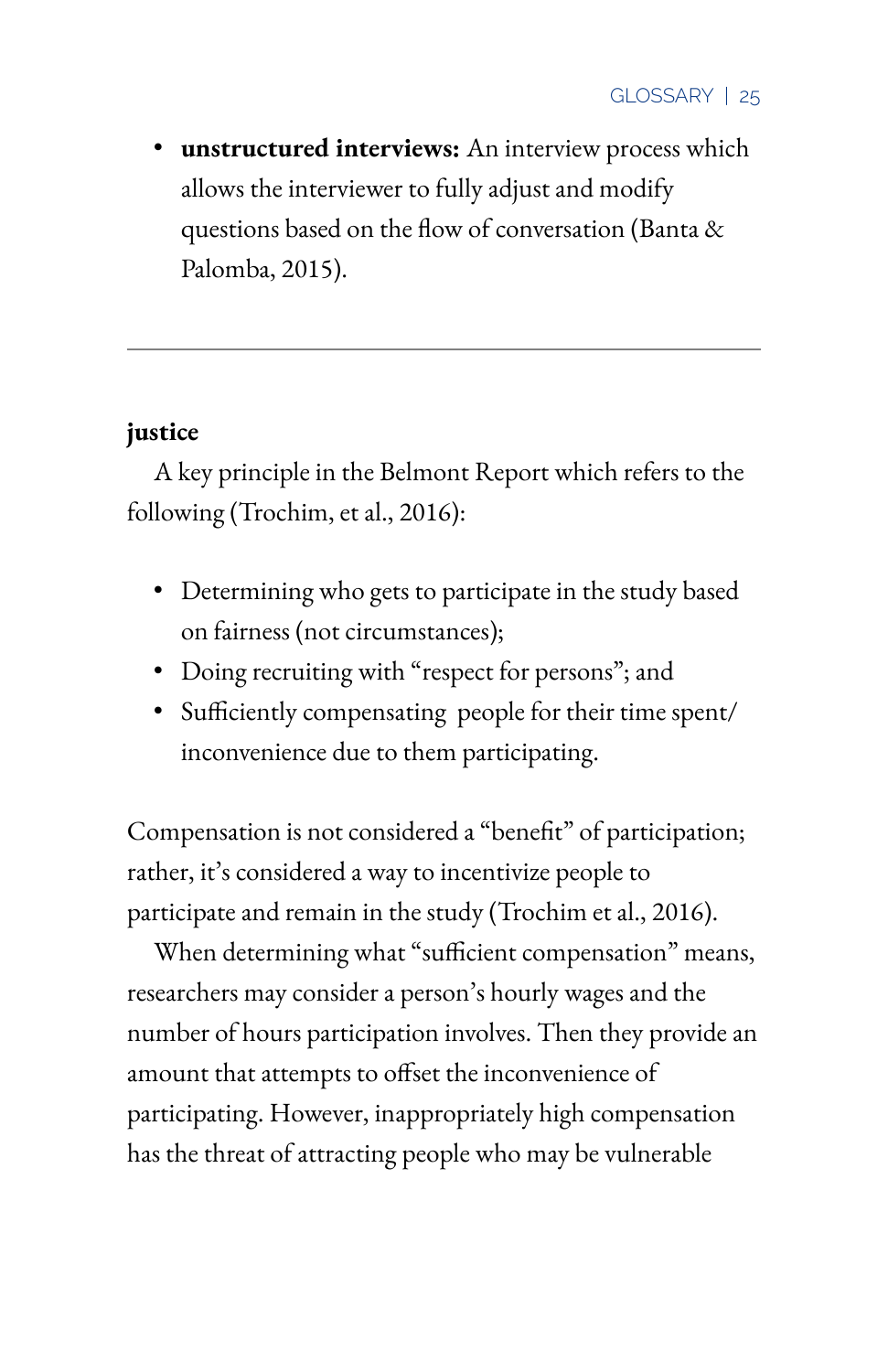- **unstructured interviews:** An interview process which allows the interviewer to fully adjust and modify questions based on the flow of conversation (Banta & Palomba, 2015).

---

**justice**

A key principle in the Belmont Report which refers to the following (Trochim, et al., 2016):

- Determining who gets to participate in the study based on fairness (not circumstances);
- Doing recruiting with "respect for persons"; and
- Sufficiently compensating people for their time spent/ inconvenience due to them participating.

Compensation is not considered a "benefit" of participation; rather, it's considered a way to incentivize people to participate and remain in the study (Trochim et al., 2016).

When determining what "sufficient compensation" means, researchers may consider a person's hourly wages and the number of hours participation involves. Then they provide an amount that attempts to offset the inconvenience of participating. However, inappropriately high compensation has the threat of attracting people who may be vulnerable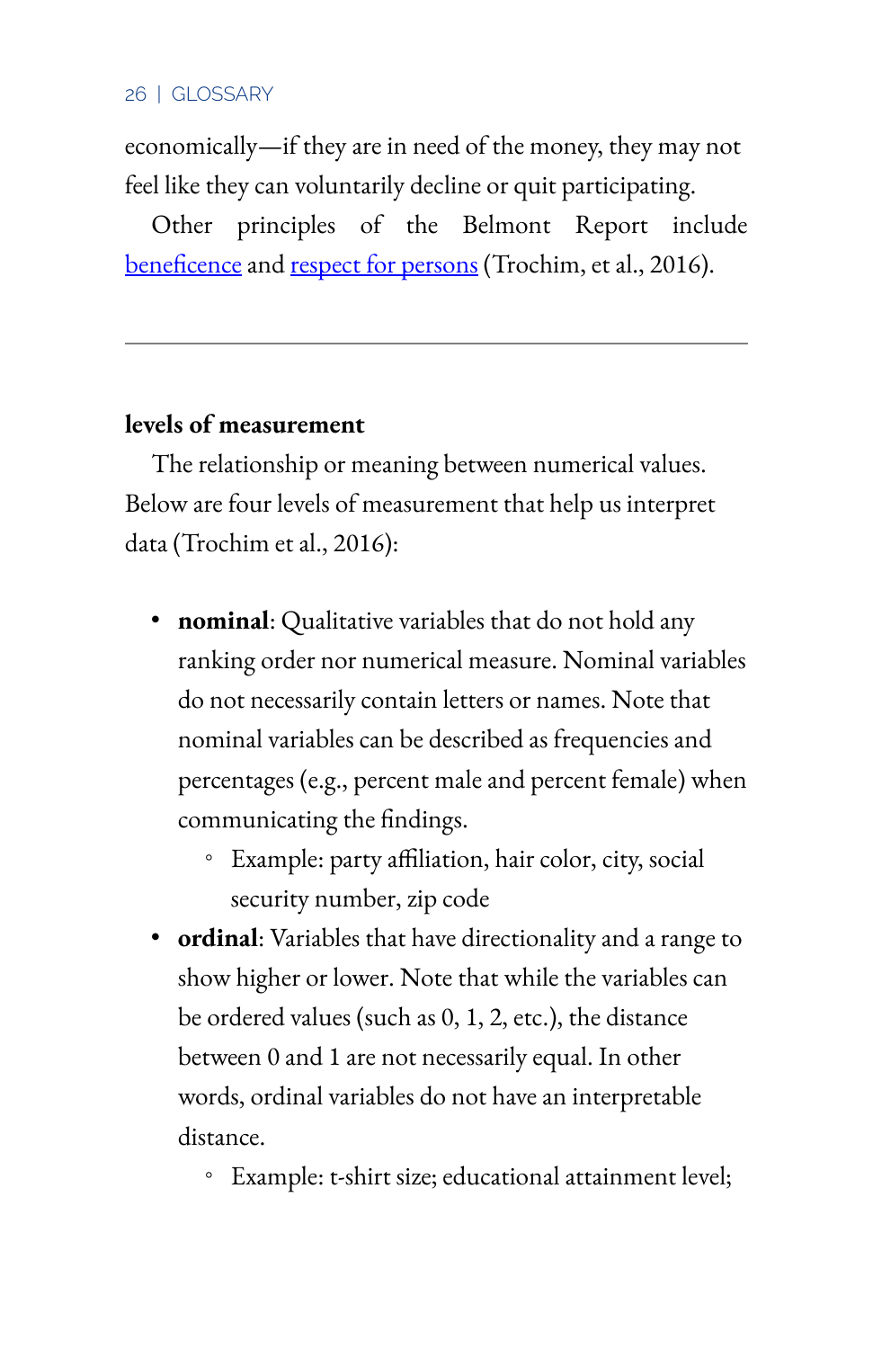economically—if they are in need of the money, they may not feel like they can voluntarily decline or quit participating.

Other principles of the Belmont Report include [beneficence]() and [respect for persons]() (Trochim, et al., 2016).

---

**levels of measurement**

The relationship or meaning between numerical values. Below are four levels of measurement that help us interpret data (Trochim et al., 2016):

- **nominal**: Qualitative variables that do not hold any ranking order nor numerical measure. Nominal variables do not necessarily contain letters or names. Note that nominal variables can be described as frequencies and percentages (e.g., percent male and percent female) when communicating the findings.
    - Example: party affiliation, hair color, city, social security number, zip code
- **ordinal**: Variables that have directionality and a range to show higher or lower. Note that while the variables can be ordered values (such as 0, 1, 2, etc.), the distance between 0 and 1 are not necessarily equal. In other words, ordinal variables do not have an interpretable distance.
    - Example: t-shirt size; educational attainment level;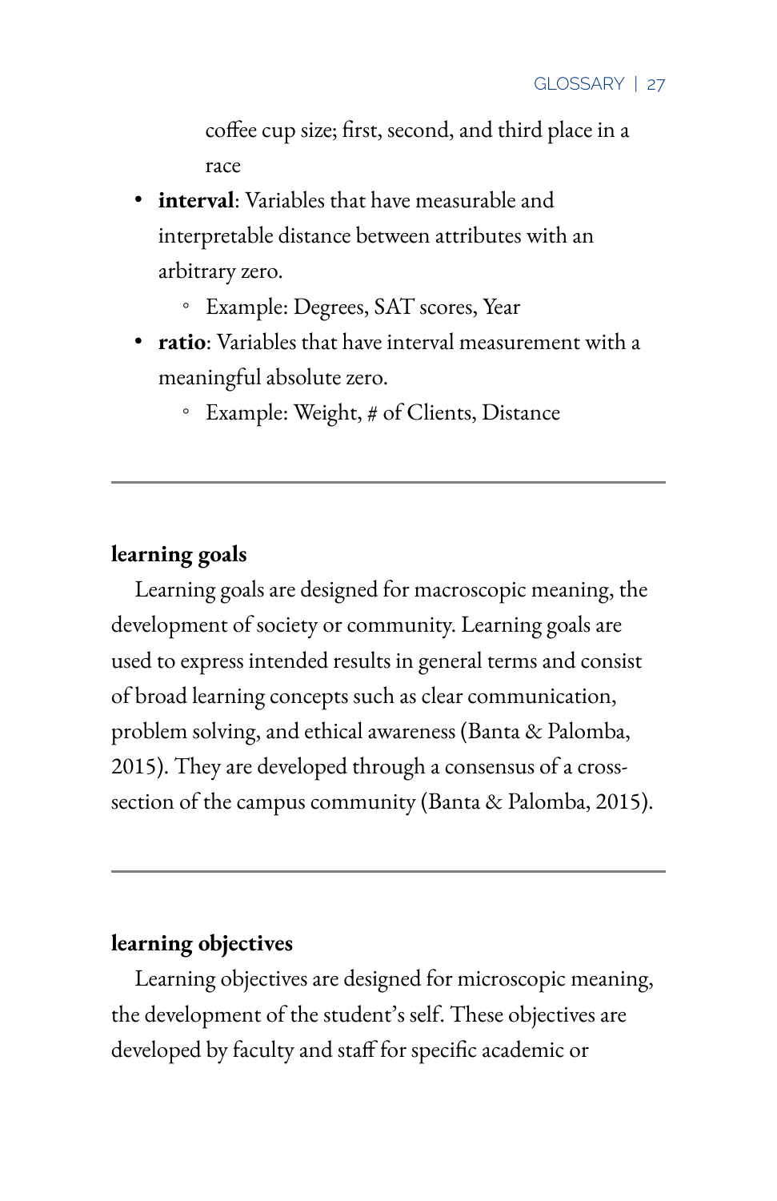coffee cup size; first, second, and third place in a race

- **interval**: Variables that have measurable and interpretable distance between attributes with an arbitrary zero.
  - Example: Degrees, SAT scores, Year
- **ratio**: Variables that have interval measurement with a meaningful absolute zero.
  - Example: Weight, # of Clients, Distance

---

**learning goals**

Learning goals are designed for macroscopic meaning, the development of society or community. Learning goals are used to express intended results in general terms and consist of broad learning concepts such as clear communication, problem solving, and ethical awareness (Banta & Palomba, 2015). They are developed through a consensus of a cross-section of the campus community (Banta & Palomba, 2015).

---

**learning objectives**

Learning objectives are designed for microscopic meaning, the development of the student's self. These objectives are developed by faculty and staff for specific academic or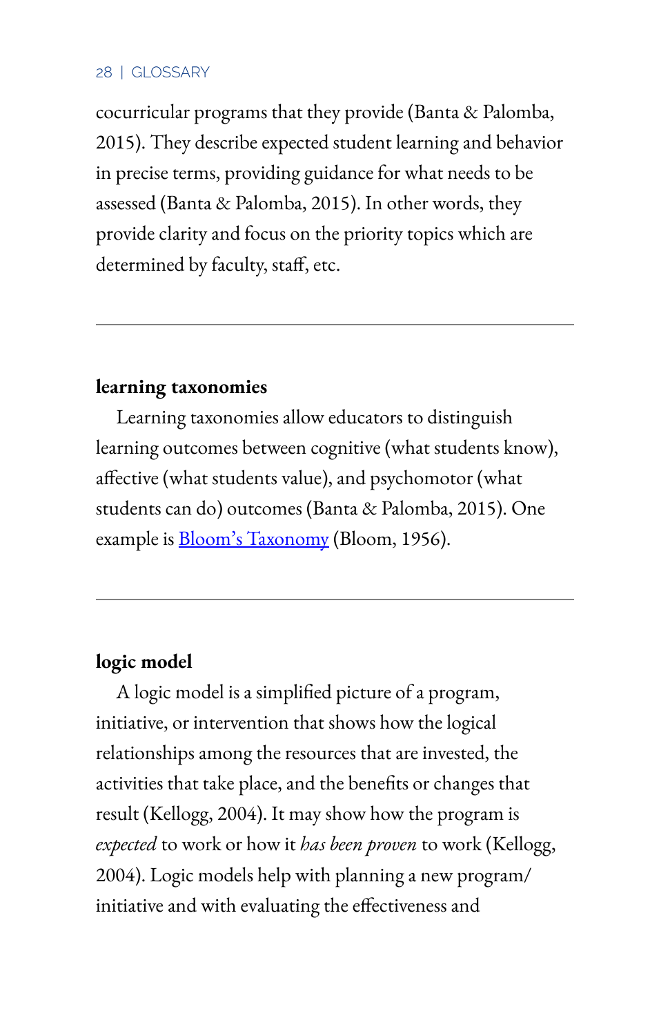cocurricular programs that they provide (Banta & Palomba, 2015). They describe expected student learning and behavior in precise terms, providing guidance for what needs to be assessed (Banta & Palomba, 2015). In other words, they provide clarity and focus on the priority topics which are determined by faculty, staff, etc.

---

**learning taxonomies**

Learning taxonomies allow educators to distinguish learning outcomes between cognitive (what students know), affective (what students value), and psychomotor (what students can do) outcomes (Banta & Palomba, 2015). One example is Bloom's Taxonomy (Bloom, 1956).

---

**logic model**

A logic model is a simplified picture of a program, initiative, or intervention that shows how the logical relationships among the resources that are invested, the activities that take place, and the benefits or changes that result (Kellogg, 2004). It may show how the program is *expected* to work or how it *has been proven* to work (Kellogg, 2004). Logic models help with planning a new program/initiative and with evaluating the effectiveness and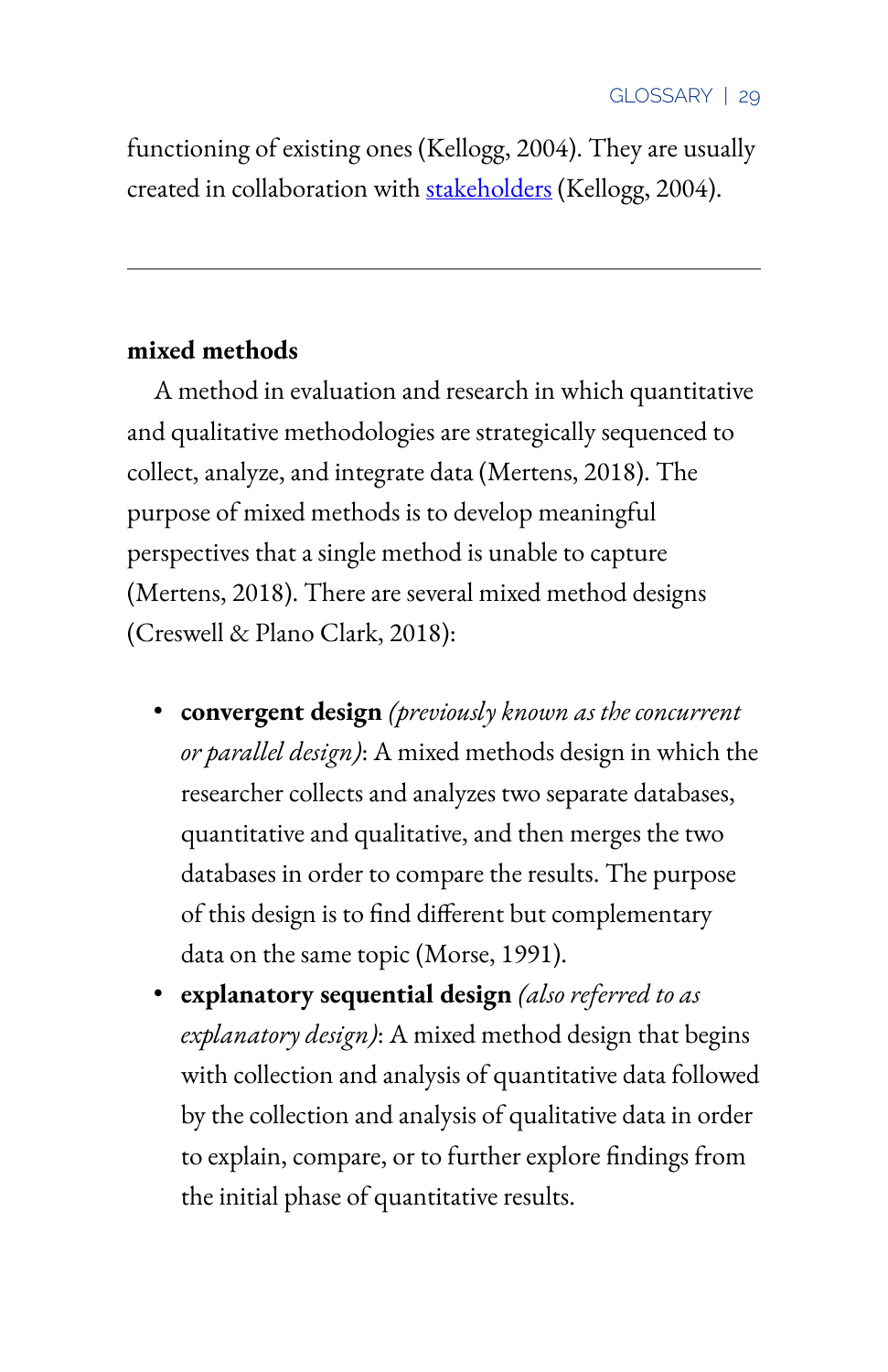functioning of existing ones (Kellogg, 2004). They are usually created in collaboration with stakeholders (Kellogg, 2004).

---

**mixed methods**

A method in evaluation and research in which quantitative and qualitative methodologies are strategically sequenced to collect, analyze, and integrate data (Mertens, 2018). The purpose of mixed methods is to develop meaningful perspectives that a single method is unable to capture (Mertens, 2018). There are several mixed method designs (Creswell & Plano Clark, 2018):

- **convergent design** *(previously known as the concurrent or parallel design)*: A mixed methods design in which the researcher collects and analyzes two separate databases, quantitative and qualitative, and then merges the two databases in order to compare the results. The purpose of this design is to find different but complementary data on the same topic (Morse, 1991).
- **explanatory sequential design** *(also referred to as explanatory design)*: A mixed method design that begins with collection and analysis of quantitative data followed by the collection and analysis of qualitative data in order to explain, compare, or to further explore findings from the initial phase of quantitative results.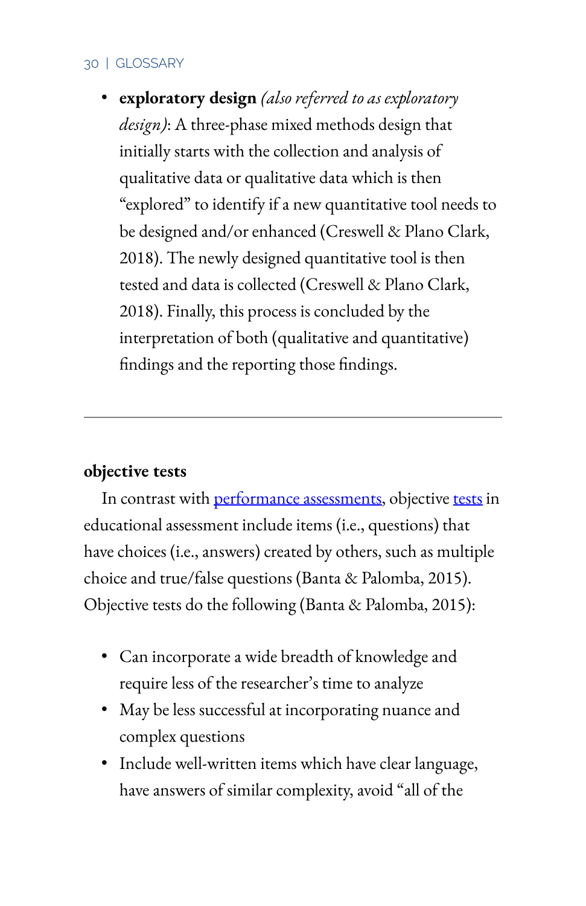- **exploratory design** *(also referred to as exploratory design)*: A three-phase mixed methods design that initially starts with the collection and analysis of qualitative data or qualitative data which is then "explored" to identify if a new quantitative tool needs to be designed and/or enhanced (Creswell & Plano Clark, 2018). The newly designed quantitative tool is then tested and data is collected (Creswell & Plano Clark, 2018). Finally, this process is concluded by the interpretation of both (qualitative and quantitative) findings and the reporting those findings.

---

**objective tests**

In contrast with performance assessments, objective tests in educational assessment include items (i.e., questions) that have choices (i.e., answers) created by others, such as multiple choice and true/false questions (Banta & Palomba, 2015). Objective tests do the following (Banta & Palomba, 2015):

- Can incorporate a wide breadth of knowledge and require less of the researcher's time to analyze
- May be less successful at incorporating nuance and complex questions
- Include well-written items which have clear language, have answers of similar complexity, avoid "all of the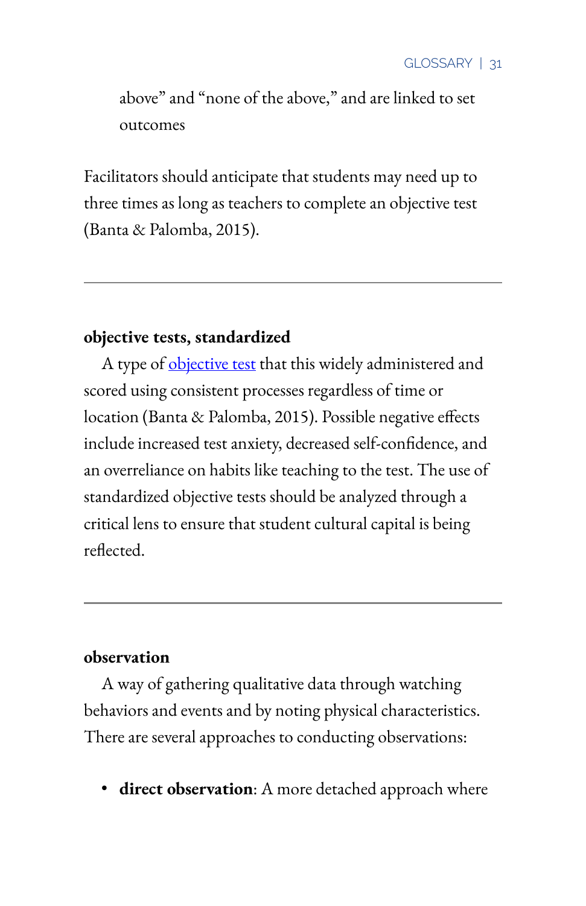above" and "none of the above," and are linked to set outcomes

Facilitators should anticipate that students may need up to three times as long as teachers to complete an objective test (Banta & Palomba, 2015).

---

**objective tests, standardized**

A type of objective test that this widely administered and scored using consistent processes regardless of time or location (Banta & Palomba, 2015). Possible negative effects include increased test anxiety, decreased self-confidence, and an overreliance on habits like teaching to the test. The use of standardized objective tests should be analyzed through a critical lens to ensure that student cultural capital is being reflected.

---

**observation**

A way of gathering qualitative data through watching behaviors and events and by noting physical characteristics. There are several approaches to conducting observations:

- **direct observation**: A more detached approach where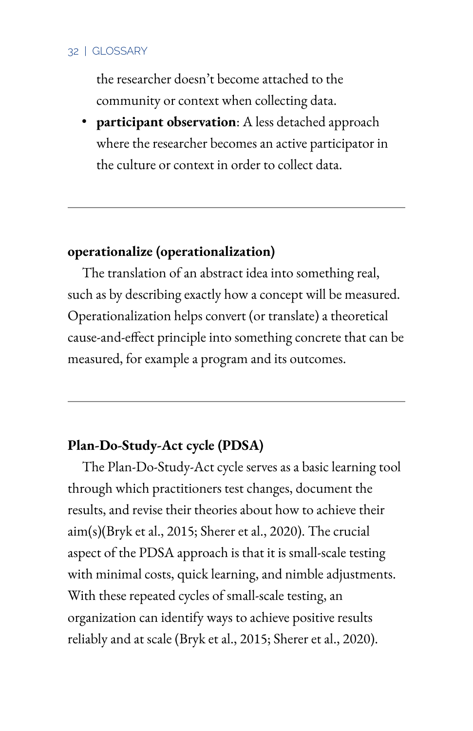the researcher doesn't become attached to the community or context when collecting data.

- **participant observation**: A less detached approach where the researcher becomes an active participator in the culture or context in order to collect data.

---

**operationalize (operationalization)**

The translation of an abstract idea into something real, such as by describing exactly how a concept will be measured. Operationalization helps convert (or translate) a theoretical cause-and-effect principle into something concrete that can be measured, for example a program and its outcomes.

---

**Plan-Do-Study-Act cycle (PDSA)**

The Plan-Do-Study-Act cycle serves as a basic learning tool through which practitioners test changes, document the results, and revise their theories about how to achieve their aim(s)(Bryk et al., 2015; Sherer et al., 2020). The crucial aspect of the PDSA approach is that it is small-scale testing with minimal costs, quick learning, and nimble adjustments. With these repeated cycles of small-scale testing, an organization can identify ways to achieve positive results reliably and at scale (Bryk et al., 2015; Sherer et al., 2020).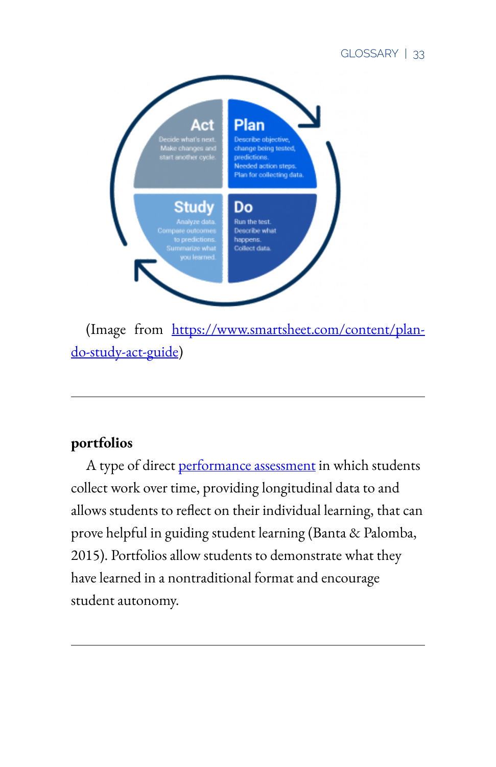(Image from https://www.smartsheet.com/content/plan-do-study-act-guide)

---

**portfolios**

A type of direct performance assessment in which students collect work over time, providing longitudinal data to and allows students to reflect on their individual learning, that can prove helpful in guiding student learning (Banta & Palomba, 2015). Portfolios allow students to demonstrate what they have learned in a nontraditional format and encourage student autonomy.

---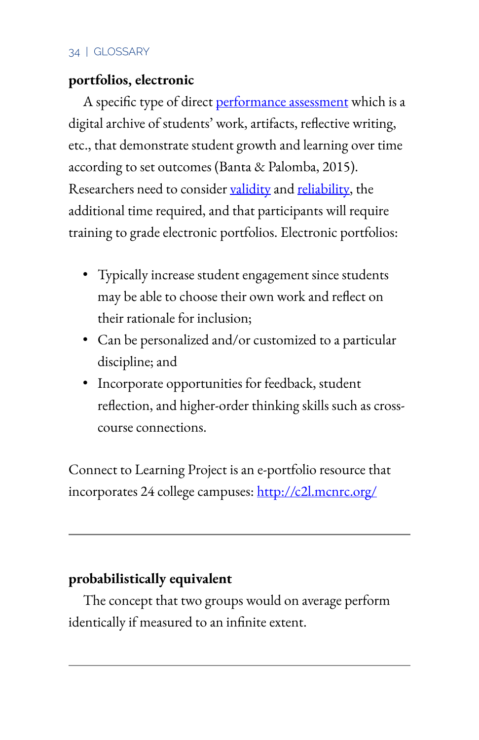**portfolios, electronic**

A specific type of direct performance assessment which is a digital archive of students' work, artifacts, reflective writing, etc., that demonstrate student growth and learning over time according to set outcomes (Banta & Palomba, 2015). Researchers need to consider validity and reliability, the additional time required, and that participants will require training to grade electronic portfolios. Electronic portfolios:

- Typically increase student engagement since students may be able to choose their own work and reflect on their rationale for inclusion;
- Can be personalized and/or customized to a particular discipline; and
- Incorporate opportunities for feedback, student reflection, and higher-order thinking skills such as cross-course connections.

Connect to Learning Project is an e-portfolio resource that incorporates 24 college campuses: http://c2l.mcnrc.org/

---

**probabilistically equivalent**

The concept that two groups would on average perform identically if measured to an infinite extent.

---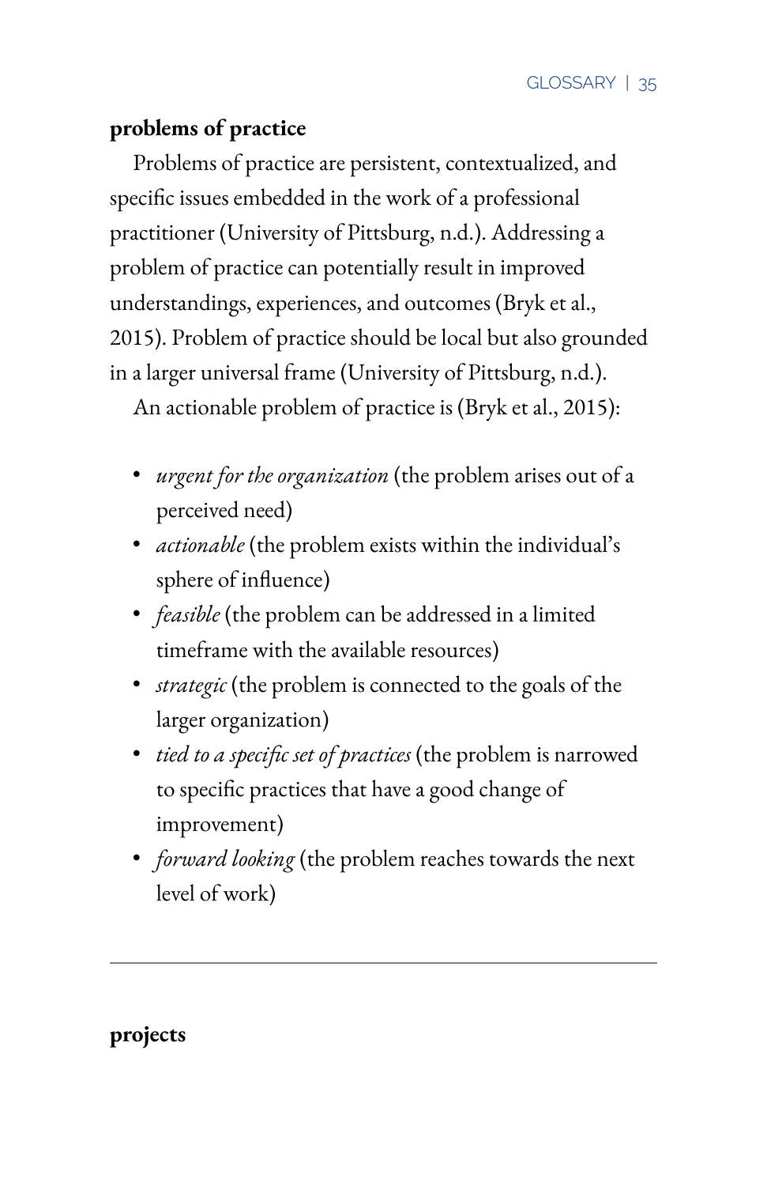**problems of practice**

Problems of practice are persistent, contextualized, and specific issues embedded in the work of a professional practitioner (University of Pittsburg, n.d.). Addressing a problem of practice can potentially result in improved understandings, experiences, and outcomes (Bryk et al., 2015). Problem of practice should be local but also grounded in a larger universal frame (University of Pittsburg, n.d.).

An actionable problem of practice is (Bryk et al., 2015):

- *urgent for the organization* (the problem arises out of a perceived need)
- *actionable* (the problem exists within the individual's sphere of influence)
- *feasible* (the problem can be addressed in a limited timeframe with the available resources)
- *strategic* (the problem is connected to the goals of the larger organization)
- *tied to a specific set of practices* (the problem is narrowed to specific practices that have a good change of improvement)
- *forward looking* (the problem reaches towards the next level of work)

---

**projects**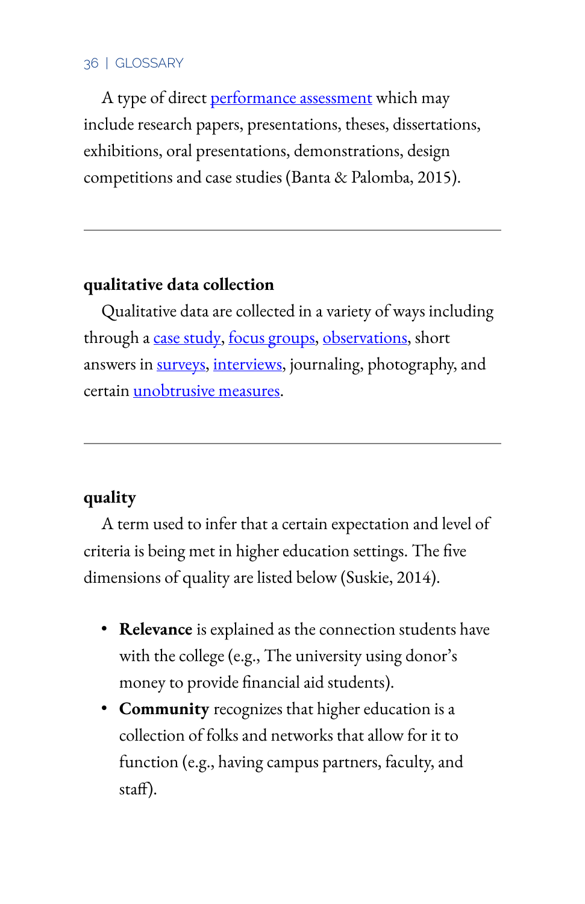A type of direct performance assessment which may include research papers, presentations, theses, dissertations, exhibitions, oral presentations, demonstrations, design competitions and case studies (Banta & Palomba, 2015).

---

**qualitative data collection**

Qualitative data are collected in a variety of ways including through a case study, focus groups, observations, short answers in surveys, interviews, journaling, photography, and certain unobtrusive measures.

---

**quality**

A term used to infer that a certain expectation and level of criteria is being met in higher education settings. The five dimensions of quality are listed below (Suskie, 2014).

- **Relevance** is explained as the connection students have with the college (e.g., The university using donor's money to provide financial aid students).
- **Community** recognizes that higher education is a collection of folks and networks that allow for it to function (e.g., having campus partners, faculty, and staff).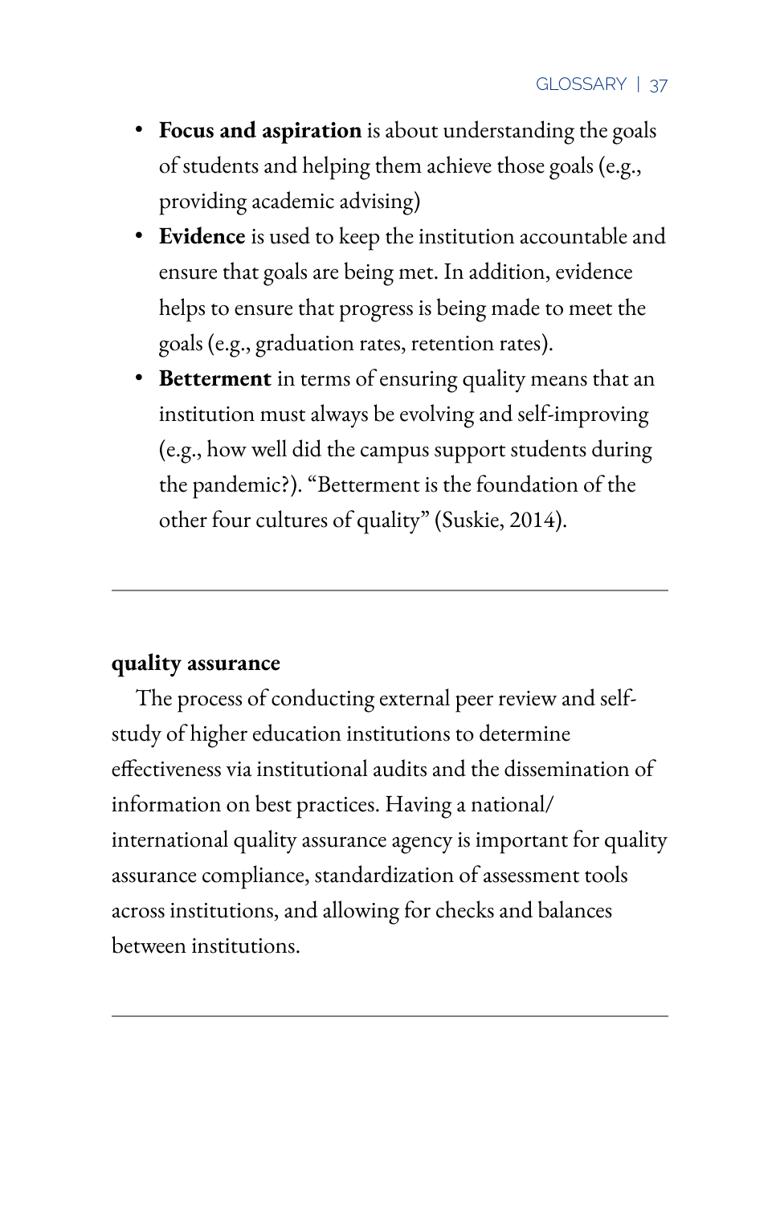- **Focus and aspiration** is about understanding the goals of students and helping them achieve those goals (e.g., providing academic advising)
- **Evidence** is used to keep the institution accountable and ensure that goals are being met. In addition, evidence helps to ensure that progress is being made to meet the goals (e.g., graduation rates, retention rates).
- **Betterment** in terms of ensuring quality means that an institution must always be evolving and self-improving (e.g., how well did the campus support students during the pandemic?). "Betterment is the foundation of the other four cultures of quality" (Suskie, 2014).

---

**quality assurance**

The process of conducting external peer review and self-study of higher education institutions to determine effectiveness via institutional audits and the dissemination of information on best practices. Having a national/international quality assurance agency is important for quality assurance compliance, standardization of assessment tools across institutions, and allowing for checks and balances between institutions.

---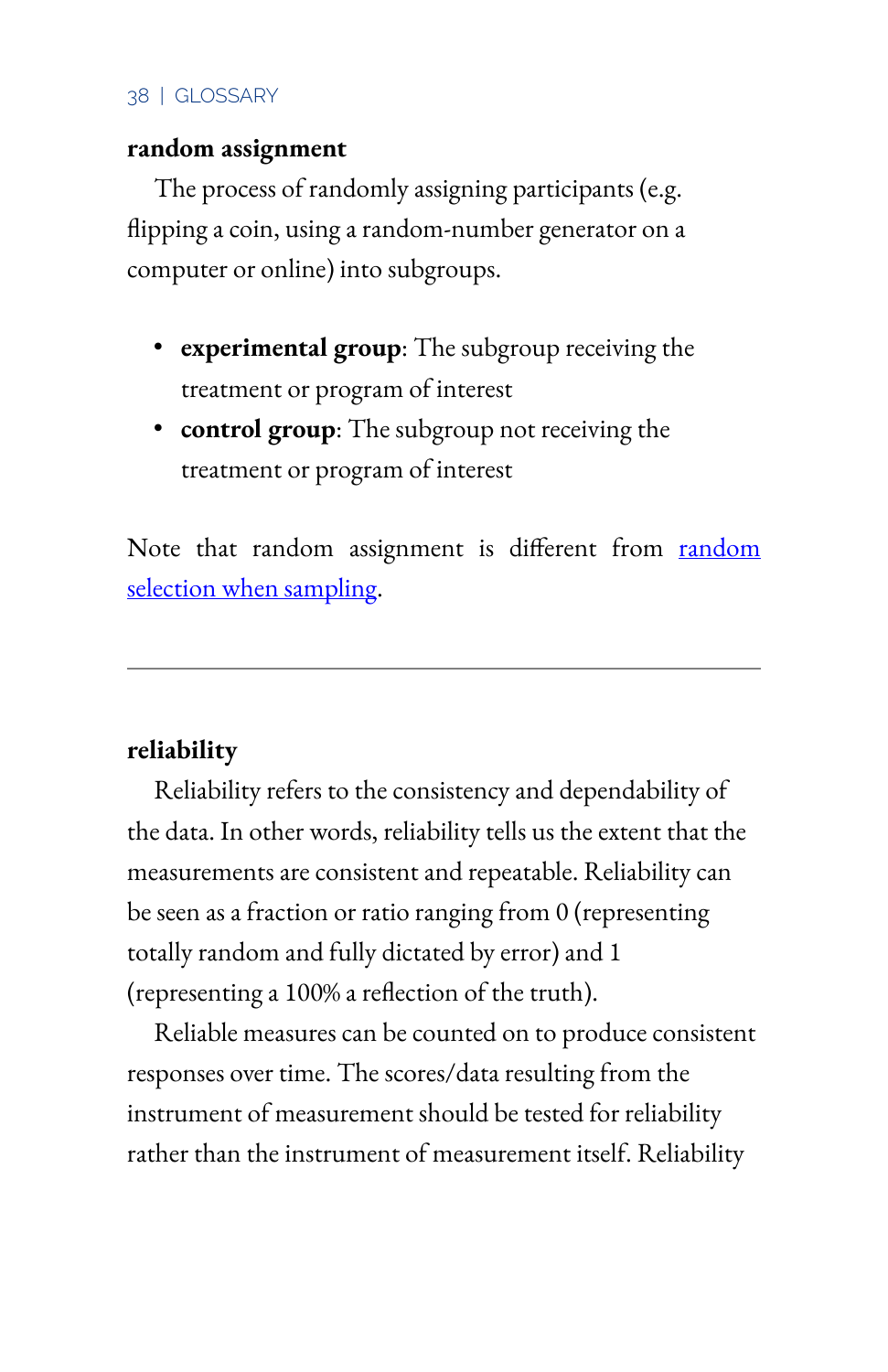**random assignment**

The process of randomly assigning participants (e.g. flipping a coin, using a random-number generator on a computer or online) into subgroups.

- **experimental group**: The subgroup receiving the treatment or program of interest
- **control group**: The subgroup not receiving the treatment or program of interest

Note that random assignment is different from random selection when sampling.

---

**reliability**

Reliability refers to the consistency and dependability of the data. In other words, reliability tells us the extent that the measurements are consistent and repeatable. Reliability can be seen as a fraction or ratio ranging from 0 (representing totally random and fully dictated by error) and 1 (representing a 100% a reflection of the truth).

Reliable measures can be counted on to produce consistent responses over time. The scores/data resulting from the instrument of measurement should be tested for reliability rather than the instrument of measurement itself. Reliability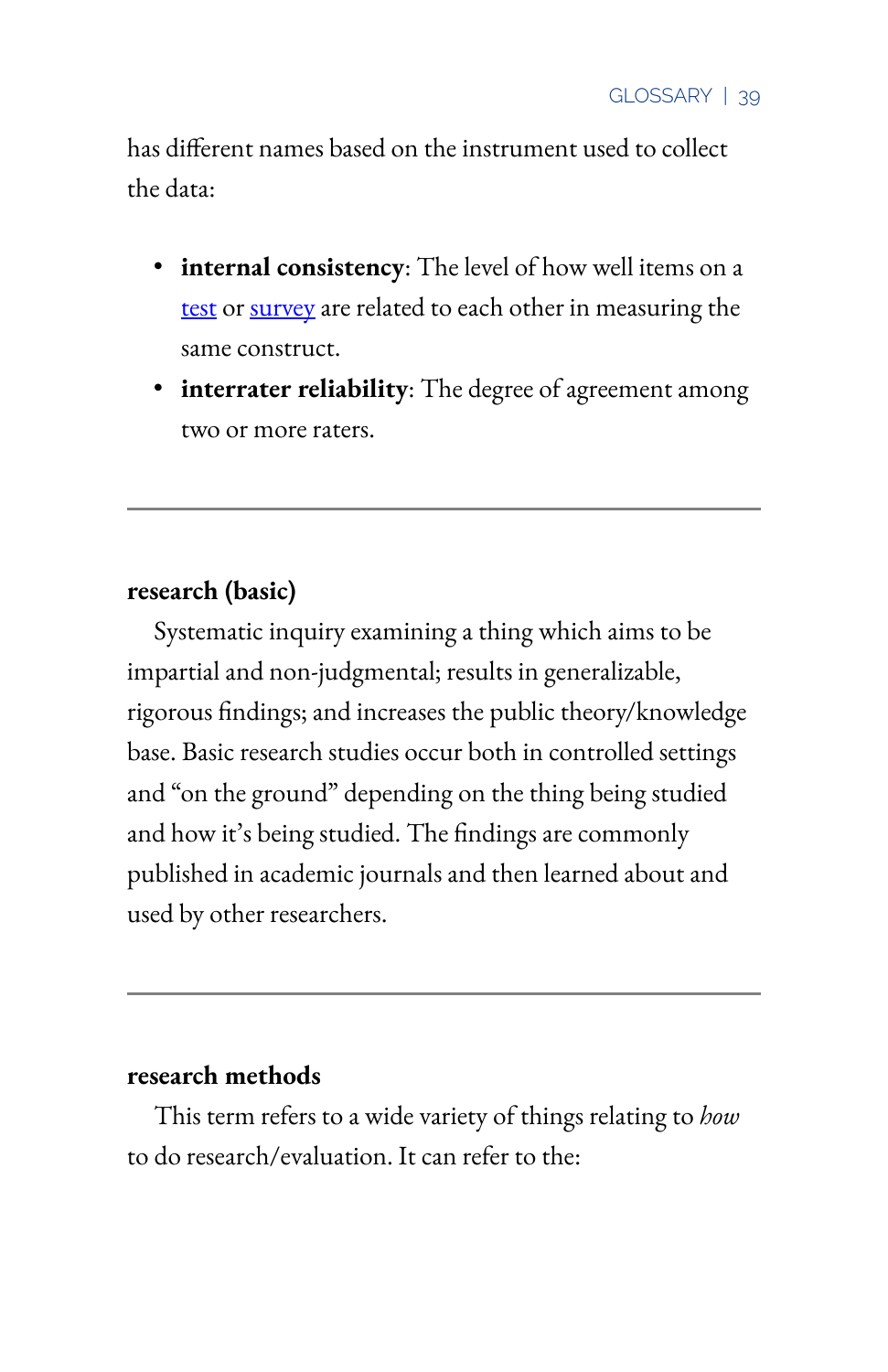has different names based on the instrument used to collect the data:

- **internal consistency**: The level of how well items on a test or survey are related to each other in measuring the same construct.
- **interrater reliability**: The degree of agreement among two or more raters.

---

**research (basic)**

Systematic inquiry examining a thing which aims to be impartial and non-judgmental; results in generalizable, rigorous findings; and increases the public theory/knowledge base. Basic research studies occur both in controlled settings and "on the ground" depending on the thing being studied and how it's being studied. The findings are commonly published in academic journals and then learned about and used by other researchers.

---

**research methods**

This term refers to a wide variety of things relating to *how* to do research/evaluation. It can refer to the: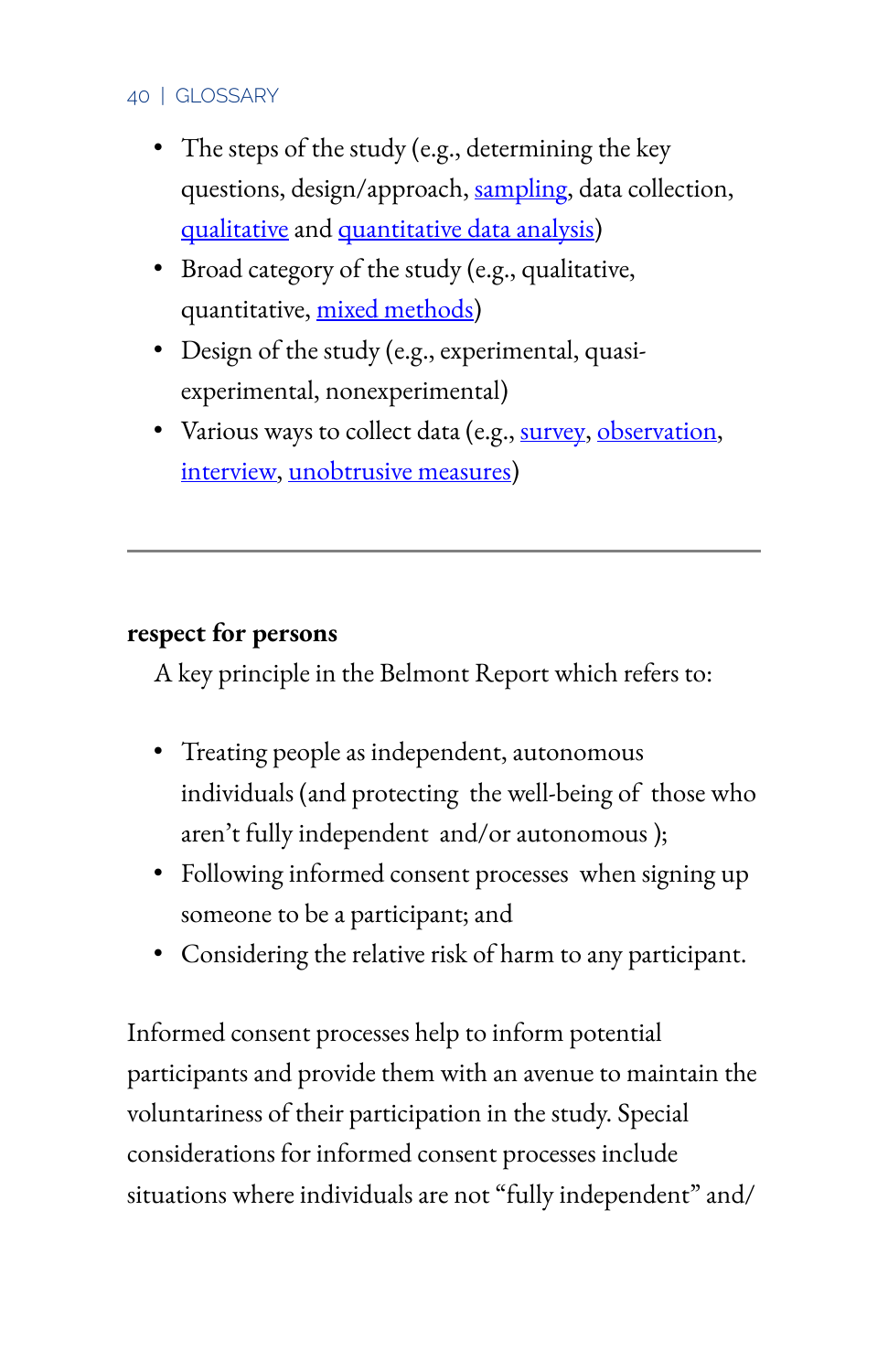- The steps of the study (e.g., determining the key questions, design/approach, sampling, data collection, qualitative and quantitative data analysis)
- Broad category of the study (e.g., qualitative, quantitative, mixed methods)
- Design of the study (e.g., experimental, quasi-experimental, nonexperimental)
- Various ways to collect data (e.g., survey, observation, interview, unobtrusive measures)

---

**respect for persons**

A key principle in the Belmont Report which refers to:

- Treating people as independent, autonomous individuals (and protecting the well-being of those who aren't fully independent and/or autonomous );
- Following informed consent processes when signing up someone to be a participant; and
- Considering the relative risk of harm to any participant.

Informed consent processes help to inform potential participants and provide them with an avenue to maintain the voluntariness of their participation in the study. Special considerations for informed consent processes include situations where individuals are not "fully independent" and/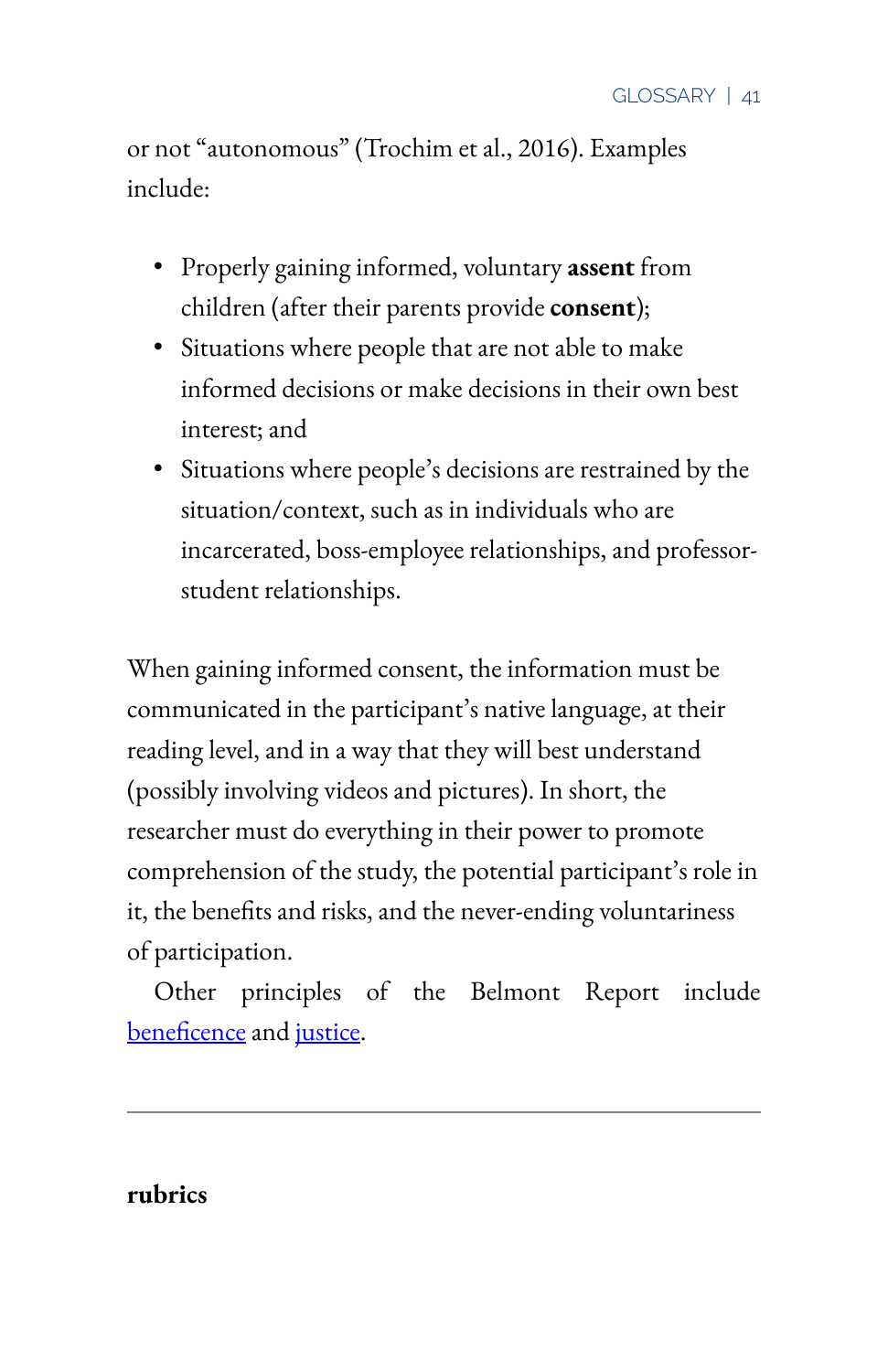or not “autonomous” (Trochim et al., 2016). Examples include:

- Properly gaining informed, voluntary **assent** from children (after their parents provide **consent**);
- Situations where people that are not able to make informed decisions or make decisions in their own best interest; and
- Situations where people’s decisions are restrained by the situation/context, such as in individuals who are incarcerated, boss-employee relationships, and professor-student relationships.

When gaining informed consent, the information must be communicated in the participant’s native language, at their reading level, and in a way that they will best understand (possibly involving videos and pictures). In short, the researcher must do everything in their power to promote comprehension of the study, the potential participant’s role in it, the benefits and risks, and the never-ending voluntariness of participation.

Other principles of the Belmont Report include beneficence and justice.

---

**rubrics**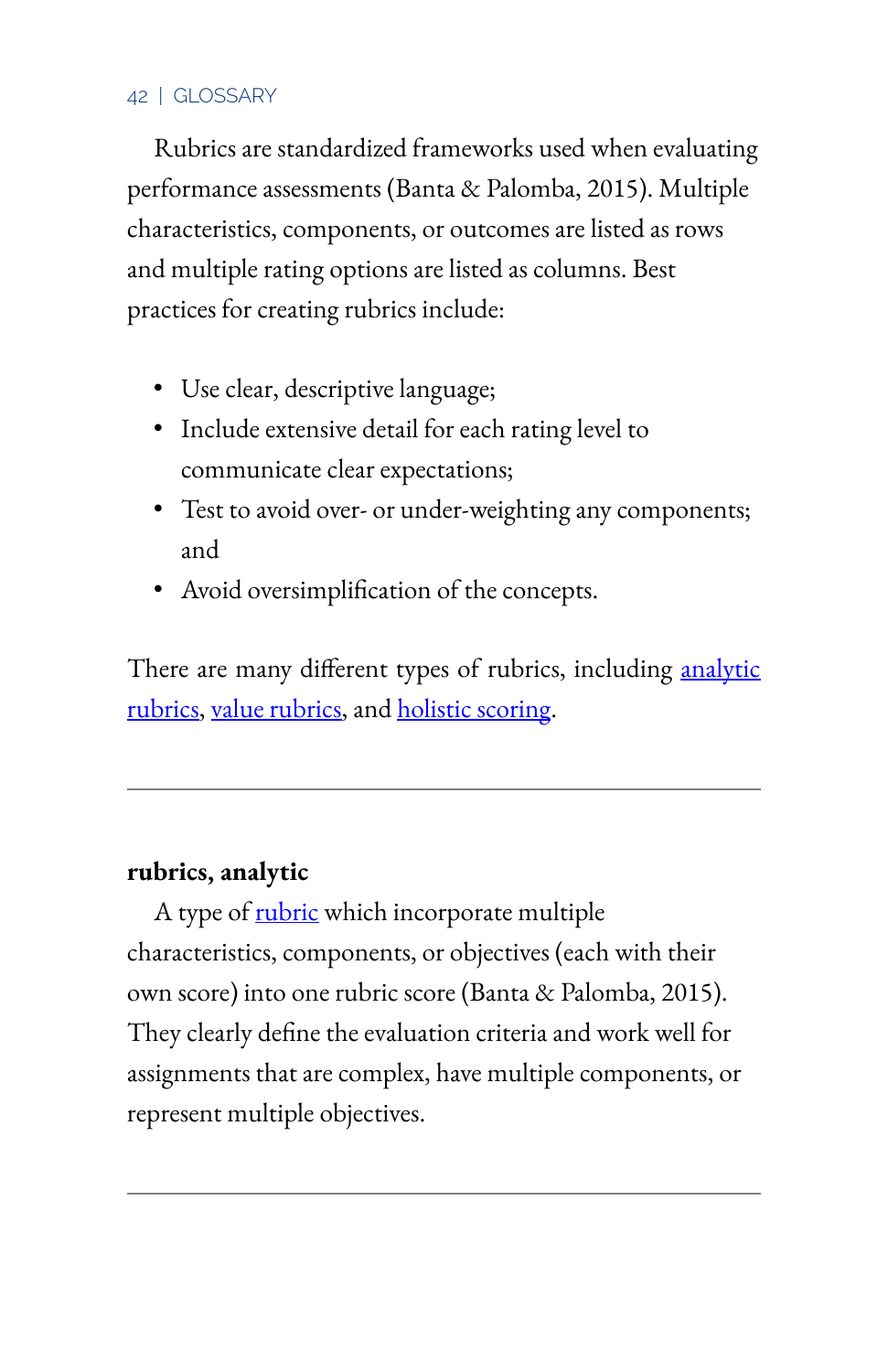Rubrics are standardized frameworks used when evaluating performance assessments (Banta & Palomba, 2015). Multiple characteristics, components, or outcomes are listed as rows and multiple rating options are listed as columns. Best practices for creating rubrics include:

- Use clear, descriptive language;
- Include extensive detail for each rating level to communicate clear expectations;
- Test to avoid over- or under-weighting any components; and
- Avoid oversimplification of the concepts.

There are many different types of rubrics, including analytic rubrics, value rubrics, and holistic scoring.

---

**rubrics, analytic**

A type of rubric which incorporate multiple characteristics, components, or objectives (each with their own score) into one rubric score (Banta & Palomba, 2015). They clearly define the evaluation criteria and work well for assignments that are complex, have multiple components, or represent multiple objectives.

---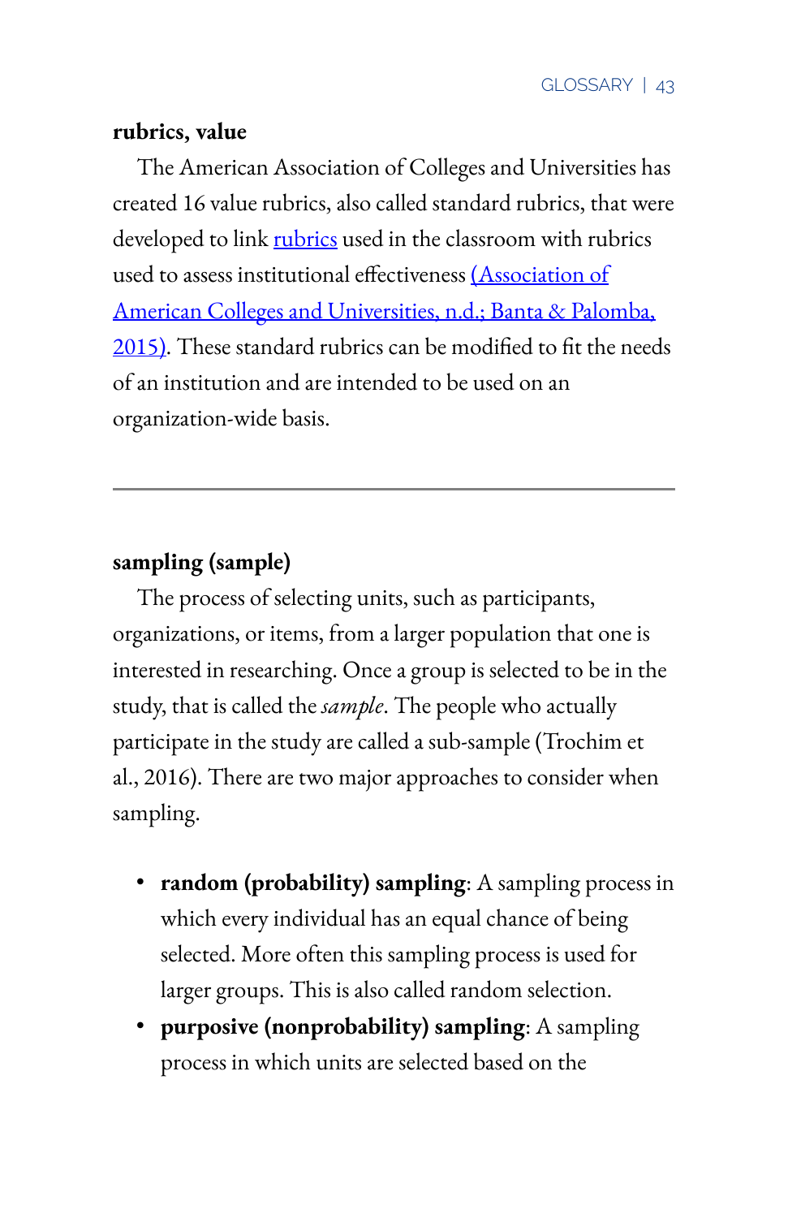**rubrics, value**

The American Association of Colleges and Universities has created 16 value rubrics, also called standard rubrics, that were developed to link rubrics used in the classroom with rubrics used to assess institutional effectiveness (Association of American Colleges and Universities, n.d.; Banta & Palomba, 2015). These standard rubrics can be modified to fit the needs of an institution and are intended to be used on an organization-wide basis.

---

**sampling (sample)**

The process of selecting units, such as participants, organizations, or items, from a larger population that one is interested in researching. Once a group is selected to be in the study, that is called the *sample*. The people who actually participate in the study are called a sub-sample (Trochim et al., 2016). There are two major approaches to consider when sampling.

- **random (probability) sampling**: A sampling process in which every individual has an equal chance of being selected. More often this sampling process is used for larger groups. This is also called random selection.
- **purposive (nonprobability) sampling**: A sampling process in which units are selected based on the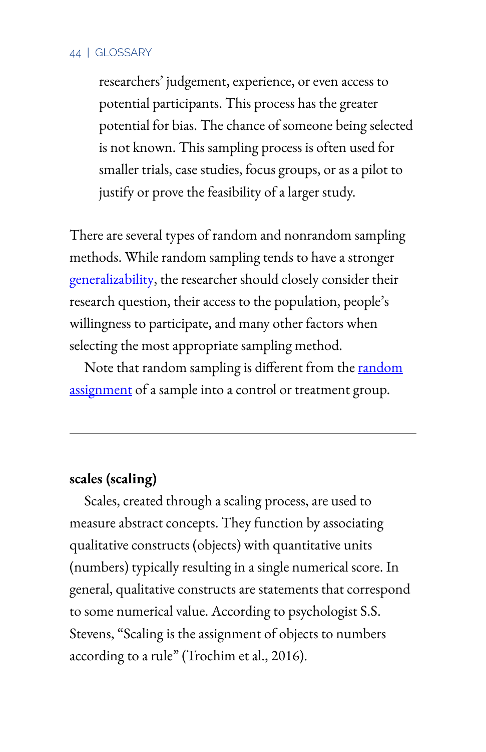researchers' judgement, experience, or even access to potential participants. This process has the greater potential for bias. The chance of someone being selected is not known. This sampling process is often used for smaller trials, case studies, focus groups, or as a pilot to justify or prove the feasibility of a larger study.

There are several types of random and nonrandom sampling methods. While random sampling tends to have a stronger generalizability, the researcher should closely consider their research question, their access to the population, people's willingness to participate, and many other factors when selecting the most appropriate sampling method.

Note that random sampling is different from the random assignment of a sample into a control or treatment group.

---

**scales (scaling)**

Scales, created through a scaling process, are used to measure abstract concepts. They function by associating qualitative constructs (objects) with quantitative units (numbers) typically resulting in a single numerical score. In general, qualitative constructs are statements that correspond to some numerical value. According to psychologist S.S. Stevens, "Scaling is the assignment of objects to numbers according to a rule" (Trochim et al., 2016).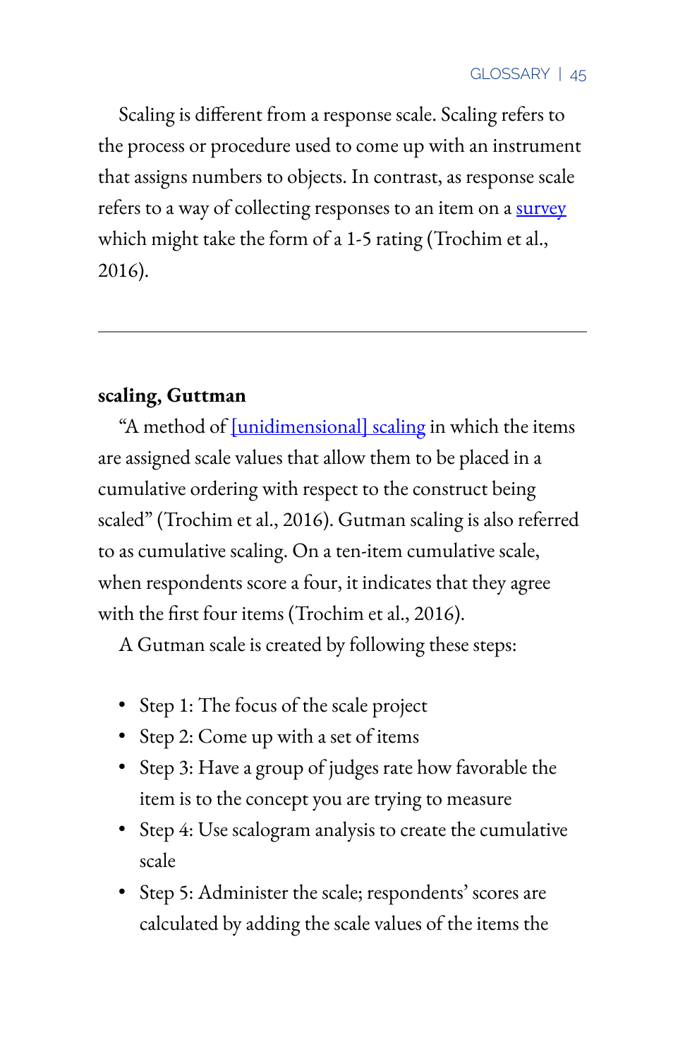Scaling is different from a response scale. Scaling refers to the process or procedure used to come up with an instrument that assigns numbers to objects. In contrast, as response scale refers to a way of collecting responses to an item on a survey which might take the form of a 1-5 rating (Trochim et al., 2016).

---

**scaling, Guttman**

"A method of [unidimensional] scaling in which the items are assigned scale values that allow them to be placed in a cumulative ordering with respect to the construct being scaled" (Trochim et al., 2016). Gutman scaling is also referred to as cumulative scaling. On a ten-item cumulative scale, when respondents score a four, it indicates that they agree with the first four items (Trochim et al., 2016).

A Gutman scale is created by following these steps:

- Step 1: The focus of the scale project
- Step 2: Come up with a set of items
- Step 3: Have a group of judges rate how favorable the item is to the concept you are trying to measure
- Step 4: Use scalogram analysis to create the cumulative scale
- Step 5: Administer the scale; respondents' scores are calculated by adding the scale values of the items the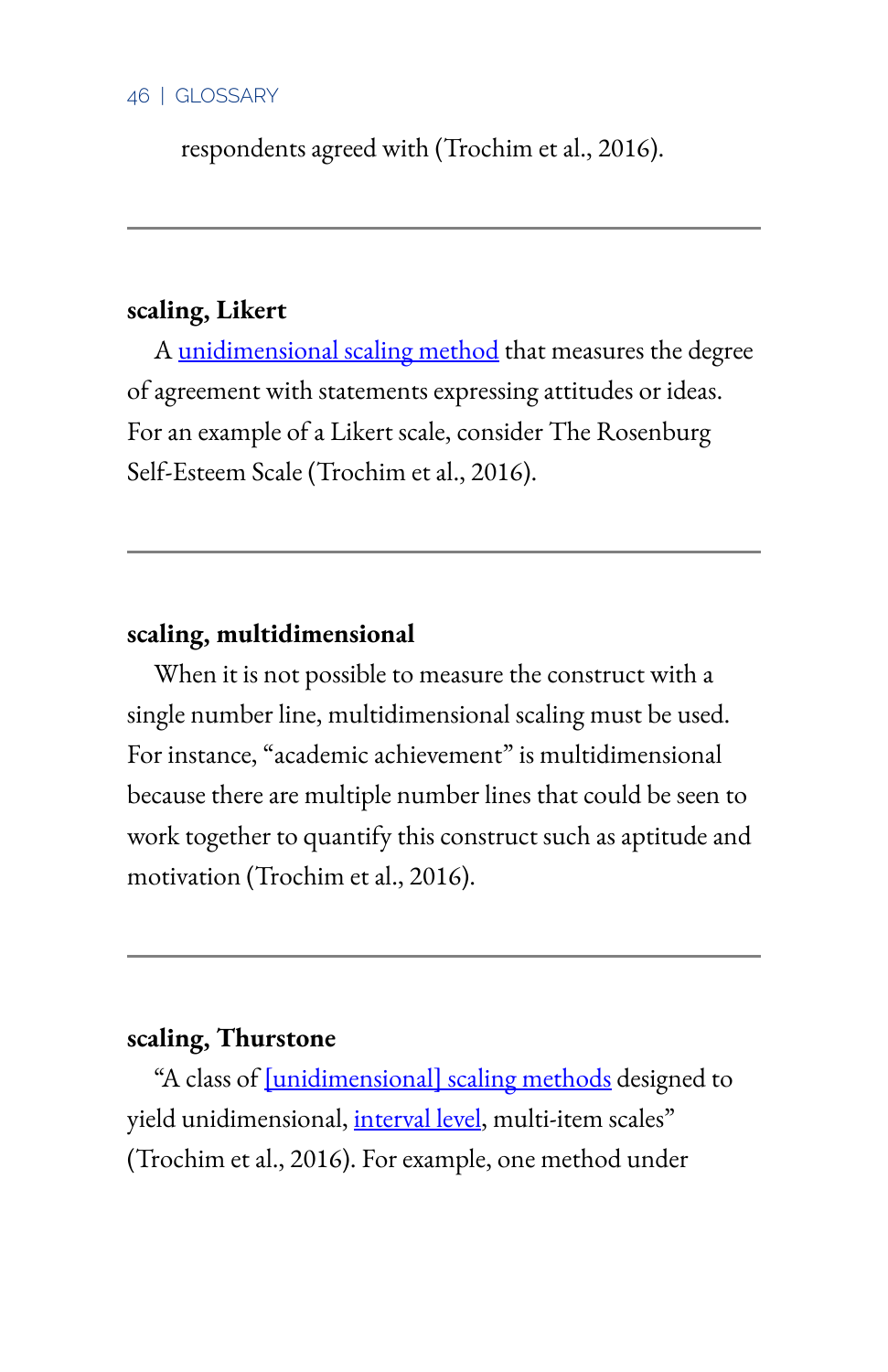respondents agreed with (Trochim et al., 2016).

---

**scaling, Likert**

A [unidimensional scaling method] that measures the degree of agreement with statements expressing attitudes or ideas. For an example of a Likert scale, consider The Rosenburg Self-Esteem Scale (Trochim et al., 2016).

---

**scaling, multidimensional**

When it is not possible to measure the construct with a single number line, multidimensional scaling must be used. For instance, "academic achievement" is multidimensional because there are multiple number lines that could be seen to work together to quantify this construct such as aptitude and motivation (Trochim et al., 2016).

---

**scaling, Thurstone**

"A class of [unidimensional] scaling methods designed to yield unidimensional, interval level, multi-item scales" (Trochim et al., 2016). For example, one method under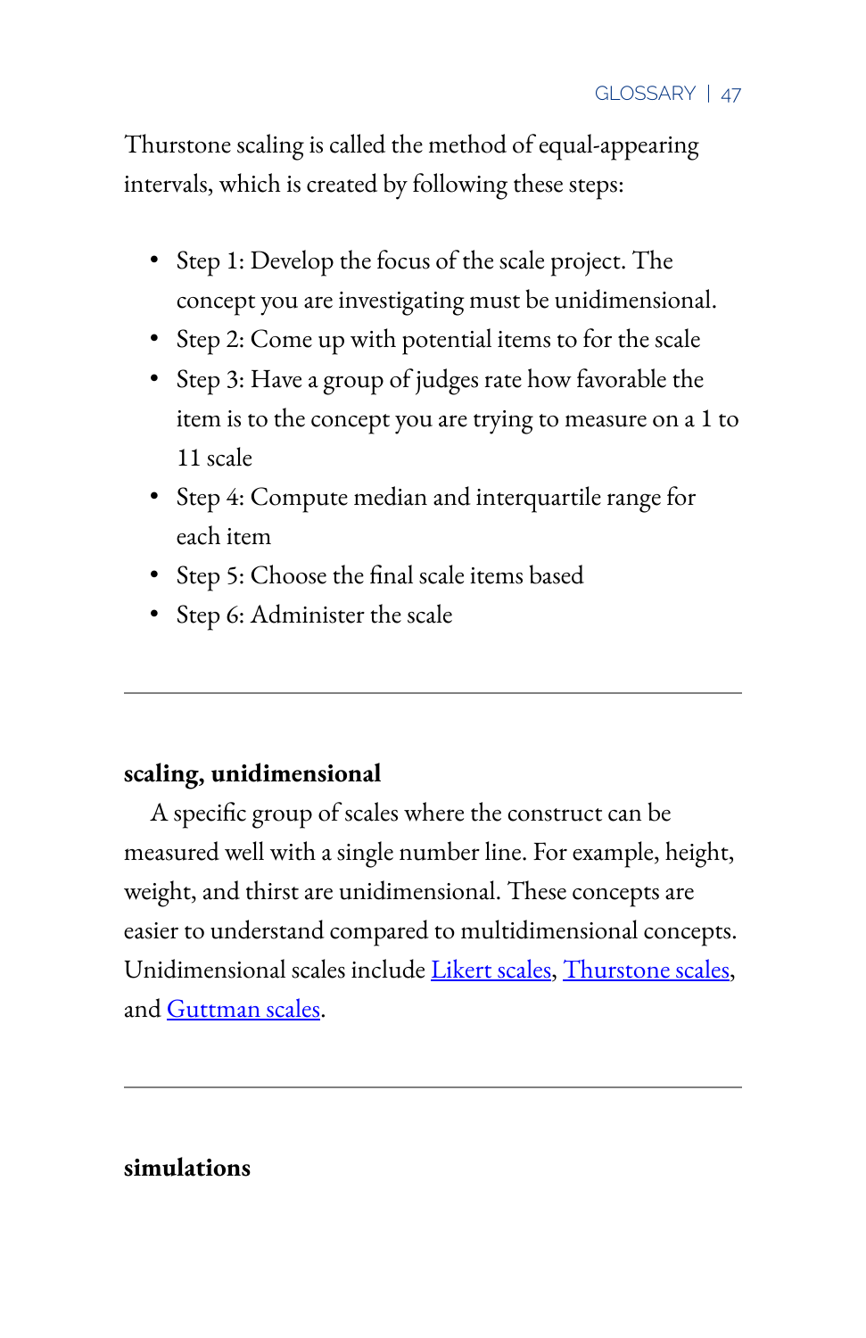Thurstone scaling is called the method of equal-appearing intervals, which is created by following these steps:

- Step 1: Develop the focus of the scale project. The concept you are investigating must be unidimensional.
- Step 2: Come up with potential items to for the scale
- Step 3: Have a group of judges rate how favorable the item is to the concept you are trying to measure on a 1 to 11 scale
- Step 4: Compute median and interquartile range for each item
- Step 5: Choose the final scale items based
- Step 6: Administer the scale

---

**scaling, unidimensional**

A specific group of scales where the construct can be measured well with a single number line. For example, height, weight, and thirst are unidimensional. These concepts are easier to understand compared to multidimensional concepts. Unidimensional scales include Likert scales, Thurstone scales, and Guttman scales.

---

**simulations**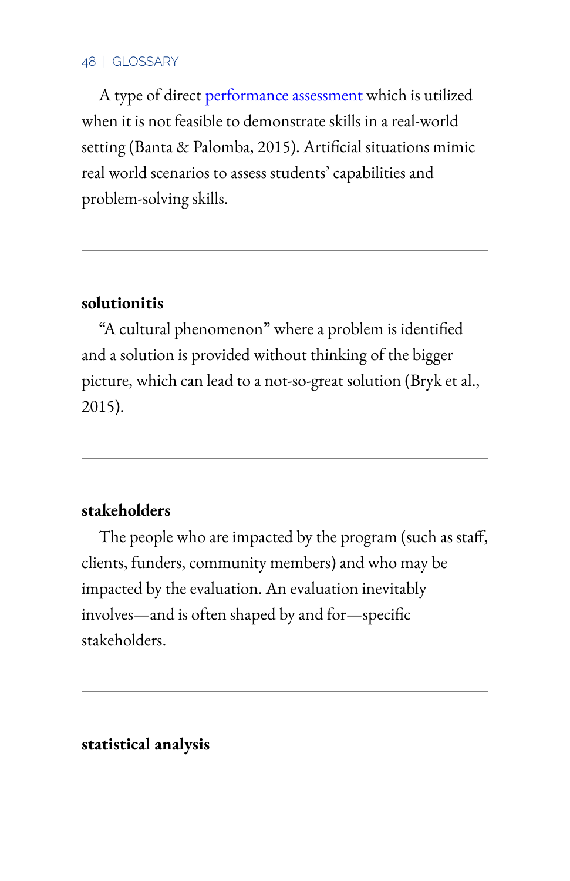A type of direct performance assessment which is utilized when it is not feasible to demonstrate skills in a real-world setting (Banta & Palomba, 2015). Artificial situations mimic real world scenarios to assess students' capabilities and problem-solving skills.

---

**solutionitis**

"A cultural phenomenon" where a problem is identified and a solution is provided without thinking of the bigger picture, which can lead to a not-so-great solution (Bryk et al., 2015).

---

**stakeholders**

The people who are impacted by the program (such as staff, clients, funders, community members) and who may be impacted by the evaluation. An evaluation inevitably involves—and is often shaped by and for—specific stakeholders.

---

**statistical analysis**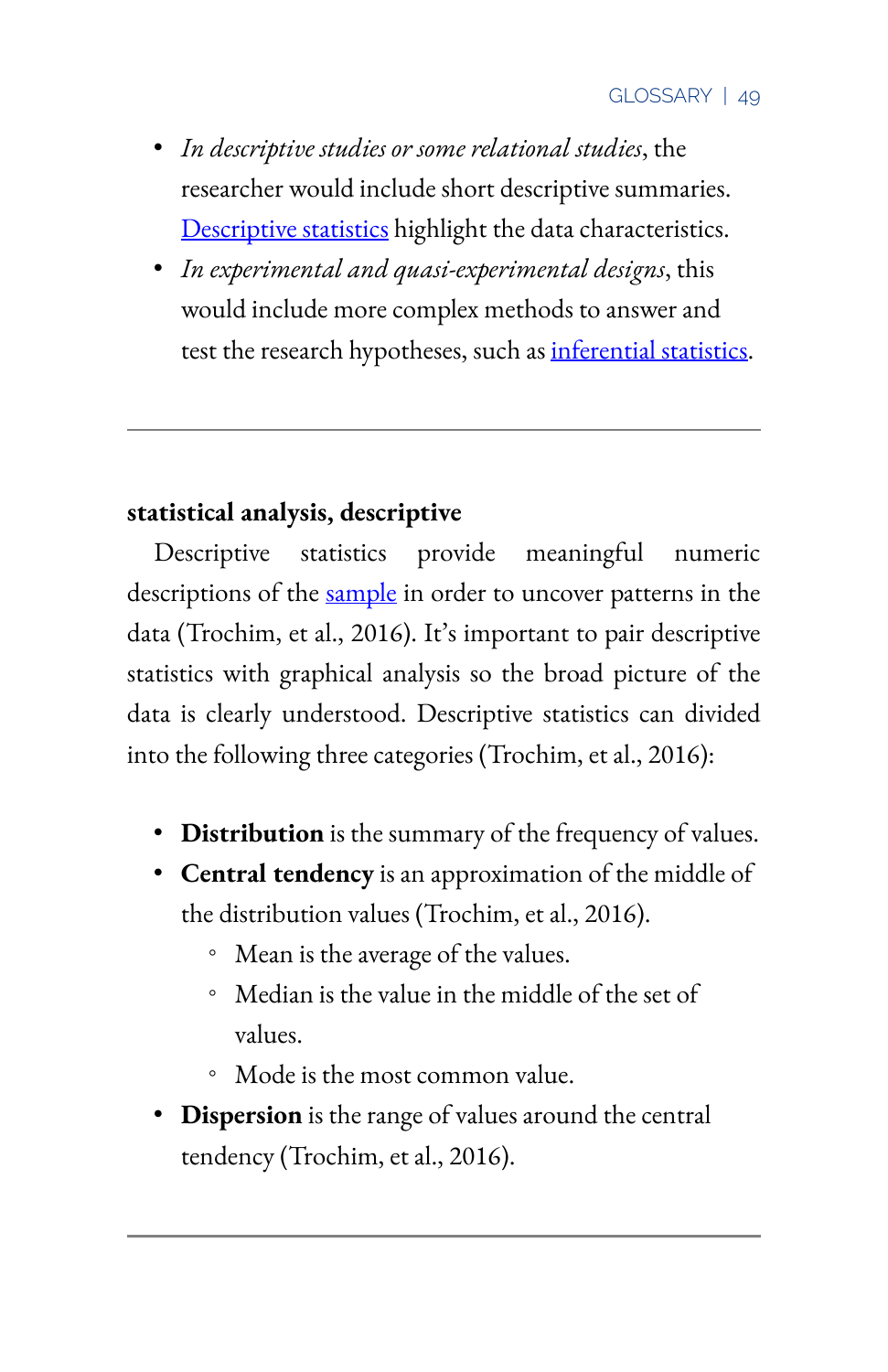- *In descriptive studies or some relational studies*, the researcher would include short descriptive summaries. Descriptive statistics highlight the data characteristics.
- *In experimental and quasi-experimental designs*, this would include more complex methods to answer and test the research hypotheses, such as inferential statistics.

---

**statistical analysis, descriptive**

Descriptive statistics provide meaningful numeric descriptions of the sample in order to uncover patterns in the data (Trochim, et al., 2016). It's important to pair descriptive statistics with graphical analysis so the broad picture of the data is clearly understood. Descriptive statistics can divided into the following three categories (Trochim, et al., 2016):

- **Distribution** is the summary of the frequency of values.
- **Central tendency** is an approximation of the middle of the distribution values (Trochim, et al., 2016).
  - Mean is the average of the values.
  - Median is the value in the middle of the set of values.
  - Mode is the most common value.
- **Dispersion** is the range of values around the central tendency (Trochim, et al., 2016).

---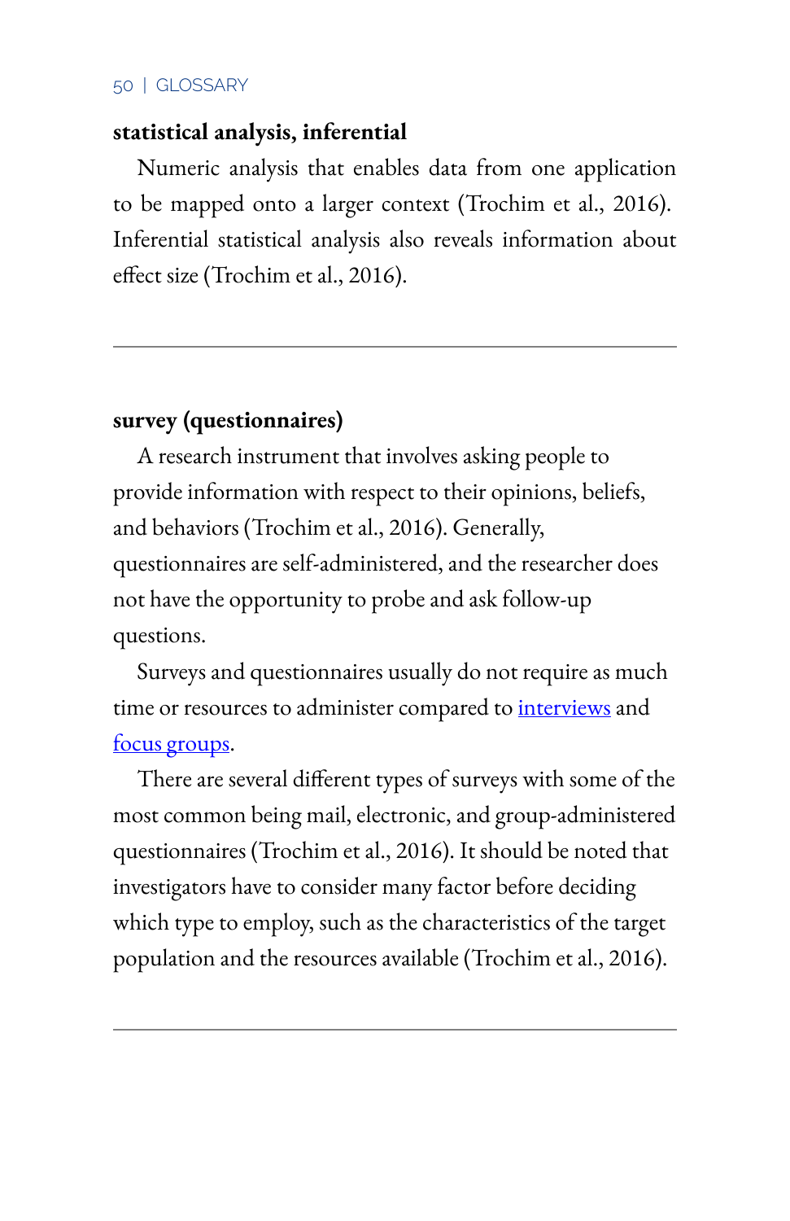**statistical analysis, inferential**

Numeric analysis that enables data from one application to be mapped onto a larger context (Trochim et al., 2016). Inferential statistical analysis also reveals information about effect size (Trochim et al., 2016).

---

**survey (questionnaires)**

A research instrument that involves asking people to provide information with respect to their opinions, beliefs, and behaviors (Trochim et al., 2016). Generally, questionnaires are self-administered, and the researcher does not have the opportunity to probe and ask follow-up questions.

Surveys and questionnaires usually do not require as much time or resources to administer compared to interviews and focus groups.

There are several different types of surveys with some of the most common being mail, electronic, and group-administered questionnaires (Trochim et al., 2016). It should be noted that investigators have to consider many factor before deciding which type to employ, such as the characteristics of the target population and the resources available (Trochim et al., 2016).

---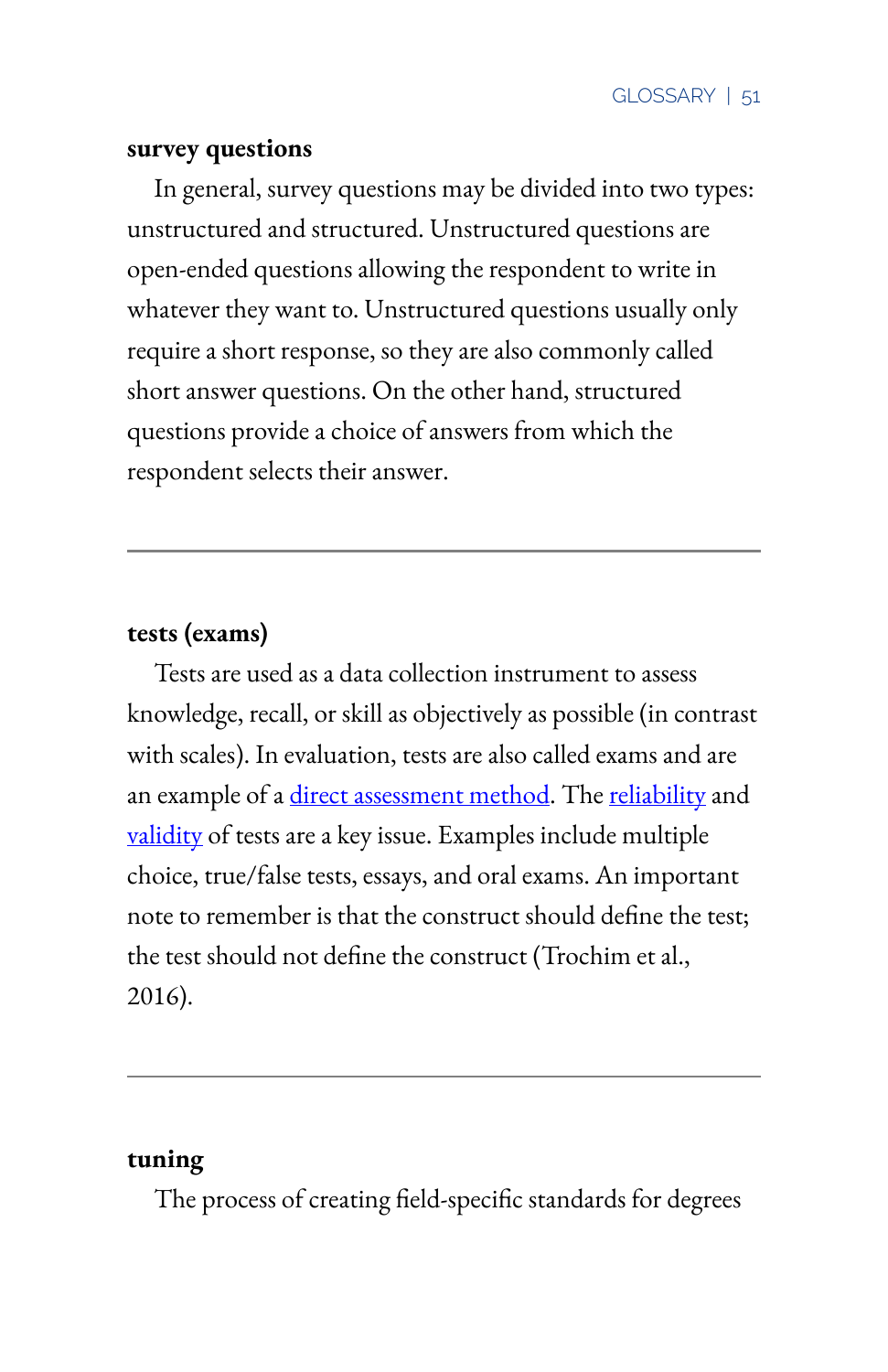**survey questions**

In general, survey questions may be divided into two types: unstructured and structured. Unstructured questions are open-ended questions allowing the respondent to write in whatever they want to. Unstructured questions usually only require a short response, so they are also commonly called short answer questions. On the other hand, structured questions provide a choice of answers from which the respondent selects their answer.

---

**tests (exams)**

Tests are used as a data collection instrument to assess knowledge, recall, or skill as objectively as possible (in contrast with scales). In evaluation, tests are also called exams and are an example of a direct assessment method. The reliability and validity of tests are a key issue. Examples include multiple choice, true/false tests, essays, and oral exams. An important note to remember is that the construct should define the test; the test should not define the construct (Trochim et al., 2016).

---

**tuning**

The process of creating field-specific standards for degrees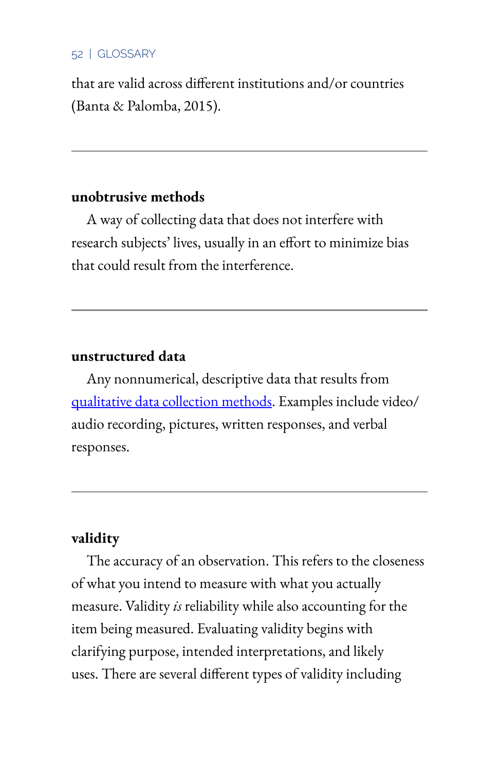that are valid across different institutions and/or countries (Banta & Palomba, 2015).

---

**unobtrusive methods**

A way of collecting data that does not interfere with research subjects' lives, usually in an effort to minimize bias that could result from the interference.

---

**unstructured data**

Any nonnumerical, descriptive data that results from qualitative data collection methods. Examples include video/audio recording, pictures, written responses, and verbal responses.

---

**validity**

The accuracy of an observation. This refers to the closeness of what you intend to measure with what you actually measure. Validity *is* reliability while also accounting for the item being measured. Evaluating validity begins with clarifying purpose, intended interpretations, and likely uses. There are several different types of validity including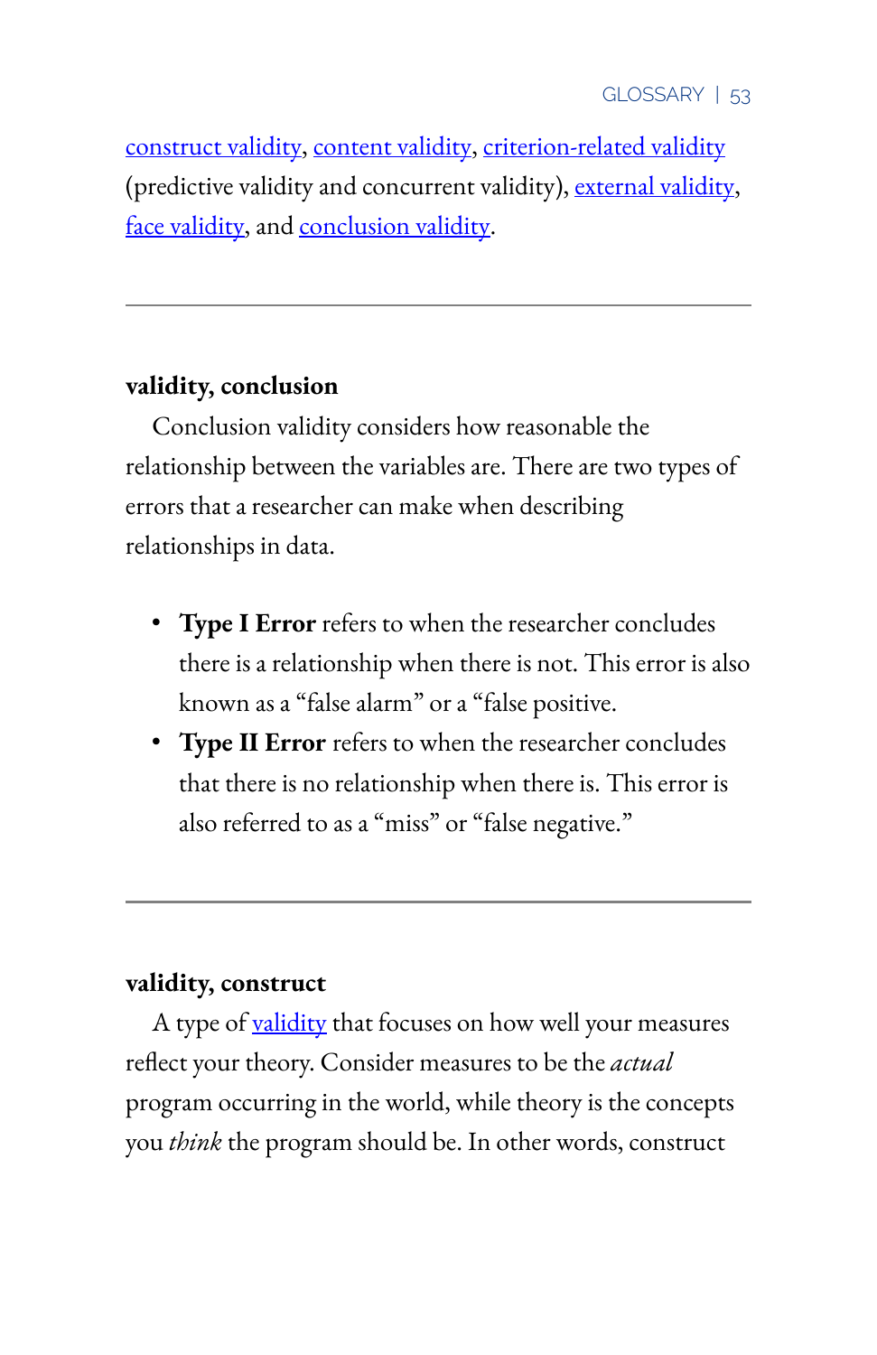construct validity, content validity, criterion-related validity (predictive validity and concurrent validity), external validity, face validity, and conclusion validity.

---

**validity, conclusion**

Conclusion validity considers how reasonable the relationship between the variables are. There are two types of errors that a researcher can make when describing relationships in data.

- **Type I Error** refers to when the researcher concludes there is a relationship when there is not. This error is also known as a "false alarm" or a "false positive.
- **Type II Error** refers to when the researcher concludes that there is no relationship when there is. This error is also referred to as a "miss" or "false negative."

---

**validity, construct**

A type of validity that focuses on how well your measures reflect your theory. Consider measures to be the *actual* program occurring in the world, while theory is the concepts you *think* the program should be. In other words, construct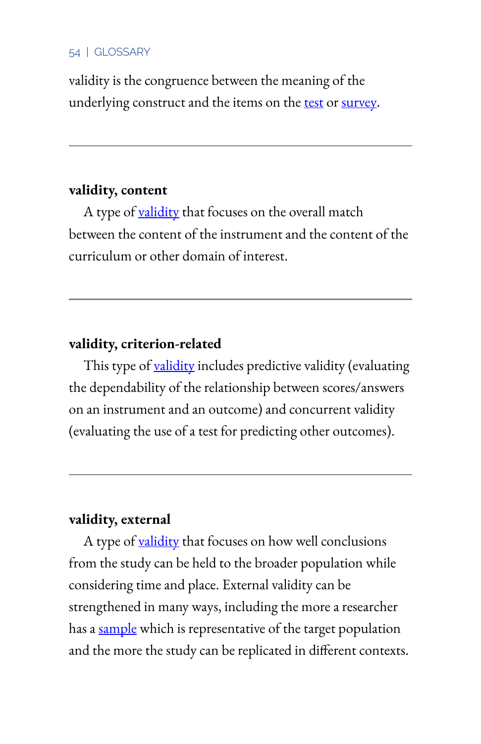validity is the congruence between the meaning of the underlying construct and the items on the test or survey.

---

**validity, content**

A type of validity that focuses on the overall match between the content of the instrument and the content of the curriculum or other domain of interest.

---

**validity, criterion-related**

This type of validity includes predictive validity (evaluating the dependability of the relationship between scores/answers on an instrument and an outcome) and concurrent validity (evaluating the use of a test for predicting other outcomes).

---

**validity, external**

A type of validity that focuses on how well conclusions from the study can be held to the broader population while considering time and place. External validity can be strengthened in many ways, including the more a researcher has a sample which is representative of the target population and the more the study can be replicated in different contexts.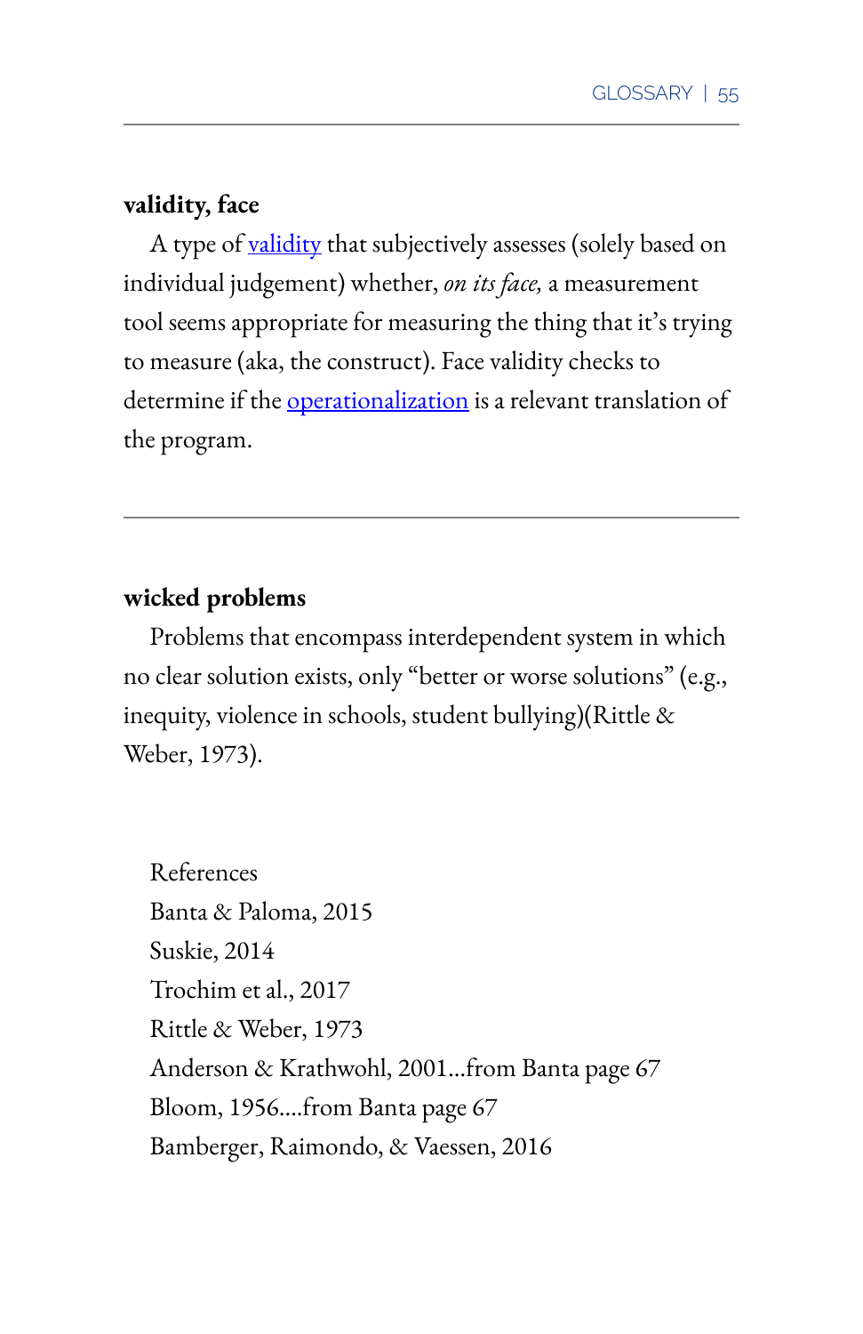**validity, face**

A type of validity that subjectively assesses (solely based on individual judgement) whether, *on its face,* a measurement tool seems appropriate for measuring the thing that it's trying to measure (aka, the construct). Face validity checks to determine if the operationalization is a relevant translation of the program.

---

**wicked problems**

Problems that encompass interdependent system in which no clear solution exists, only "better or worse solutions" (e.g., inequity, violence in schools, student bullying)(Rittle & Weber, 1973).

References
Banta & Paloma, 2015
Suskie, 2014
Trochim et al., 2017
Rittle & Weber, 1973
Anderson & Krathwohl, 2001…from Banta page 67
Bloom, 1956….from Banta page 67
Bamberger, Raimondo, & Vaessen, 2016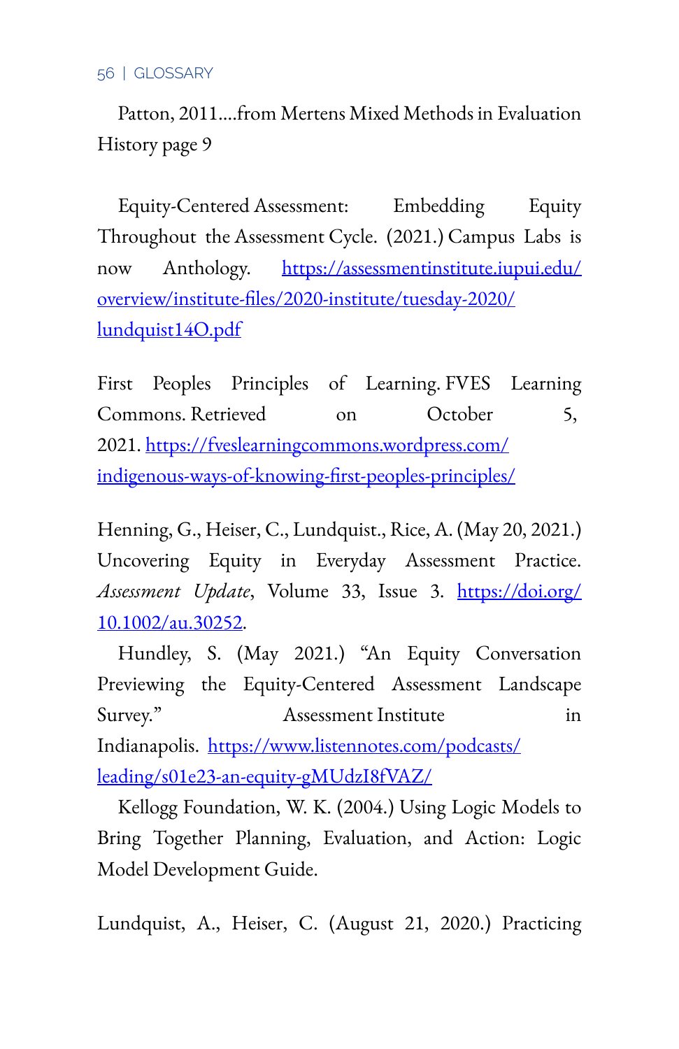Patton, 2011....from Mertens Mixed Methods in Evaluation History page 9

Equity-Centered Assessment: Embedding Equity Throughout the Assessment Cycle. (2021.) Campus Labs is now Anthology. [https://assessmentinstitute.iupui.edu/overview/institute-files/2020-institute/tuesday-2020/lundquist14O.pdf](https://assessmentinstitute.iupui.edu/overview/institute-files/2020-institute/tuesday-2020/lundquist14O.pdf)

First Peoples Principles of Learning. FVES Learning Commons. Retrieved on October 5, 2021. [https://fveslearningcommons.wordpress.com/indigenous-ways-of-knowing-first-peoples-principles/](https://fveslearningcommons.wordpress.com/indigenous-ways-of-knowing-first-peoples-principles/)

Henning, G., Heiser, C., Lundquist., Rice, A. (May 20, 2021.) Uncovering Equity in Everyday Assessment Practice. *Assessment Update*, Volume 33, Issue 3. [https://doi.org/10.1002/au.30252](https://doi.org/10.1002/au.30252).

Hundley, S. (May 2021.) "An Equity Conversation Previewing the Equity-Centered Assessment Landscape Survey." Assessment Institute in Indianapolis. [https://www.listennotes.com/podcasts/leading/s01e23-an-equity-gMUdzI8fVAZ/](https://www.listennotes.com/podcasts/leading/s01e23-an-equity-gMUdzI8fVAZ/)

Kellogg Foundation, W. K. (2004.) Using Logic Models to Bring Together Planning, Evaluation, and Action: Logic Model Development Guide.

Lundquist, A., Heiser, C. (August 21, 2020.) Practicing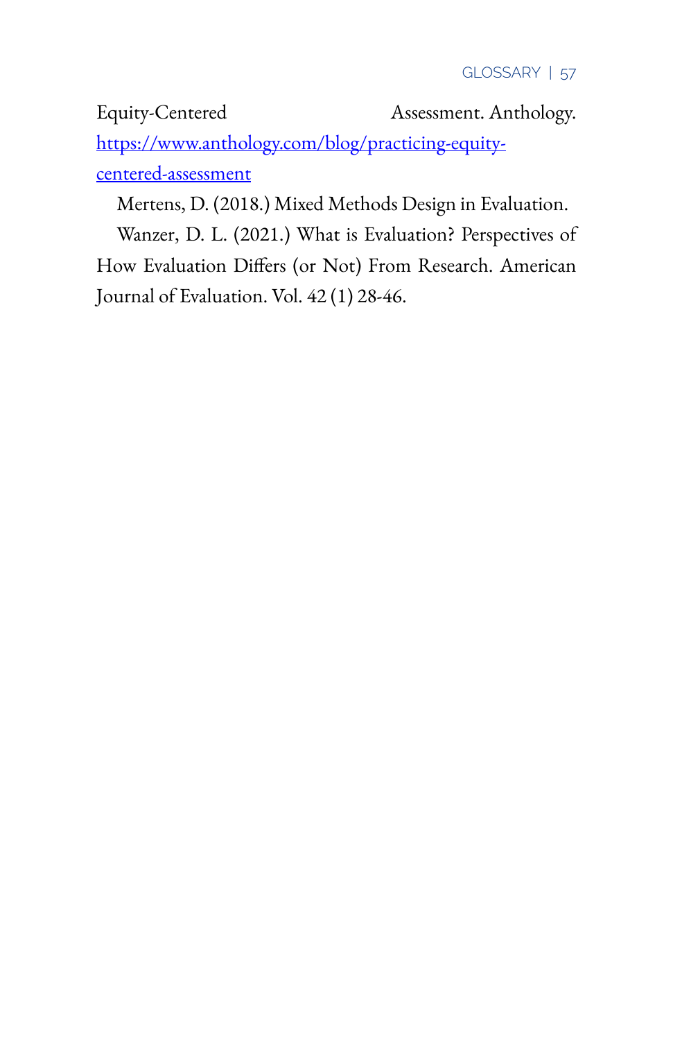Equity-Centered Assessment. Anthology. [https://www.anthology.com/blog/practicing-equity-centered-assessment](https://www.anthology.com/blog/practicing-equity-centered-assessment)

Mertens, D. (2018.) Mixed Methods Design in Evaluation.

Wanzer, D. L. (2021.) What is Evaluation? Perspectives of How Evaluation Differs (or Not) From Research. American Journal of Evaluation. Vol. 42 (1) 28-46.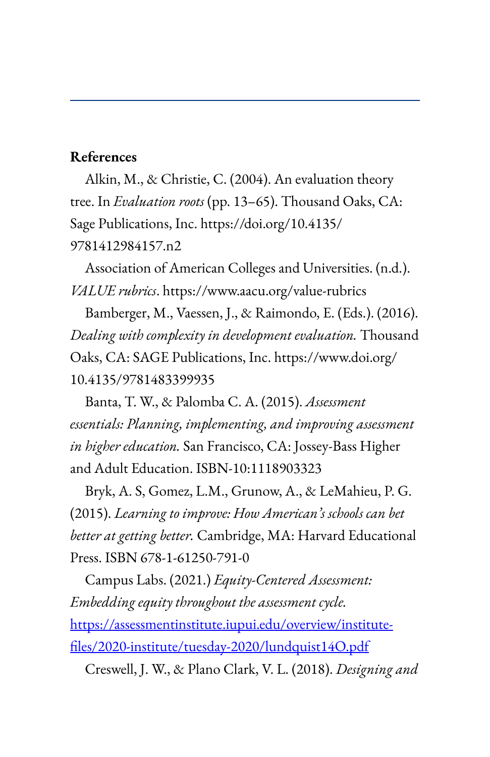**References**

Alkin, M., & Christie, C. (2004). An evaluation theory tree. In *Evaluation roots* (pp. 13–65). Thousand Oaks, CA: Sage Publications, Inc. https://doi.org/10.4135/9781412984157.n2

Association of American Colleges and Universities. (n.d.). *VALUE rubrics*. https://www.aacu.org/value-rubrics

Bamberger, M., Vaessen, J., & Raimondo, E. (Eds.). (2016). *Dealing with complexity in development evaluation.* Thousand Oaks, CA: SAGE Publications, Inc. https://www.doi.org/10.4135/9781483399935

Banta, T. W., & Palomba C. A. (2015). *Assessment essentials: Planning, implementing, and improving assessment in higher education.* San Francisco, CA: Jossey-Bass Higher and Adult Education. ISBN-10:1118903323

Bryk, A. S, Gomez, L.M., Grunow, A., & LeMahieu, P. G. (2015). *Learning to improve: How American's schools can bet better at getting better.* Cambridge, MA: Harvard Educational Press. ISBN 678-1-61250-791-0

Campus Labs. (2021.) *Equity-Centered Assessment: Embedding equity throughout the assessment cycle.* [https://assessmentinstitute.iupui.edu/overview/institute-files/2020-institute/tuesday-2020/lundquist14O.pdf](https://assessmentinstitute.iupui.edu/overview/institute-files/2020-institute/tuesday-2020/lundquist14O.pdf)

Creswell, J. W., & Plano Clark, V. L. (2018). *Designing and*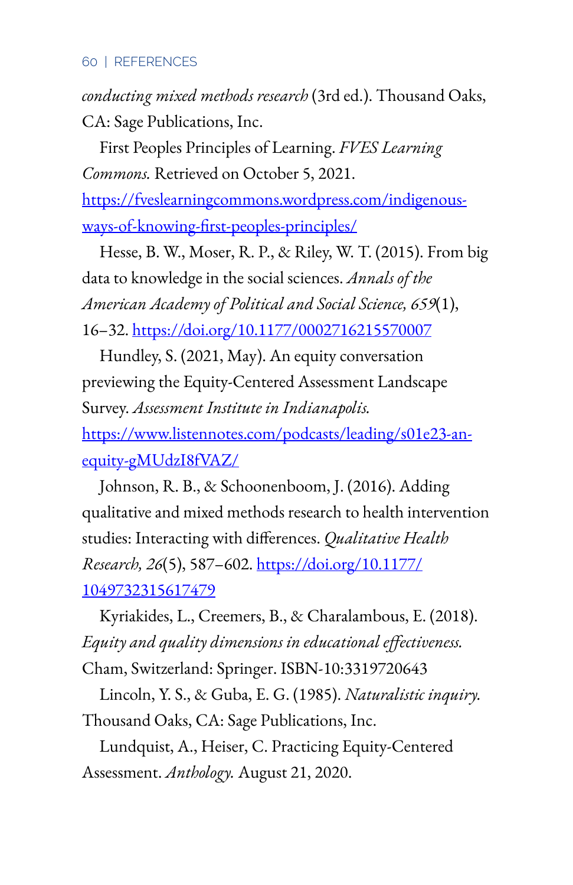*conducting mixed methods research* (3rd ed.). Thousand Oaks, CA: Sage Publications, Inc.

First Peoples Principles of Learning. *FVES Learning Commons.* Retrieved on October 5, 2021. https://fveslearningcommons.wordpress.com/indigenous-ways-of-knowing-first-peoples-principles/

Hesse, B. W., Moser, R. P., & Riley, W. T. (2015). From big data to knowledge in the social sciences. *Annals of the American Academy of Political and Social Science, 659*(1), 16–32. https://doi.org/10.1177/0002716215570007

Hundley, S. (2021, May). An equity conversation previewing the Equity-Centered Assessment Landscape Survey. *Assessment Institute in Indianapolis.* https://www.listennotes.com/podcasts/leading/s01e23-an-equity-gMUdzI8fVAZ/

Johnson, R. B., & Schoonenboom, J. (2016). Adding qualitative and mixed methods research to health intervention studies: Interacting with differences. *Qualitative Health Research, 26*(5), 587–602. https://doi.org/10.1177/1049732315617479

Kyriakides, L., Creemers, B., & Charalambous, E. (2018). *Equity and quality dimensions in educational effectiveness.* Cham, Switzerland: Springer. ISBN-10:3319720643

Lincoln, Y. S., & Guba, E. G. (1985). *Naturalistic inquiry.* Thousand Oaks, CA: Sage Publications, Inc.

Lundquist, A., Heiser, C. Practicing Equity-Centered Assessment. *Anthology.* August 21, 2020.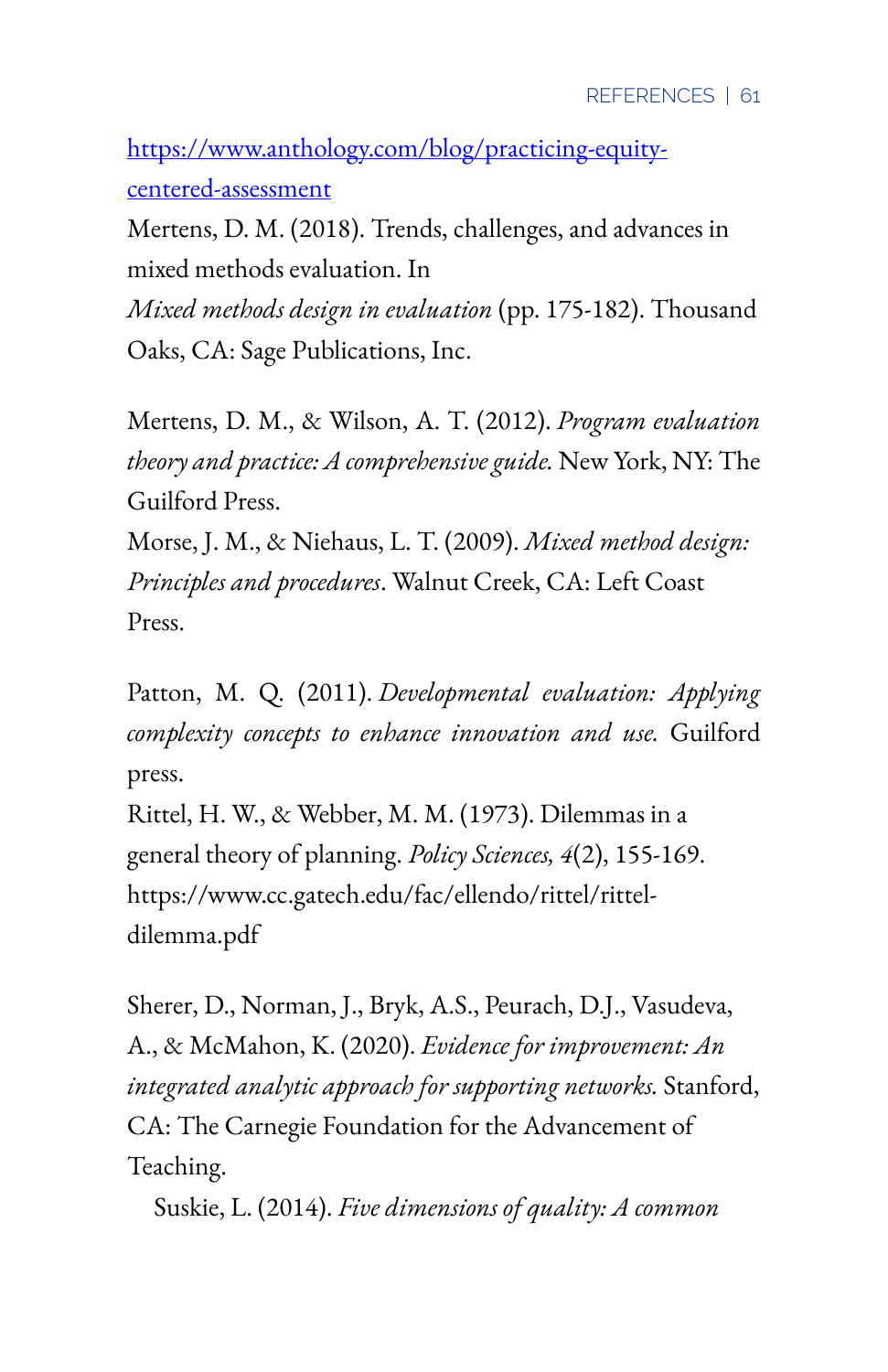https://www.anthology.com/blog/practicing-equity-centered-assessment

Mertens, D. M. (2018). Trends, challenges, and advances in mixed methods evaluation. In *Mixed methods design in evaluation* (pp. 175-182). Thousand Oaks, CA: Sage Publications, Inc.

Mertens, D. M., & Wilson, A. T. (2012). *Program evaluation theory and practice: A comprehensive guide.* New York, NY: The Guilford Press.

Morse, J. M., & Niehaus, L. T. (2009). *Mixed method design: Principles and procedures*. Walnut Creek, CA: Left Coast Press.

Patton, M. Q. (2011). *Developmental evaluation: Applying complexity concepts to enhance innovation and use.* Guilford press.

Rittel, H. W., & Webber, M. M. (1973). Dilemmas in a general theory of planning. *Policy Sciences, 4*(2), 155-169. https://www.cc.gatech.edu/fac/ellendo/rittel/rittel-dilemma.pdf

Sherer, D., Norman, J., Bryk, A.S., Peurach, D.J., Vasudeva, A., & McMahon, K. (2020). *Evidence for improvement: An integrated analytic approach for supporting networks.* Stanford, CA: The Carnegie Foundation for the Advancement of Teaching.

Suskie, L. (2014). *Five dimensions of quality: A common*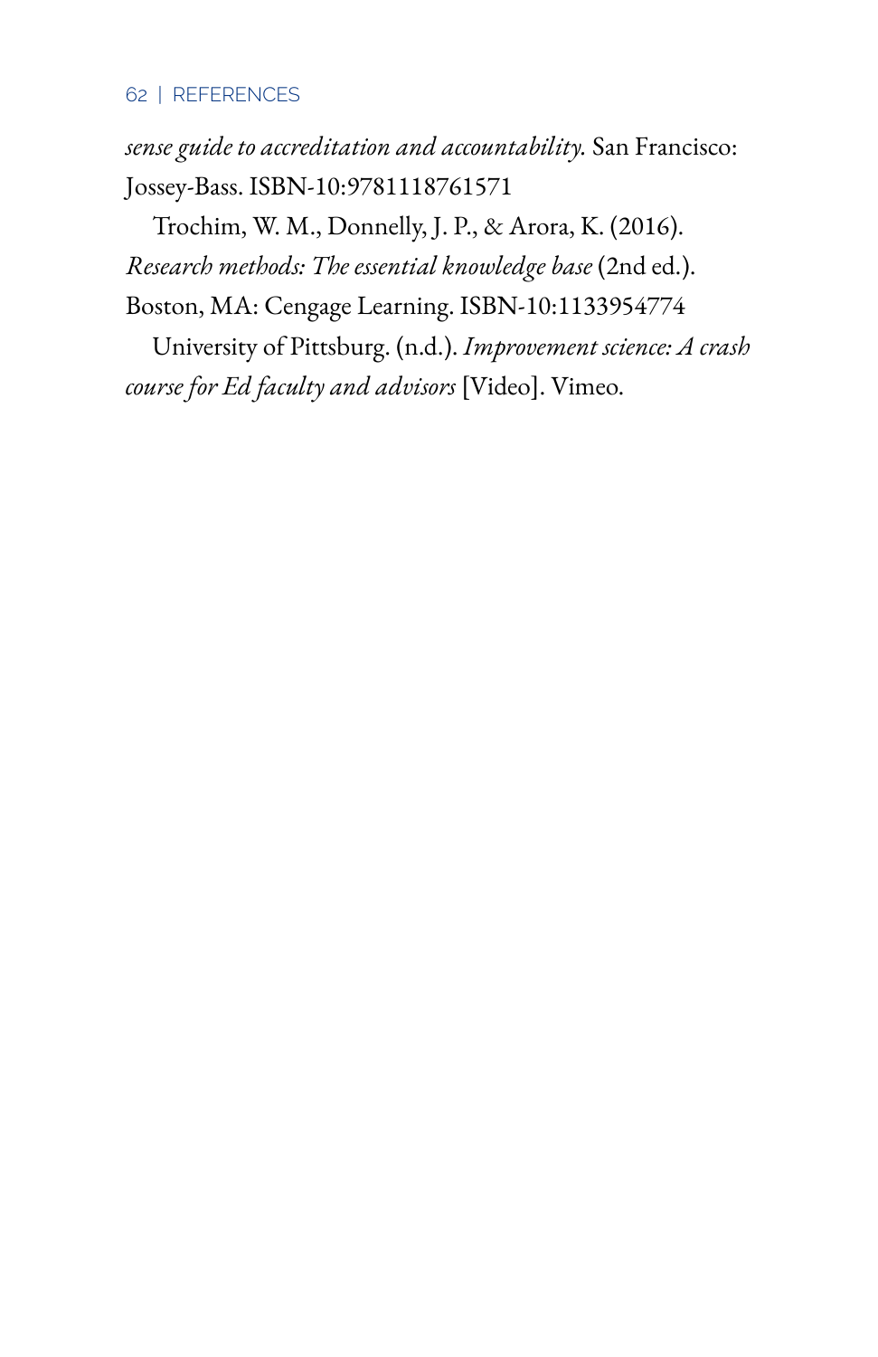*sense guide to accreditation and accountability.* San Francisco: Jossey-Bass. ISBN-10:9781118761571

Trochim, W. M., Donnelly, J. P., & Arora, K. (2016). *Research methods: The essential knowledge base* (2nd ed.). Boston, MA: Cengage Learning. ISBN-10:1133954774

University of Pittsburg. (n.d.). *Improvement science: A crash course for Ed faculty and advisors* [Video]. Vimeo.